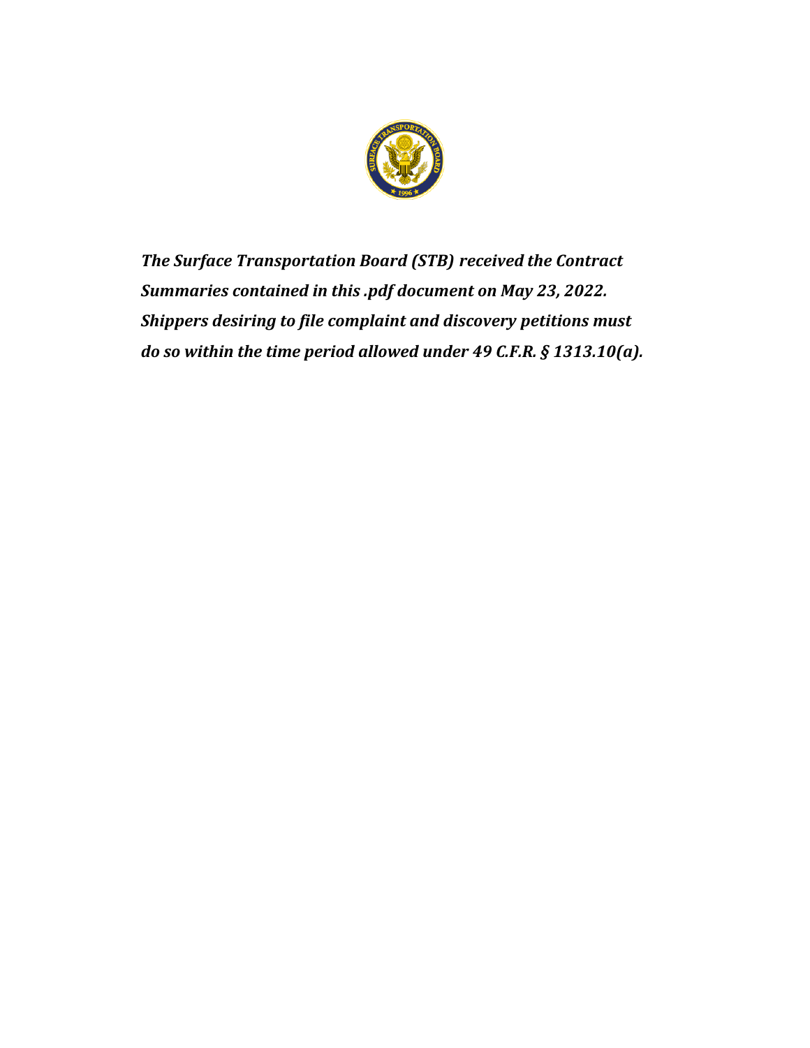*The Surface Transportation Board (STB) received the Contract Summaries contained in this .pdf document on May 23, 2022. Shippers desiring to file complaint and discovery petitions must do so within the time period allowed under 49 C.F.R. § 1313.10(a).*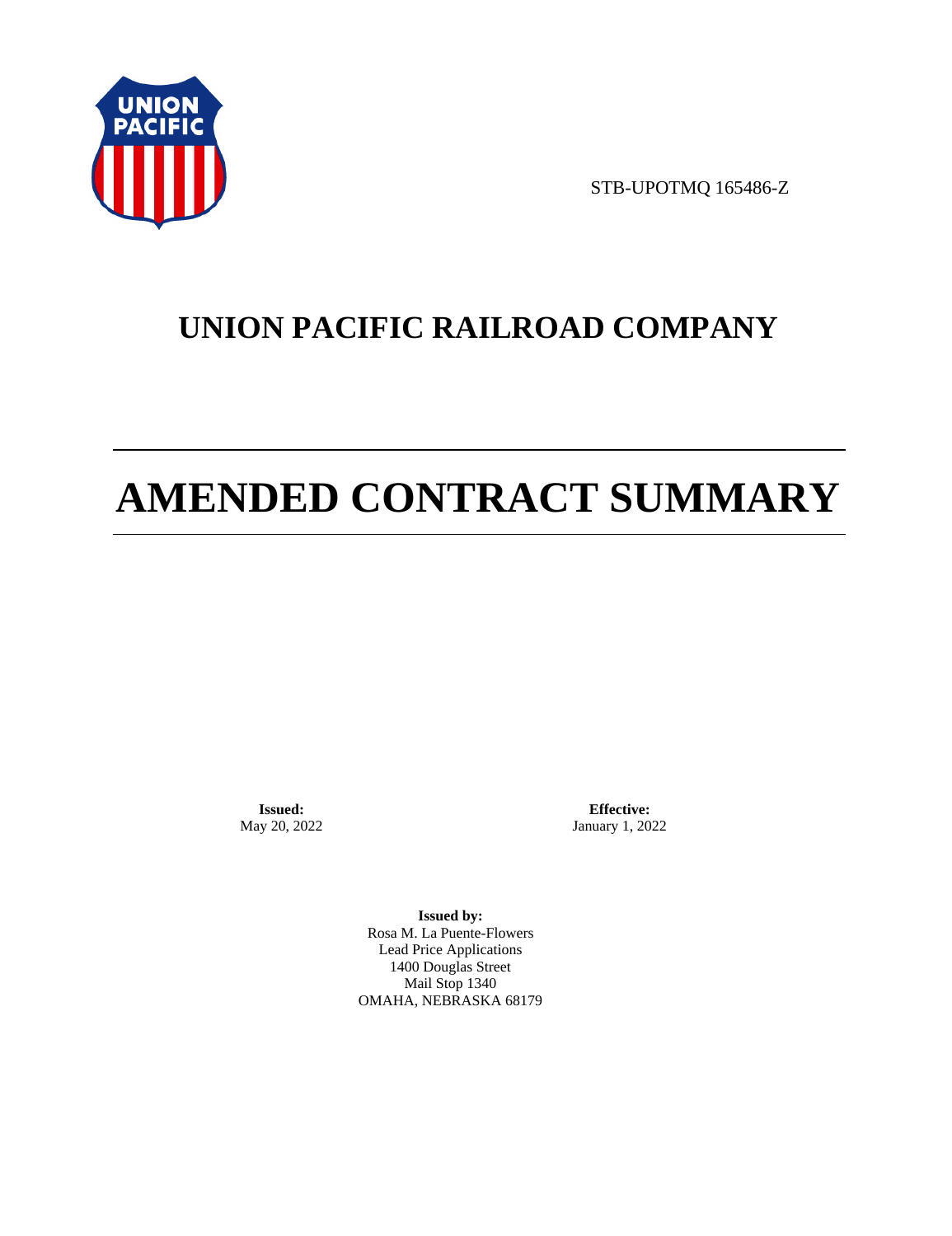STB-UPOTMQ 165486-Z

# UNION PACIFIC RAILROAD COMPANY

# AMENDED CONTRACT SUMMARY

**Issued:**
May 20, 2022

**Effective:**
January 1, 2022

**Issued by:**
Rosa M. La Puente-Flowers
Lead Price Applications
1400 Douglas Street
Mail Stop 1340
OMAHA, NEBRASKA 68179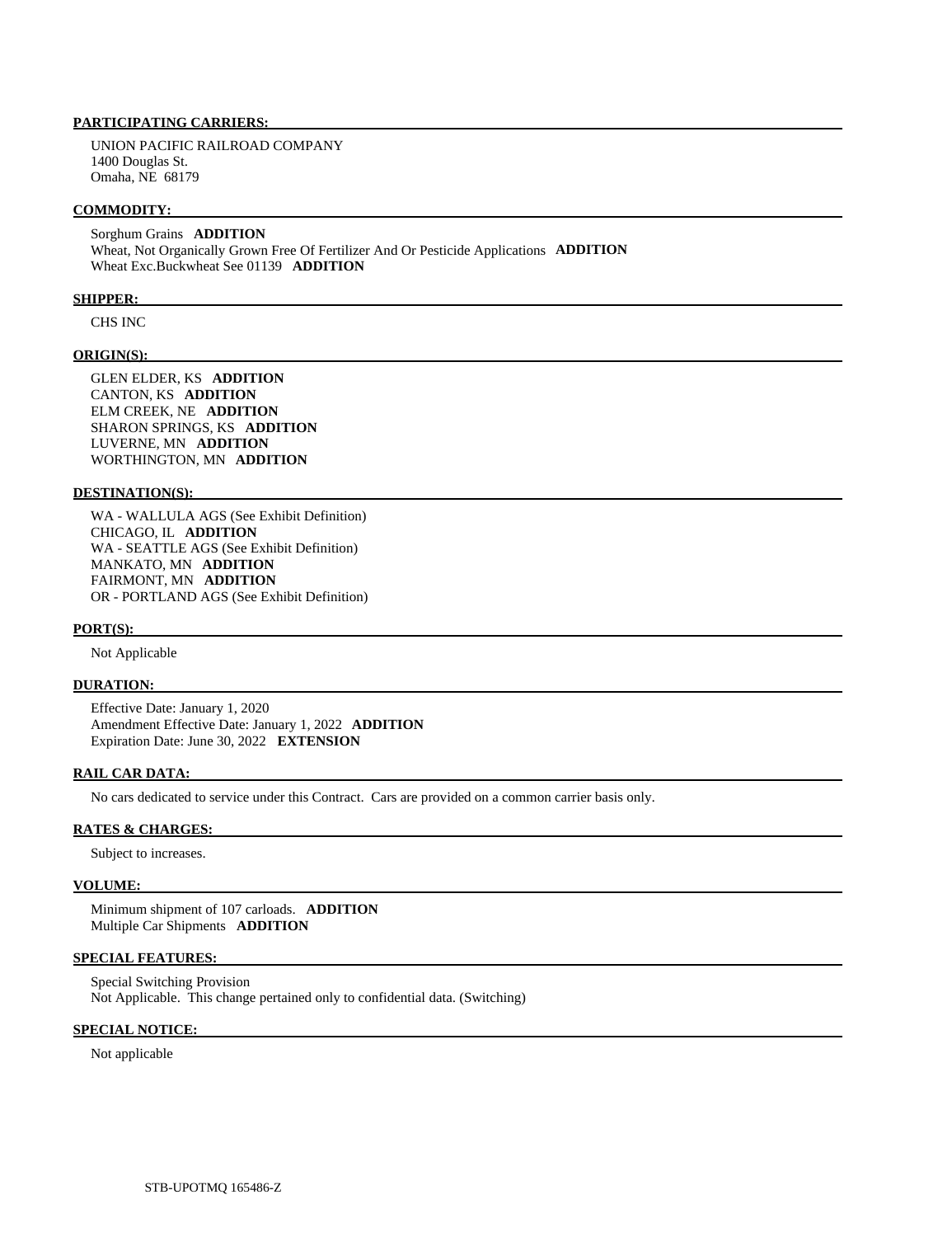**PARTICIPATING CARRIERS:**

UNION PACIFIC RAILROAD COMPANY
1400 Douglas St.
Omaha, NE 68179

**COMMODITY:**

Sorghum Grains **ADDITION**
Wheat, Not Organically Grown Free Of Fertilizer And Or Pesticide Applications **ADDITION**
Wheat Exc.Buckwheat See 01139 **ADDITION**

**SHIPPER:**

CHS INC

**ORIGIN(S):**

GLEN ELDER, KS **ADDITION**
CANTON, KS **ADDITION**
ELM CREEK, NE **ADDITION**
SHARON SPRINGS, KS **ADDITION**
LUVERNE, MN **ADDITION**
WORTHINGTON, MN **ADDITION**

**DESTINATION(S):**

WA - WALLULA AGS (See Exhibit Definition)
CHICAGO, IL **ADDITION**
WA - SEATTLE AGS (See Exhibit Definition)
MANKATO, MN **ADDITION**
FAIRMONT, MN **ADDITION**
OR - PORTLAND AGS (See Exhibit Definition)

**PORT(S):**

Not Applicable

**DURATION:**

Effective Date: January 1, 2020
Amendment Effective Date: January 1, 2022 **ADDITION**
Expiration Date: June 30, 2022 **EXTENSION**

**RAIL CAR DATA:**

No cars dedicated to service under this Contract. Cars are provided on a common carrier basis only.

**RATES & CHARGES:**

Subject to increases.

**VOLUME:**

Minimum shipment of 107 carloads. **ADDITION**
Multiple Car Shipments **ADDITION**

**SPECIAL FEATURES:**

Special Switching Provision
Not Applicable. This change pertained only to confidential data. (Switching)

**SPECIAL NOTICE:**

Not applicable

STB-UPOTMQ 165486-Z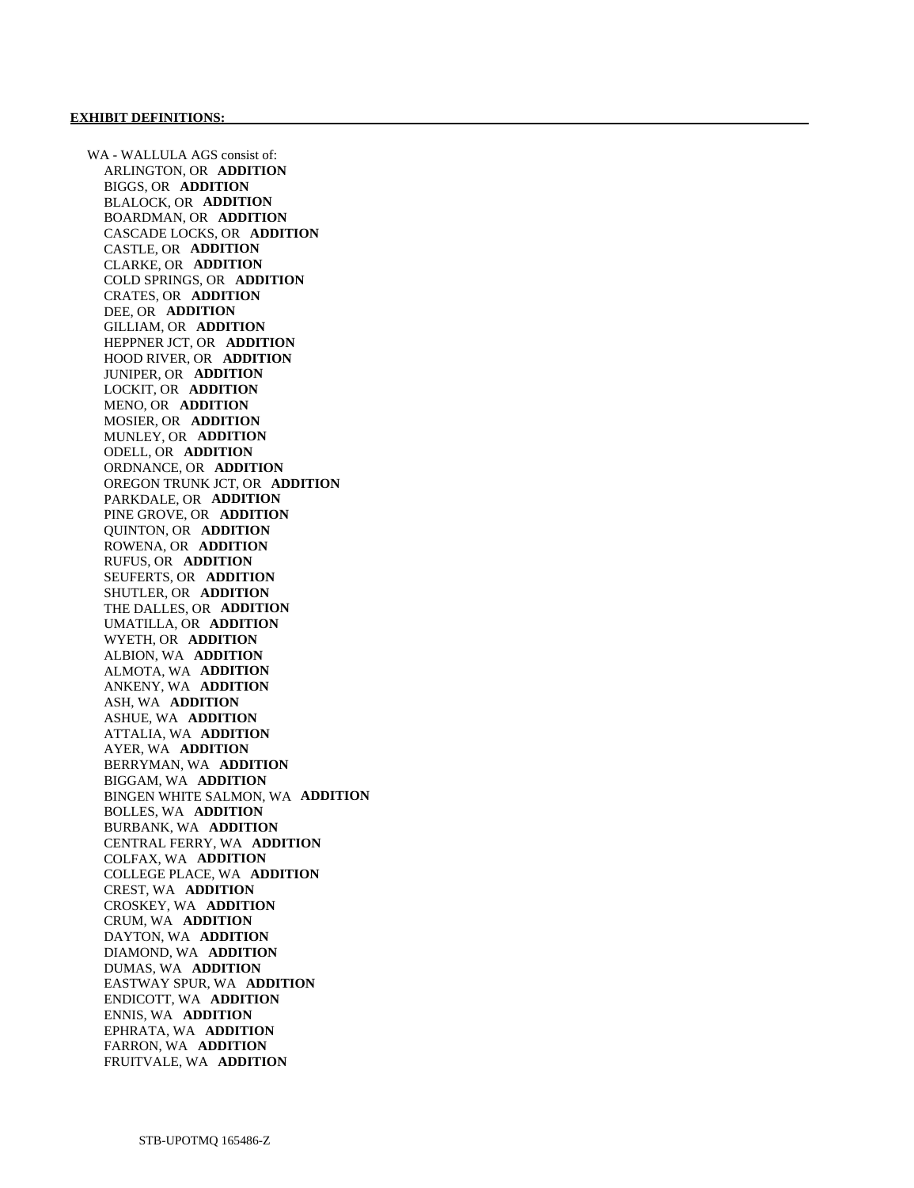**EXHIBIT DEFINITIONS:**

WA - WALLULA AGS consist of:

ARLINGTON, OR **ADDITION**
BIGGS, OR **ADDITION**
BLALOCK, OR **ADDITION**
BOARDMAN, OR **ADDITION**
CASCADE LOCKS, OR **ADDITION**
CASTLE, OR **ADDITION**
CLARKE, OR **ADDITION**
COLD SPRINGS, OR **ADDITION**
CRATES, OR **ADDITION**
DEE, OR **ADDITION**
GILLIAM, OR **ADDITION**
HEPPNER JCT, OR **ADDITION**
HOOD RIVER, OR **ADDITION**
JUNIPER, OR **ADDITION**
LOCKIT, OR **ADDITION**
MENO, OR **ADDITION**
MOSIER, OR **ADDITION**
MUNLEY, OR **ADDITION**
ODELL, OR **ADDITION**
ORDNANCE, OR **ADDITION**
OREGON TRUNK JCT, OR **ADDITION**
PARKDALE, OR **ADDITION**
PINE GROVE, OR **ADDITION**
QUINTON, OR **ADDITION**
ROWENA, OR **ADDITION**
RUFUS, OR **ADDITION**
SEUFERTS, OR **ADDITION**
SHUTLER, OR **ADDITION**
THE DALLES, OR **ADDITION**
UMATILLA, OR **ADDITION**
WYETH, OR **ADDITION**
ALBION, WA **ADDITION**
ALMOTA, WA **ADDITION**
ANKENY, WA **ADDITION**
ASH, WA **ADDITION**
ASHUE, WA **ADDITION**
ATTALIA, WA **ADDITION**
AYER, WA **ADDITION**
BERRYMAN, WA **ADDITION**
BIGGAM, WA **ADDITION**
BINGEN WHITE SALMON, WA **ADDITION**
BOLLES, WA **ADDITION**
BURBANK, WA **ADDITION**
CENTRAL FERRY, WA **ADDITION**
COLFAX, WA **ADDITION**
COLLEGE PLACE, WA **ADDITION**
CREST, WA **ADDITION**
CROSKEY, WA **ADDITION**
CRUM, WA **ADDITION**
DAYTON, WA **ADDITION**
DIAMOND, WA **ADDITION**
DUMAS, WA **ADDITION**
EASTWAY SPUR, WA **ADDITION**
ENDICOTT, WA **ADDITION**
ENNIS, WA **ADDITION**
EPHRATA, WA **ADDITION**
FARRON, WA **ADDITION**
FRUITVALE, WA **ADDITION**

STB-UPOTMQ 165486-Z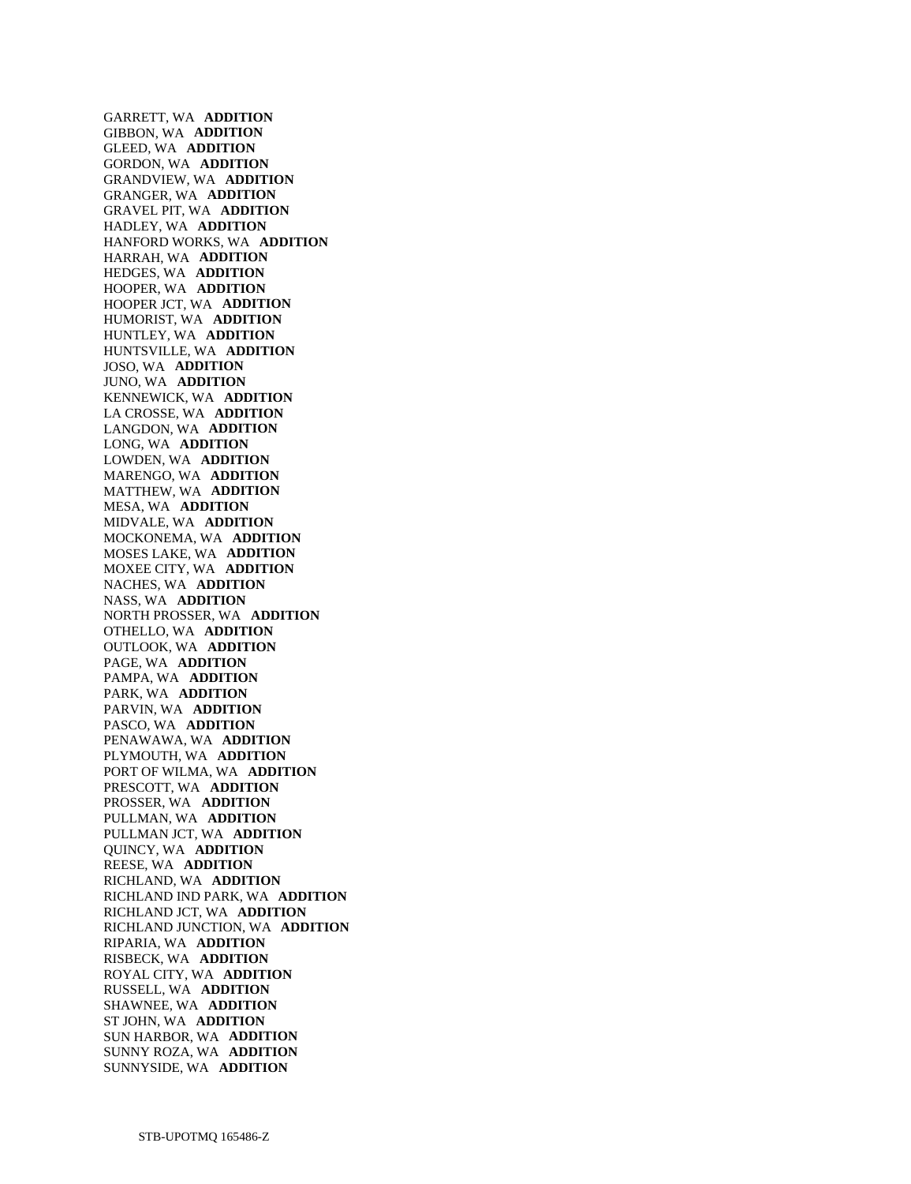GARRETT, WA **ADDITION**
GIBBON, WA **ADDITION**
GLEED, WA **ADDITION**
GORDON, WA **ADDITION**
GRANDVIEW, WA **ADDITION**
GRANGER, WA **ADDITION**
GRAVEL PIT, WA **ADDITION**
HADLEY, WA **ADDITION**
HANFORD WORKS, WA **ADDITION**
HARRAH, WA **ADDITION**
HEDGES, WA **ADDITION**
HOOPER, WA **ADDITION**
HOOPER JCT, WA **ADDITION**
HUMORIST, WA **ADDITION**
HUNTLEY, WA **ADDITION**
HUNTSVILLE, WA **ADDITION**
JOSO, WA **ADDITION**
JUNO, WA **ADDITION**
KENNEWICK, WA **ADDITION**
LA CROSSE, WA **ADDITION**
LANGDON, WA **ADDITION**
LONG, WA **ADDITION**
LOWDEN, WA **ADDITION**
MARENGO, WA **ADDITION**
MATTHEW, WA **ADDITION**
MESA, WA **ADDITION**
MIDVALE, WA **ADDITION**
MOCKONEMA, WA **ADDITION**
MOSES LAKE, WA **ADDITION**
MOXEE CITY, WA **ADDITION**
NACHES, WA **ADDITION**
NASS, WA **ADDITION**
NORTH PROSSER, WA **ADDITION**
OTHELLO, WA **ADDITION**
OUTLOOK, WA **ADDITION**
PAGE, WA **ADDITION**
PAMPA, WA **ADDITION**
PARK, WA **ADDITION**
PARVIN, WA **ADDITION**
PASCO, WA **ADDITION**
PENAWAWA, WA **ADDITION**
PLYMOUTH, WA **ADDITION**
PORT OF WILMA, WA **ADDITION**
PRESCOTT, WA **ADDITION**
PROSSER, WA **ADDITION**
PULLMAN, WA **ADDITION**
PULLMAN JCT, WA **ADDITION**
QUINCY, WA **ADDITION**
REESE, WA **ADDITION**
RICHLAND, WA **ADDITION**
RICHLAND IND PARK, WA **ADDITION**
RICHLAND JCT, WA **ADDITION**
RICHLAND JUNCTION, WA **ADDITION**
RIPARIA, WA **ADDITION**
RISBECK, WA **ADDITION**
ROYAL CITY, WA **ADDITION**
RUSSELL, WA **ADDITION**
SHAWNEE, WA **ADDITION**
ST JOHN, WA **ADDITION**
SUN HARBOR, WA **ADDITION**
SUNNY ROZA, WA **ADDITION**
SUNNYSIDE, WA **ADDITION**

STB-UPOTMQ 165486-Z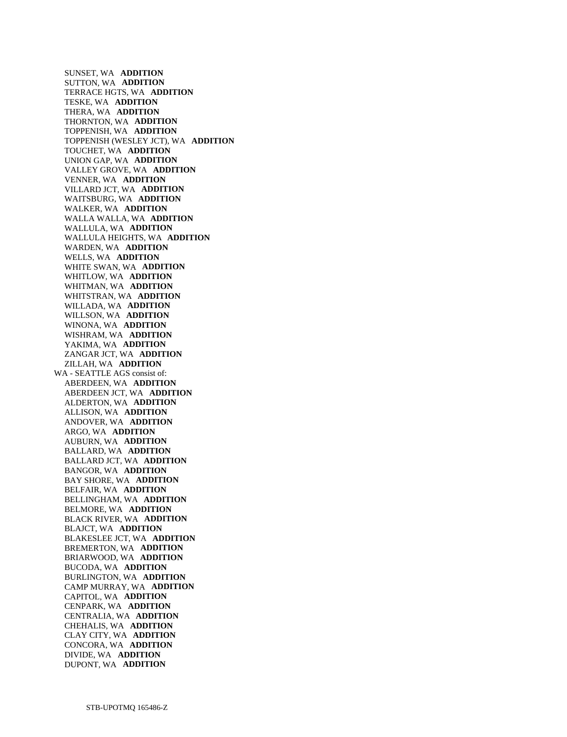SUNSET, WA **ADDITION**
SUTTON, WA **ADDITION**
TERRACE HGTS, WA **ADDITION**
TESKE, WA **ADDITION**
THERA, WA **ADDITION**
THORNTON, WA **ADDITION**
TOPPENISH, WA **ADDITION**
TOPPENISH (WESLEY JCT), WA **ADDITION**
TOUCHET, WA **ADDITION**
UNION GAP, WA **ADDITION**
VALLEY GROVE, WA **ADDITION**
VENNER, WA **ADDITION**
VILLARD JCT, WA **ADDITION**
WAITSBURG, WA **ADDITION**
WALKER, WA **ADDITION**
WALLA WALLA, WA **ADDITION**
WALLULA, WA **ADDITION**
WALLULA HEIGHTS, WA **ADDITION**
WARDEN, WA **ADDITION**
WELLS, WA **ADDITION**
WHITE SWAN, WA **ADDITION**
WHITLOW, WA **ADDITION**
WHITMAN, WA **ADDITION**
WHITSTRAN, WA **ADDITION**
WILLADA, WA **ADDITION**
WILLSON, WA **ADDITION**
WINONA, WA **ADDITION**
WISHRAM, WA **ADDITION**
YAKIMA, WA **ADDITION**
ZANGAR JCT, WA **ADDITION**
ZILLAH, WA **ADDITION**

WA - SEATTLE AGS consist of:
ABERDEEN, WA **ADDITION**
ABERDEEN JCT, WA **ADDITION**
ALDERTON, WA **ADDITION**
ALLISON, WA **ADDITION**
ANDOVER, WA **ADDITION**
ARGO, WA **ADDITION**
AUBURN, WA **ADDITION**
BALLARD, WA **ADDITION**
BALLARD JCT, WA **ADDITION**
BANGOR, WA **ADDITION**
BAY SHORE, WA **ADDITION**
BELFAIR, WA **ADDITION**
BELLINGHAM, WA **ADDITION**
BELMORE, WA **ADDITION**
BLACK RIVER, WA **ADDITION**
BLAJCT, WA **ADDITION**
BLAKESLEE JCT, WA **ADDITION**
BREMERTON, WA **ADDITION**
BRIARWOOD, WA **ADDITION**
BUCODA, WA **ADDITION**
BURLINGTON, WA **ADDITION**
CAMP MURRAY, WA **ADDITION**
CAPITOL, WA **ADDITION**
CENPARK, WA **ADDITION**
CENTRALIA, WA **ADDITION**
CHEHALIS, WA **ADDITION**
CLAY CITY, WA **ADDITION**
CONCORA, WA **ADDITION**
DIVIDE, WA **ADDITION**
DUPONT, WA **ADDITION**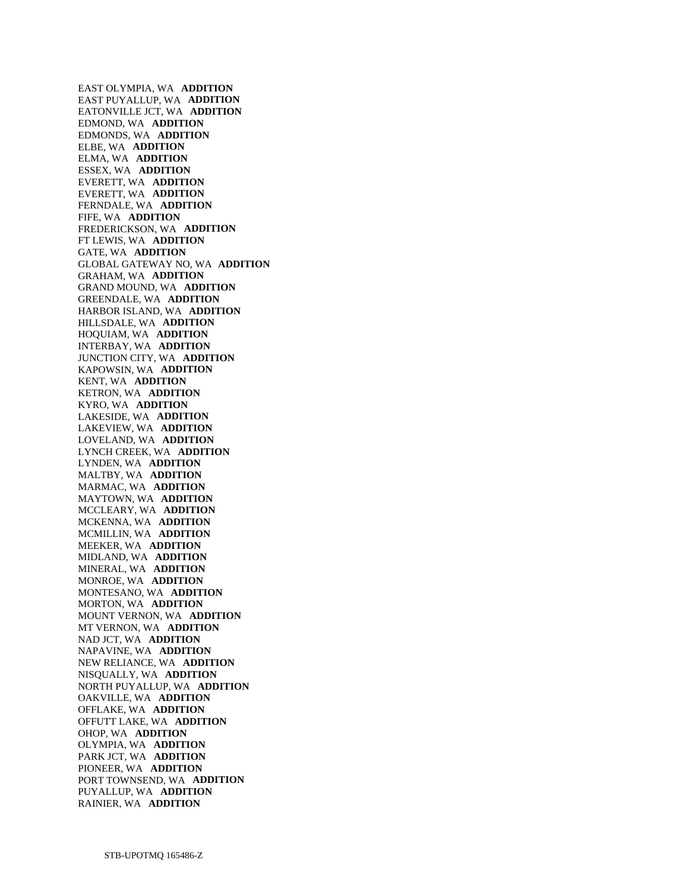EAST OLYMPIA, WA **ADDITION**
EAST PUYALLUP, WA **ADDITION**
EATONVILLE JCT, WA **ADDITION**
EDMOND, WA **ADDITION**
EDMONDS, WA **ADDITION**
ELBE, WA **ADDITION**
ELMA, WA **ADDITION**
ESSEX, WA **ADDITION**
EVERETT, WA **ADDITION**
EVERETT, WA **ADDITION**
FERNDALE, WA **ADDITION**
FIFE, WA **ADDITION**
FREDERICKSON, WA **ADDITION**
FT LEWIS, WA **ADDITION**
GATE, WA **ADDITION**
GLOBAL GATEWAY NO, WA **ADDITION**
GRAHAM, WA **ADDITION**
GRAND MOUND, WA **ADDITION**
GREENDALE, WA **ADDITION**
HARBOR ISLAND, WA **ADDITION**
HILLSDALE, WA **ADDITION**
HOQUIAM, WA **ADDITION**
INTERBAY, WA **ADDITION**
JUNCTION CITY, WA **ADDITION**
KAPOWSIN, WA **ADDITION**
KENT, WA **ADDITION**
KETRON, WA **ADDITION**
KYRO, WA **ADDITION**
LAKESIDE, WA **ADDITION**
LAKEVIEW, WA **ADDITION**
LOVELAND, WA **ADDITION**
LYNCH CREEK, WA **ADDITION**
LYNDEN, WA **ADDITION**
MALTBY, WA **ADDITION**
MARMAC, WA **ADDITION**
MAYTOWN, WA **ADDITION**
MCCLEARY, WA **ADDITION**
MCKENNA, WA **ADDITION**
MCMILLIN, WA **ADDITION**
MEEKER, WA **ADDITION**
MIDLAND, WA **ADDITION**
MINERAL, WA **ADDITION**
MONROE, WA **ADDITION**
MONTESANO, WA **ADDITION**
MORTON, WA **ADDITION**
MOUNT VERNON, WA **ADDITION**
MT VERNON, WA **ADDITION**
NAD JCT, WA **ADDITION**
NAPAVINE, WA **ADDITION**
NEW RELIANCE, WA **ADDITION**
NISQUALLY, WA **ADDITION**
NORTH PUYALLUP, WA **ADDITION**
OAKVILLE, WA **ADDITION**
OFFLAKE, WA **ADDITION**
OFFUTT LAKE, WA **ADDITION**
OHOP, WA **ADDITION**
OLYMPIA, WA **ADDITION**
PARK JCT, WA **ADDITION**
PIONEER, WA **ADDITION**
PORT TOWNSEND, WA **ADDITION**
PUYALLUP, WA **ADDITION**
RAINIER, WA **ADDITION**

STB-UPOTMQ 165486-Z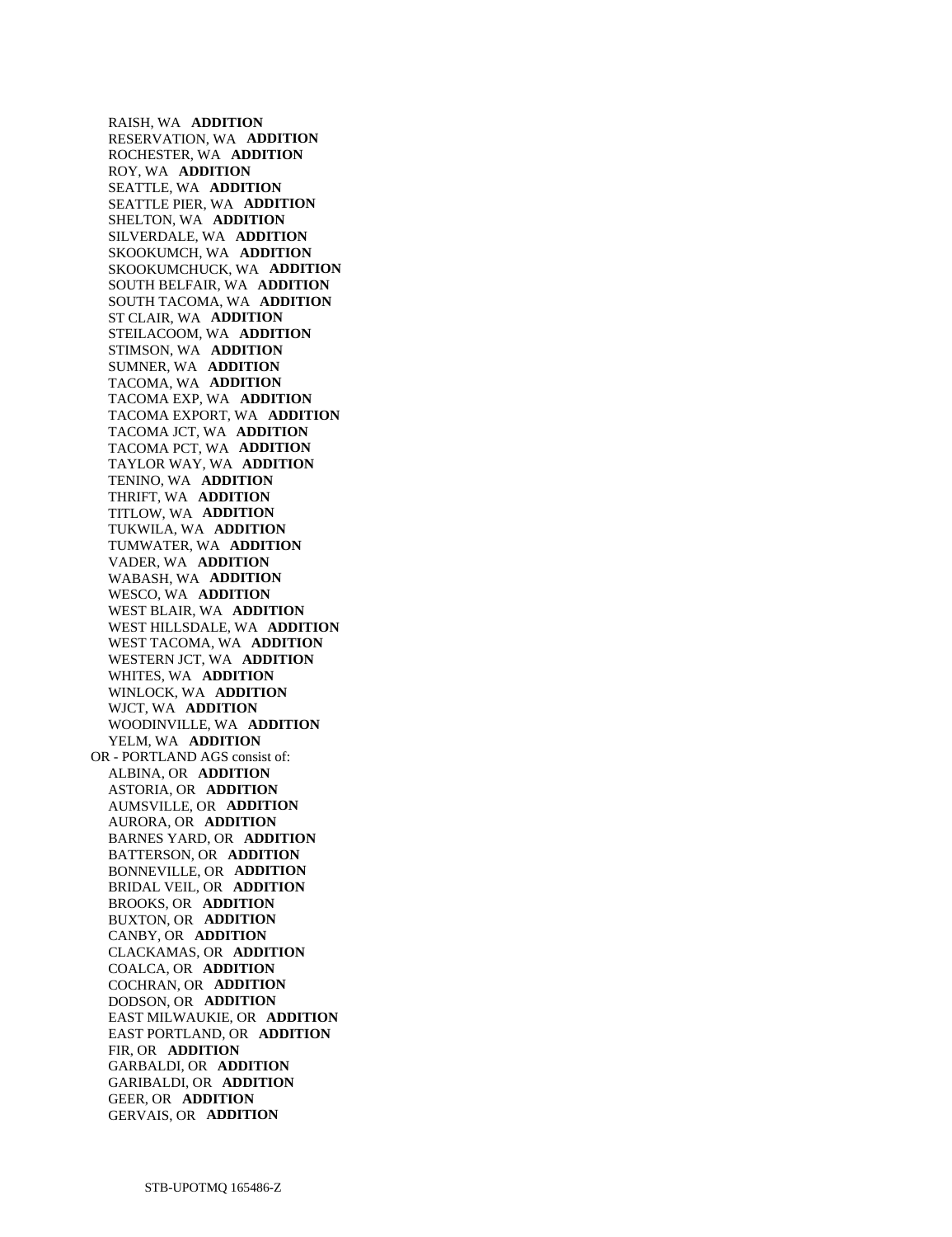RAISH, WA **ADDITION**
RESERVATION, WA **ADDITION**
ROCHESTER, WA **ADDITION**
ROY, WA **ADDITION**
SEATTLE, WA **ADDITION**
SEATTLE PIER, WA **ADDITION**
SHELTON, WA **ADDITION**
SILVERDALE, WA **ADDITION**
SKOOKUMCH, WA **ADDITION**
SKOOKUMCHUCK, WA **ADDITION**
SOUTH BELFAIR, WA **ADDITION**
SOUTH TACOMA, WA **ADDITION**
ST CLAIR, WA **ADDITION**
STEILACOOM, WA **ADDITION**
STIMSON, WA **ADDITION**
SUMNER, WA **ADDITION**
TACOMA, WA **ADDITION**
TACOMA EXP, WA **ADDITION**
TACOMA EXPORT, WA **ADDITION**
TACOMA JCT, WA **ADDITION**
TACOMA PCT, WA **ADDITION**
TAYLOR WAY, WA **ADDITION**
TENINO, WA **ADDITION**
THRIFT, WA **ADDITION**
TITLOW, WA **ADDITION**
TUKWILA, WA **ADDITION**
TUMWATER, WA **ADDITION**
VADER, WA **ADDITION**
WABASH, WA **ADDITION**
WESCO, WA **ADDITION**
WEST BLAIR, WA **ADDITION**
WEST HILLSDALE, WA **ADDITION**
WEST TACOMA, WA **ADDITION**
WESTERN JCT, WA **ADDITION**
WHITES, WA **ADDITION**
WINLOCK, WA **ADDITION**
WJCT, WA **ADDITION**
WOODINVILLE, WA **ADDITION**
YELM, WA **ADDITION**

OR - PORTLAND AGS consist of:

ALBINA, OR **ADDITION**
ASTORIA, OR **ADDITION**
AUMSVILLE, OR **ADDITION**
AURORA, OR **ADDITION**
BARNES YARD, OR **ADDITION**
BATTERSON, OR **ADDITION**
BONNEVILLE, OR **ADDITION**
BRIDAL VEIL, OR **ADDITION**
BROOKS, OR **ADDITION**
BUXTON, OR **ADDITION**
CANBY, OR **ADDITION**
CLACKAMAS, OR **ADDITION**
COALCA, OR **ADDITION**
COCHRAN, OR **ADDITION**
DODSON, OR **ADDITION**
EAST MILWAUKIE, OR **ADDITION**
EAST PORTLAND, OR **ADDITION**
FIR, OR **ADDITION**
GARBALDI, OR **ADDITION**
GARIBALDI, OR **ADDITION**
GEER, OR **ADDITION**
GERVAIS, OR **ADDITION**

STB-UPOTMQ 165486-Z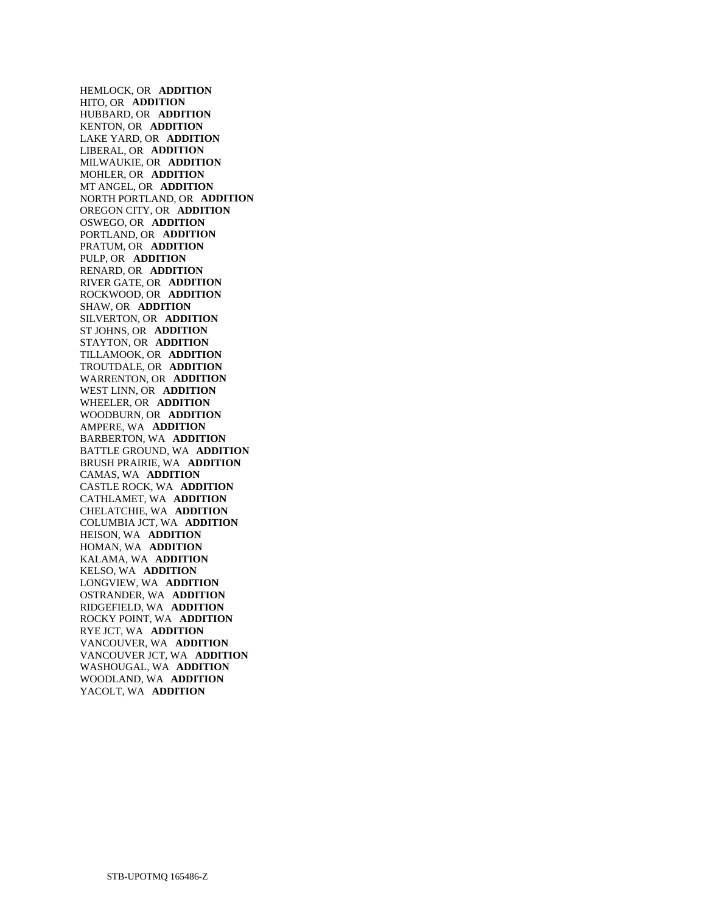HEMLOCK, OR **ADDITION**
HITO, OR **ADDITION**
HUBBARD, OR **ADDITION**
KENTON, OR **ADDITION**
LAKE YARD, OR **ADDITION**
LIBERAL, OR **ADDITION**
MILWAUKIE, OR **ADDITION**
MOHLER, OR **ADDITION**
MT ANGEL, OR **ADDITION**
NORTH PORTLAND, OR **ADDITION**
OREGON CITY, OR **ADDITION**
OSWEGO, OR **ADDITION**
PORTLAND, OR **ADDITION**
PRATUM, OR **ADDITION**
PULP, OR **ADDITION**
RENARD, OR **ADDITION**
RIVER GATE, OR **ADDITION**
ROCKWOOD, OR **ADDITION**
SHAW, OR **ADDITION**
SILVERTON, OR **ADDITION**
ST JOHNS, OR **ADDITION**
STAYTON, OR **ADDITION**
TILLAMOOK, OR **ADDITION**
TROUTDALE, OR **ADDITION**
WARRENTON, OR **ADDITION**
WEST LINN, OR **ADDITION**
WHEELER, OR **ADDITION**
WOODBURN, OR **ADDITION**
AMPERE, WA **ADDITION**
BARBERTON, WA **ADDITION**
BATTLE GROUND, WA **ADDITION**
BRUSH PRAIRIE, WA **ADDITION**
CAMAS, WA **ADDITION**
CASTLE ROCK, WA **ADDITION**
CATHLAMET, WA **ADDITION**
CHELATCHIE, WA **ADDITION**
COLUMBIA JCT, WA **ADDITION**
HEISON, WA **ADDITION**
HOMAN, WA **ADDITION**
KALAMA, WA **ADDITION**
KELSO, WA **ADDITION**
LONGVIEW, WA **ADDITION**
OSTRANDER, WA **ADDITION**
RIDGEFIELD, WA **ADDITION**
ROCKY POINT, WA **ADDITION**
RYE JCT, WA **ADDITION**
VANCOUVER, WA **ADDITION**
VANCOUVER JCT, WA **ADDITION**
WASHOUGAL, WA **ADDITION**
WOODLAND, WA **ADDITION**
YACOLT, WA **ADDITION**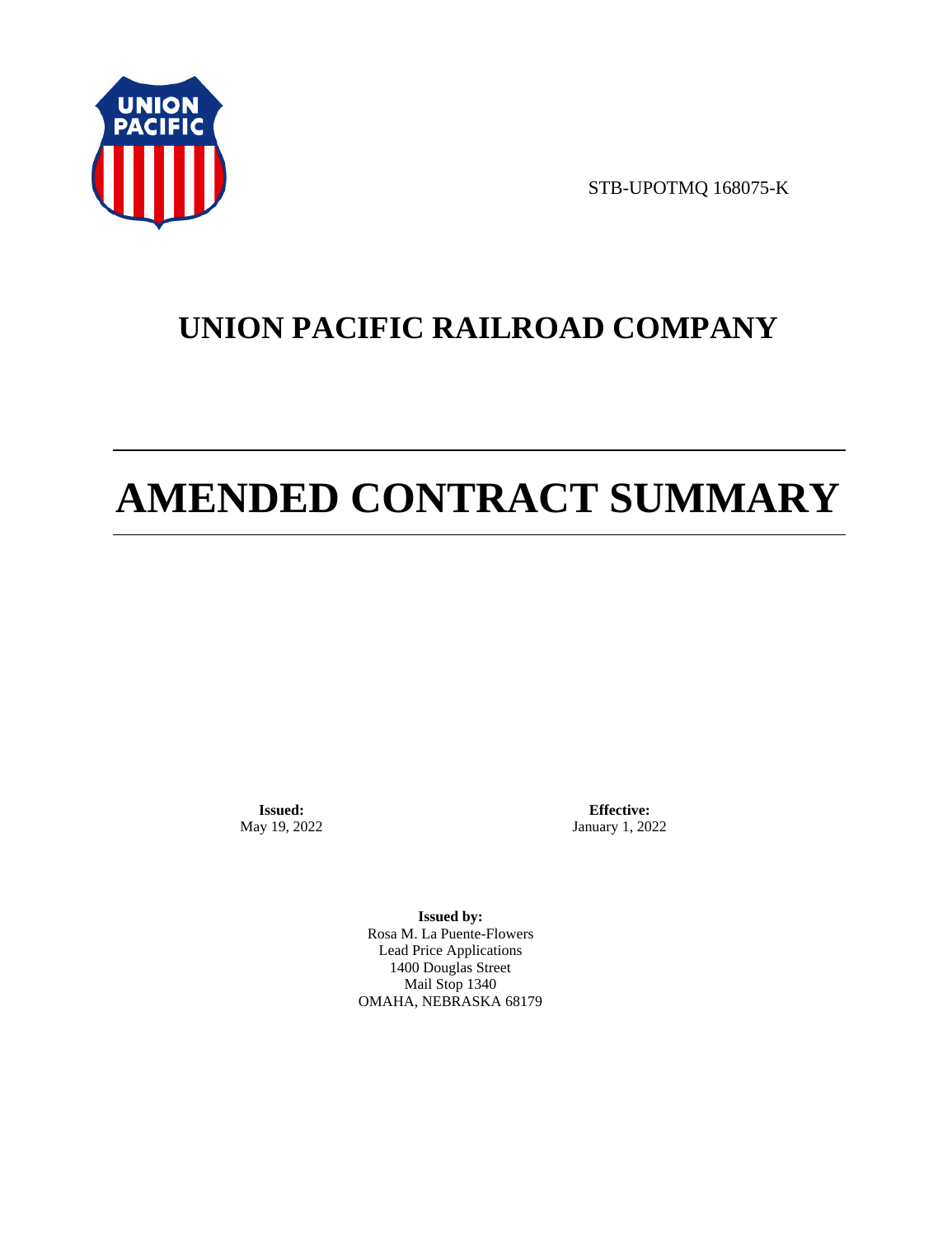STB-UPOTMQ 168075-K

# UNION PACIFIC RAILROAD COMPANY

# AMENDED CONTRACT SUMMARY

**Issued:**
May 19, 2022

**Effective:**
January 1, 2022

**Issued by:**
Rosa M. La Puente-Flowers
Lead Price Applications
1400 Douglas Street
Mail Stop 1340
OMAHA, NEBRASKA 68179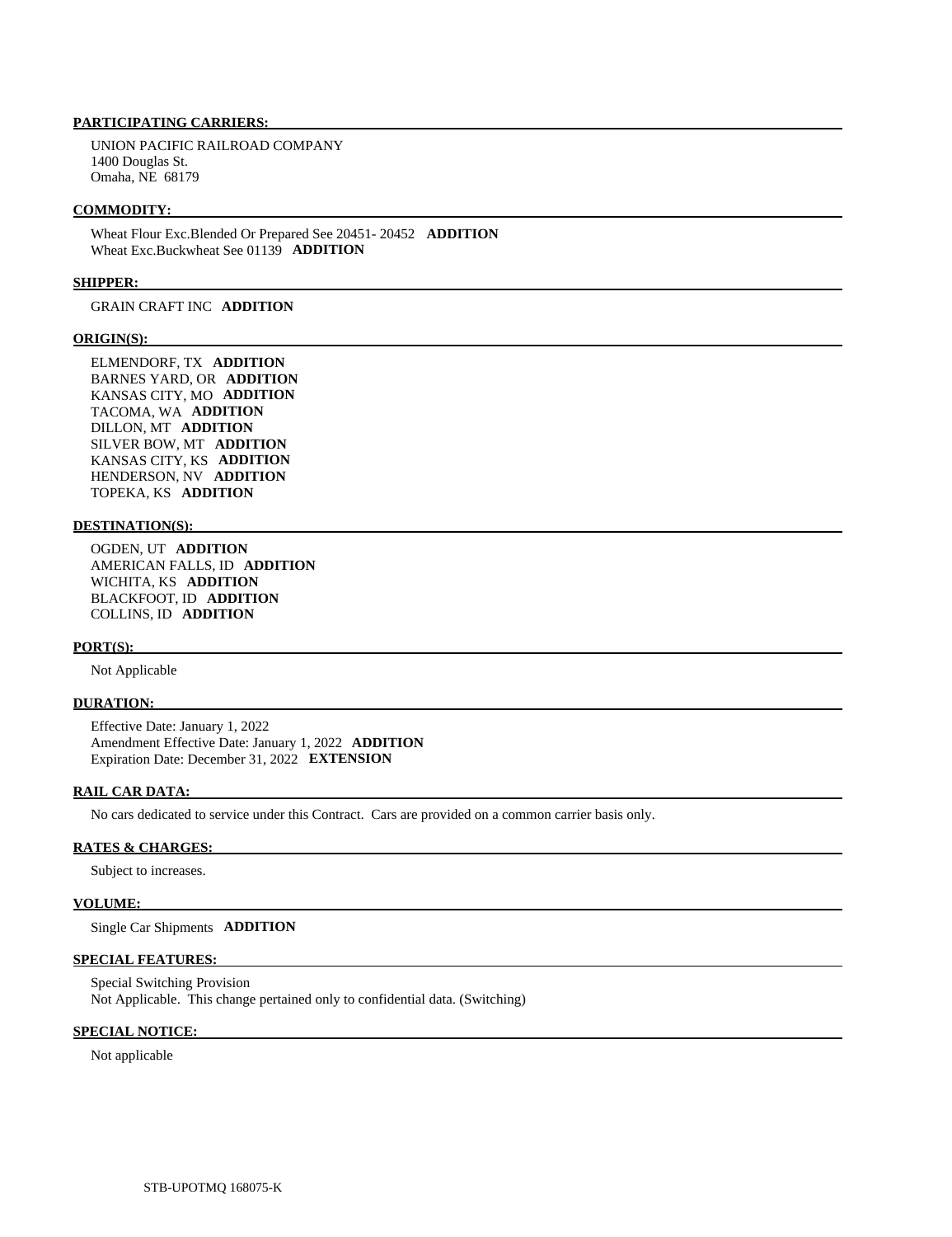**PARTICIPATING CARRIERS:**

UNION PACIFIC RAILROAD COMPANY
1400 Douglas St.
Omaha, NE 68179

**COMMODITY:**

Wheat Flour Exc.Blended Or Prepared See 20451- 20452 **ADDITION**
Wheat Exc.Buckwheat See 01139 **ADDITION**

**SHIPPER:**

GRAIN CRAFT INC **ADDITION**

**ORIGIN(S):**

ELMENDORF, TX **ADDITION**
BARNES YARD, OR **ADDITION**
KANSAS CITY, MO **ADDITION**
TACOMA, WA **ADDITION**
DILLON, MT **ADDITION**
SILVER BOW, MT **ADDITION**
KANSAS CITY, KS **ADDITION**
HENDERSON, NV **ADDITION**
TOPEKA, KS **ADDITION**

**DESTINATION(S):**

OGDEN, UT **ADDITION**
AMERICAN FALLS, ID **ADDITION**
WICHITA, KS **ADDITION**
BLACKFOOT, ID **ADDITION**
COLLINS, ID **ADDITION**

**PORT(S):**

Not Applicable

**DURATION:**

Effective Date: January 1, 2022
Amendment Effective Date: January 1, 2022 **ADDITION**
Expiration Date: December 31, 2022 **EXTENSION**

**RAIL CAR DATA:**

No cars dedicated to service under this Contract. Cars are provided on a common carrier basis only.

**RATES & CHARGES:**

Subject to increases.

**VOLUME:**

Single Car Shipments **ADDITION**

**SPECIAL FEATURES:**

Special Switching Provision
Not Applicable. This change pertained only to confidential data. (Switching)

**SPECIAL NOTICE:**

Not applicable

STB-UPOTMQ 168075-K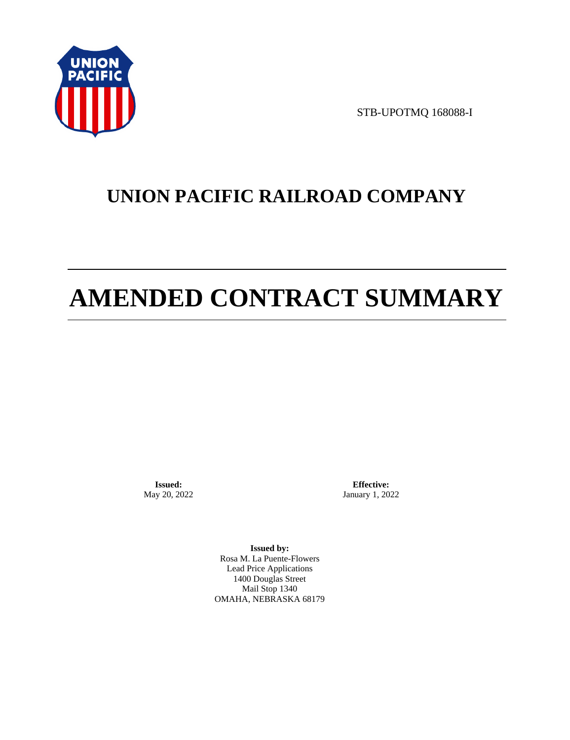STB-UPOTMQ 168088-I

# UNION PACIFIC RAILROAD COMPANY

# AMENDED CONTRACT SUMMARY

**Issued:**
May 20, 2022

**Effective:**
January 1, 2022

**Issued by:**
Rosa M. La Puente-Flowers
Lead Price Applications
1400 Douglas Street
Mail Stop 1340
OMAHA, NEBRASKA 68179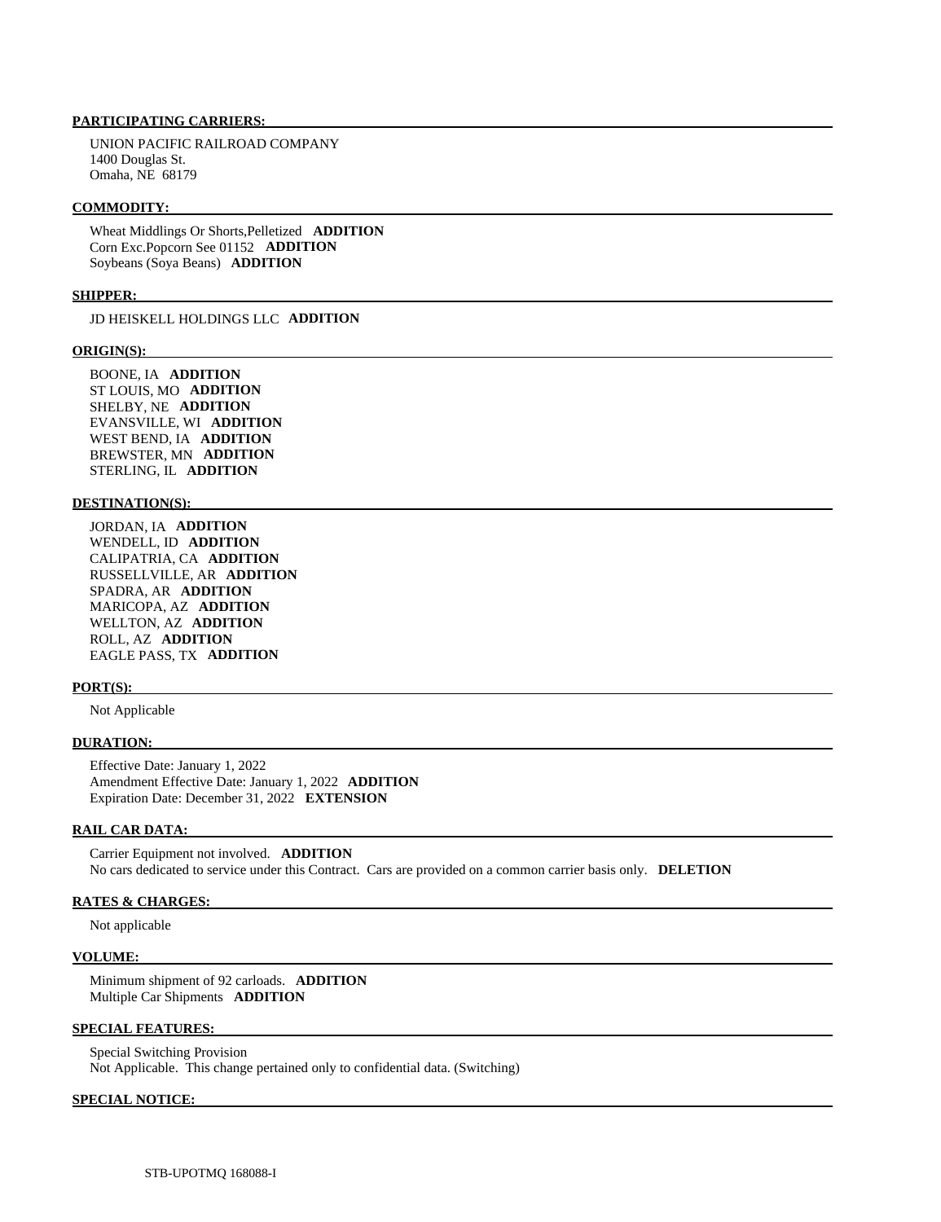**PARTICIPATING CARRIERS:**

UNION PACIFIC RAILROAD COMPANY
1400 Douglas St.
Omaha, NE 68179

**COMMODITY:**

Wheat Middlings Or Shorts,Pelletized **ADDITION**
Corn Exc.Popcorn See 01152 **ADDITION**
Soybeans (Soya Beans) **ADDITION**

**SHIPPER:**

JD HEISKELL HOLDINGS LLC **ADDITION**

**ORIGIN(S):**

BOONE, IA **ADDITION**
ST LOUIS, MO **ADDITION**
SHELBY, NE **ADDITION**
EVANSVILLE, WI **ADDITION**
WEST BEND, IA **ADDITION**
BREWSTER, MN **ADDITION**
STERLING, IL **ADDITION**

**DESTINATION(S):**

JORDAN, IA **ADDITION**
WENDELL, ID **ADDITION**
CALIPATRIA, CA **ADDITION**
RUSSELLVILLE, AR **ADDITION**
SPADRA, AR **ADDITION**
MARICOPA, AZ **ADDITION**
WELLTON, AZ **ADDITION**
ROLL, AZ **ADDITION**
EAGLE PASS, TX **ADDITION**

**PORT(S):**

Not Applicable

**DURATION:**

Effective Date: January 1, 2022
Amendment Effective Date: January 1, 2022 **ADDITION**
Expiration Date: December 31, 2022 **EXTENSION**

**RAIL CAR DATA:**

Carrier Equipment not involved. **ADDITION**
No cars dedicated to service under this Contract. Cars are provided on a common carrier basis only. **DELETION**

**RATES & CHARGES:**

Not applicable

**VOLUME:**

Minimum shipment of 92 carloads. **ADDITION**
Multiple Car Shipments **ADDITION**

**SPECIAL FEATURES:**

Special Switching Provision
Not Applicable. This change pertained only to confidential data. (Switching)

**SPECIAL NOTICE:**

STB-UPOTMQ 168088-I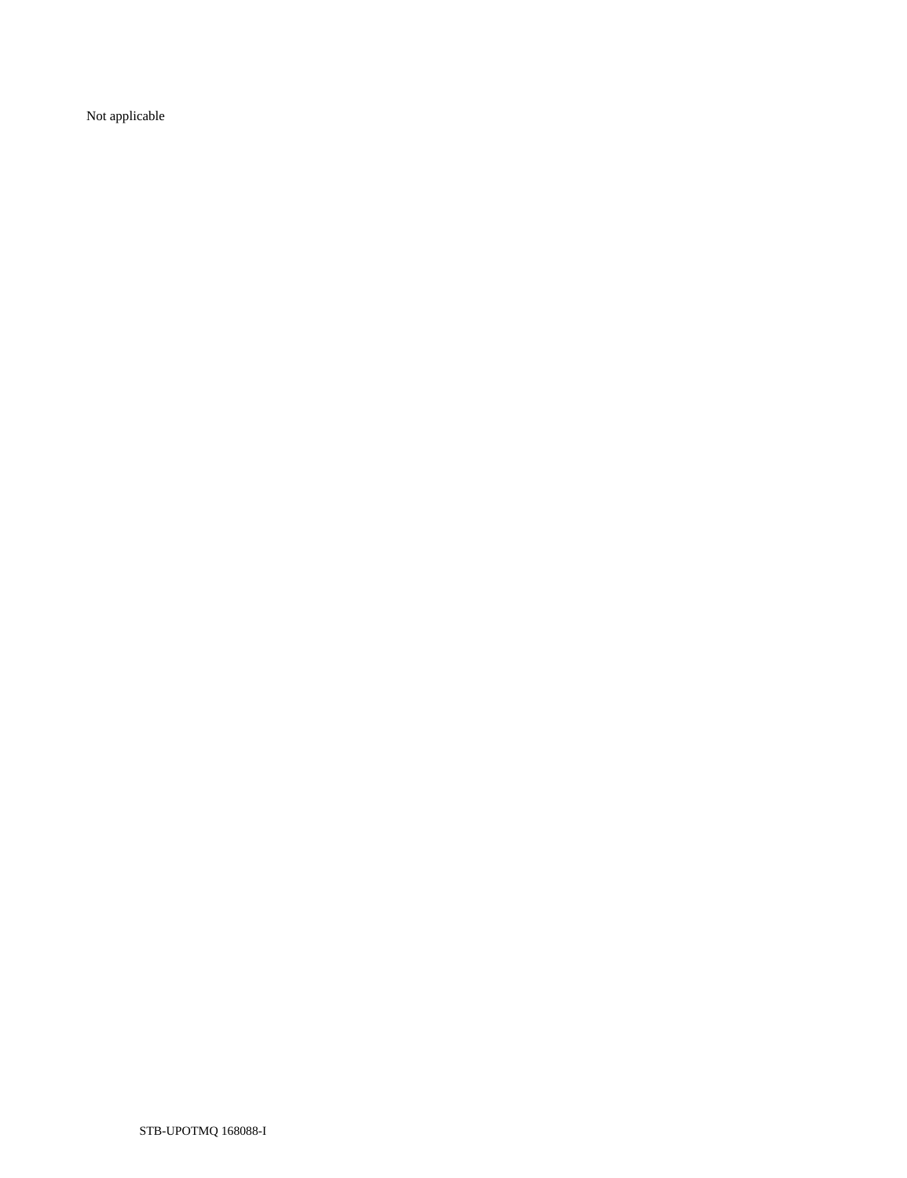Not applicable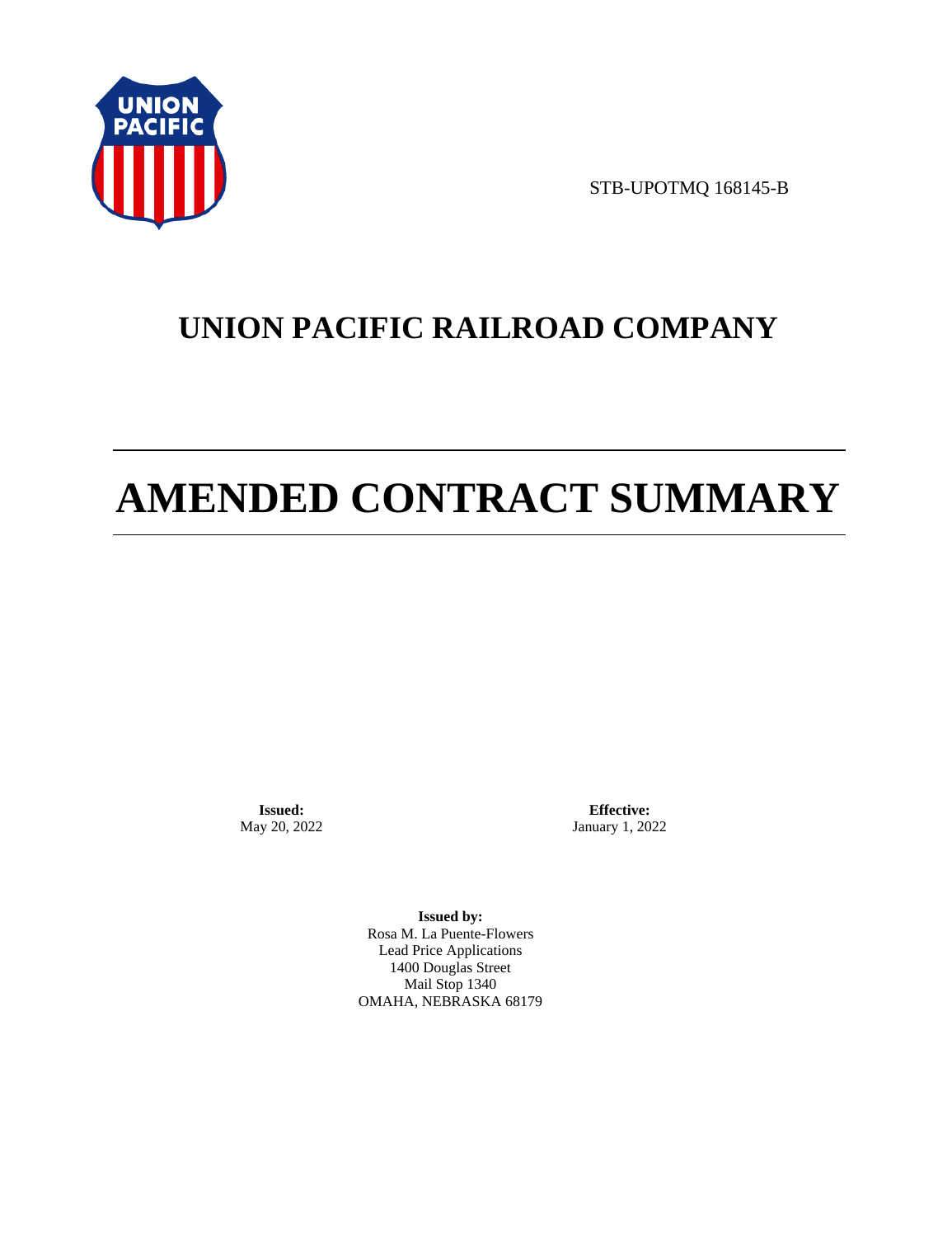STB-UPOTMQ 168145-B

# UNION PACIFIC RAILROAD COMPANY

# AMENDED CONTRACT SUMMARY

**Issued:**
May 20, 2022

**Effective:**
January 1, 2022

**Issued by:**
Rosa M. La Puente-Flowers
Lead Price Applications
1400 Douglas Street
Mail Stop 1340
OMAHA, NEBRASKA 68179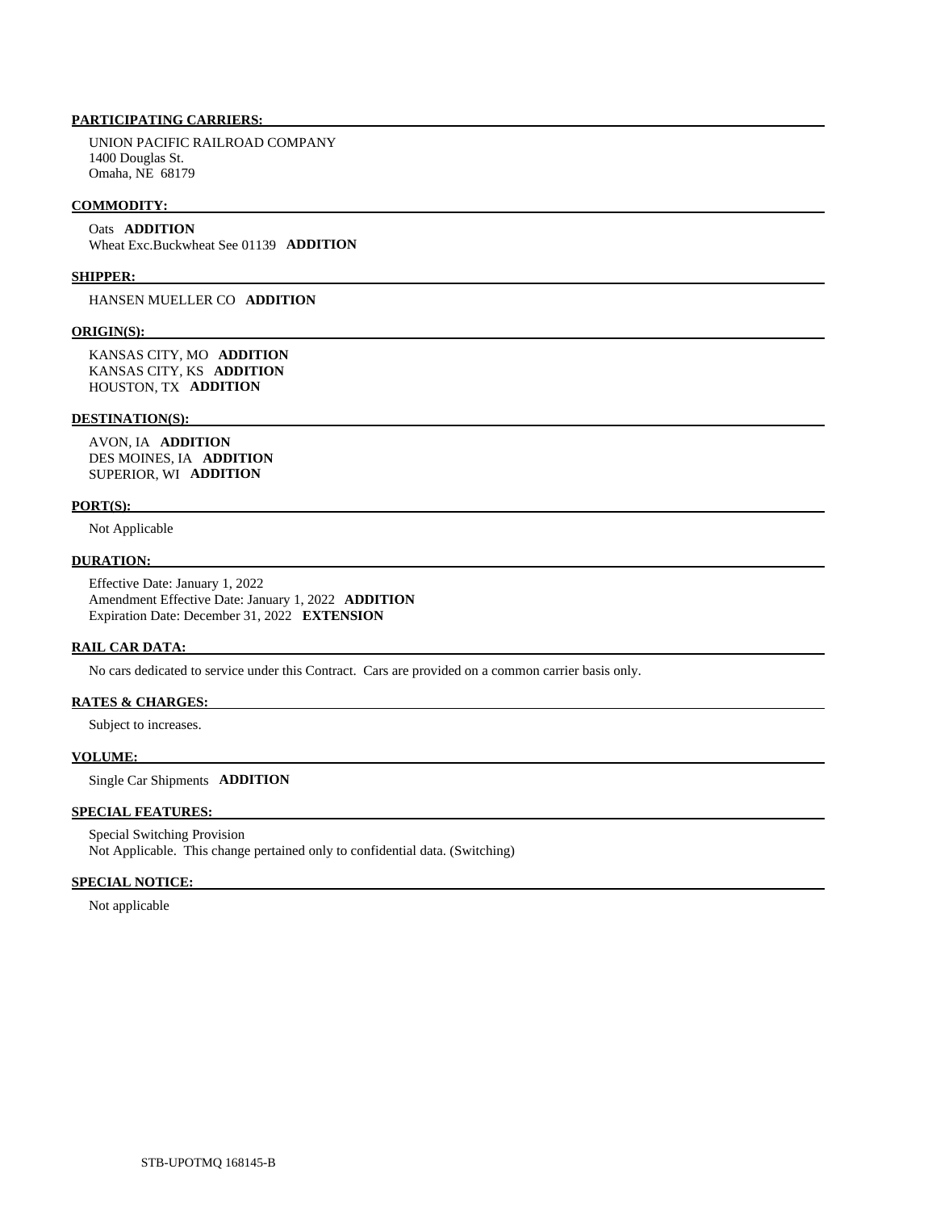**PARTICIPATING CARRIERS:**

UNION PACIFIC RAILROAD COMPANY
1400 Douglas St.
Omaha, NE 68179

**COMMODITY:**

Oats **ADDITION**
Wheat Exc.Buckwheat See 01139 **ADDITION**

**SHIPPER:**

HANSEN MUELLER CO **ADDITION**

**ORIGIN(S):**

KANSAS CITY, MO **ADDITION**
KANSAS CITY, KS **ADDITION**
HOUSTON, TX **ADDITION**

**DESTINATION(S):**

AVON, IA **ADDITION**
DES MOINES, IA **ADDITION**
SUPERIOR, WI **ADDITION**

**PORT(S):**

Not Applicable

**DURATION:**

Effective Date: January 1, 2022
Amendment Effective Date: January 1, 2022 **ADDITION**
Expiration Date: December 31, 2022 **EXTENSION**

**RAIL CAR DATA:**

No cars dedicated to service under this Contract. Cars are provided on a common carrier basis only.

**RATES & CHARGES:**

Subject to increases.

**VOLUME:**

Single Car Shipments **ADDITION**

**SPECIAL FEATURES:**

Special Switching Provision
Not Applicable. This change pertained only to confidential data. (Switching)

**SPECIAL NOTICE:**

Not applicable

STB-UPOTMQ 168145-B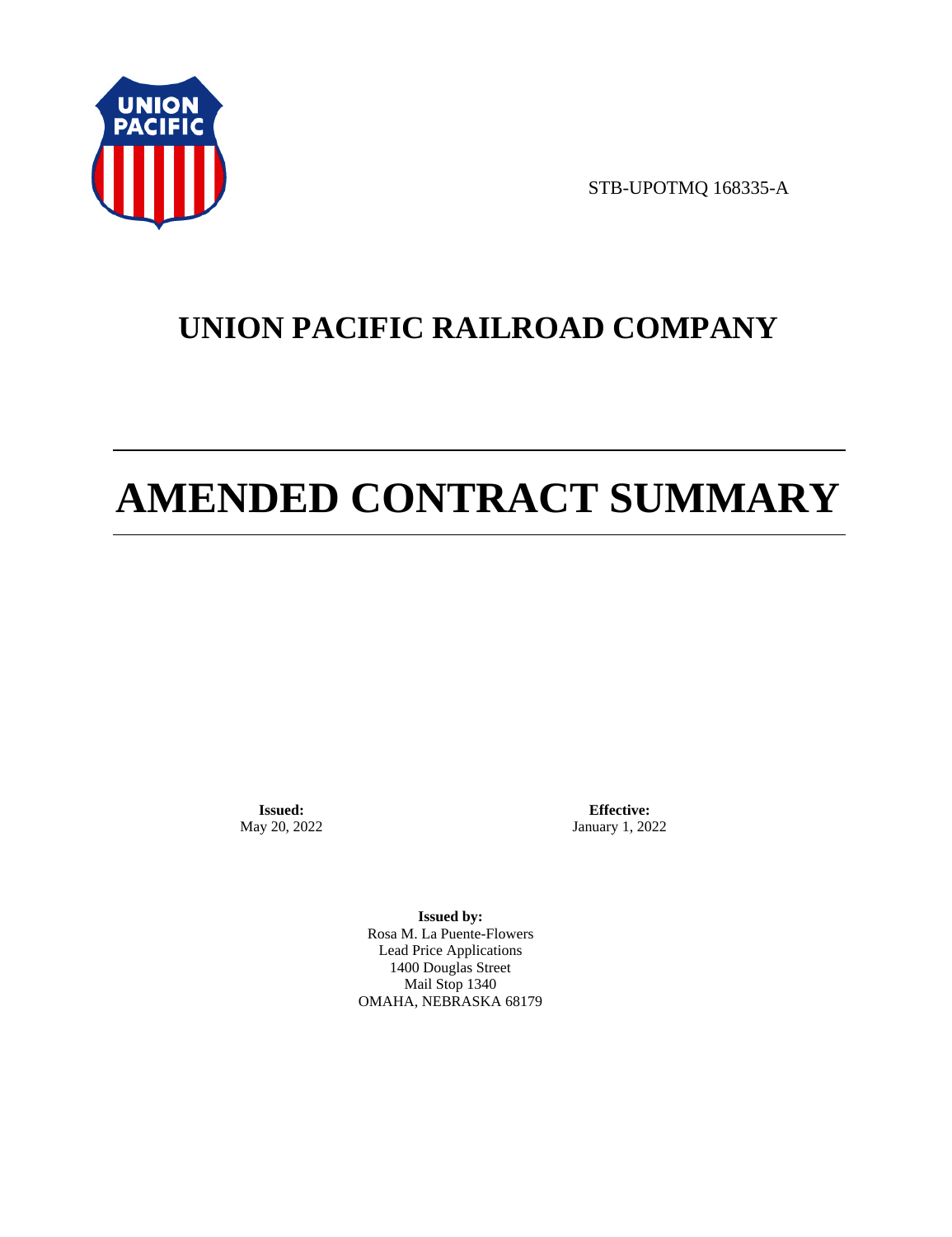STB-UPOTMQ 168335-A

# UNION PACIFIC RAILROAD COMPANY

# AMENDED CONTRACT SUMMARY

**Issued:**
May 20, 2022

**Effective:**
January 1, 2022

**Issued by:**
Rosa M. La Puente-Flowers
Lead Price Applications
1400 Douglas Street
Mail Stop 1340
OMAHA, NEBRASKA 68179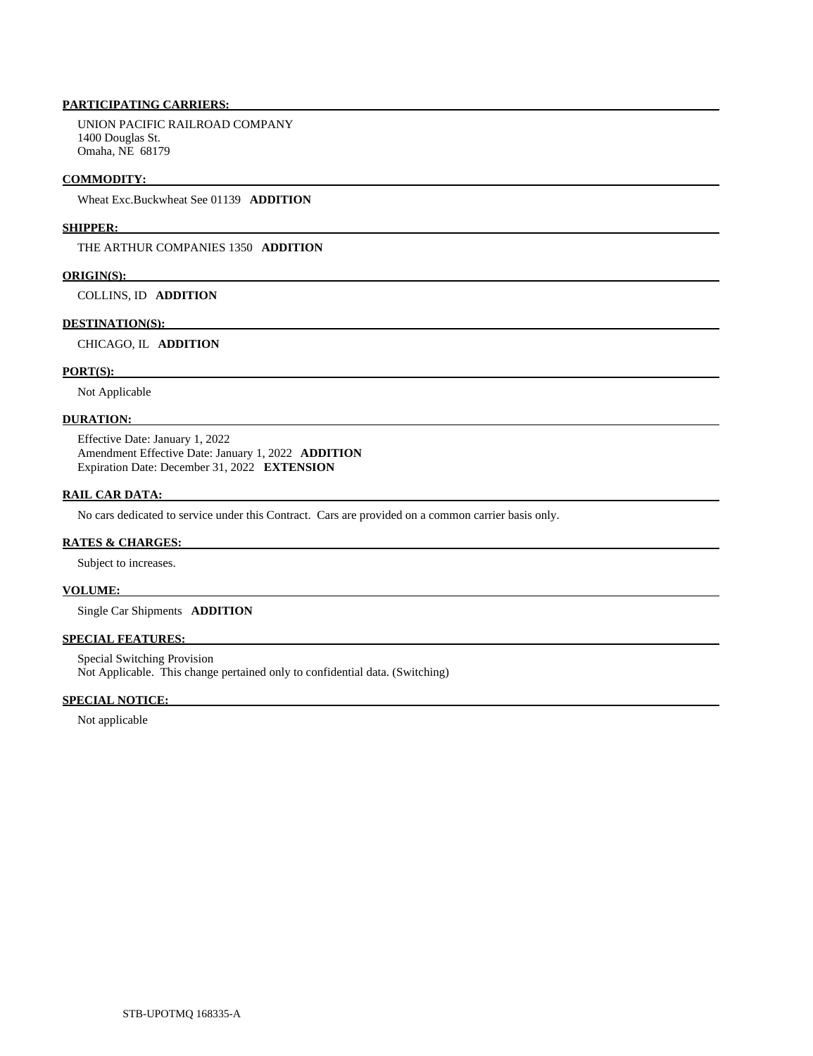**PARTICIPATING CARRIERS:**

UNION PACIFIC RAILROAD COMPANY
1400 Douglas St.
Omaha, NE 68179

**COMMODITY:**

Wheat Exc.Buckwheat See 01139 **ADDITION**

**SHIPPER:**

THE ARTHUR COMPANIES 1350 **ADDITION**

**ORIGIN(S):**

COLLINS, ID **ADDITION**

**DESTINATION(S):**

CHICAGO, IL **ADDITION**

**PORT(S):**

Not Applicable

**DURATION:**

Effective Date: January 1, 2022
Amendment Effective Date: January 1, 2022 **ADDITION**
Expiration Date: December 31, 2022 **EXTENSION**

**RAIL CAR DATA:**

No cars dedicated to service under this Contract. Cars are provided on a common carrier basis only.

**RATES & CHARGES:**

Subject to increases.

**VOLUME:**

Single Car Shipments **ADDITION**

**SPECIAL FEATURES:**

Special Switching Provision
Not Applicable. This change pertained only to confidential data. (Switching)

**SPECIAL NOTICE:**

Not applicable

STB-UPOTMQ 168335-A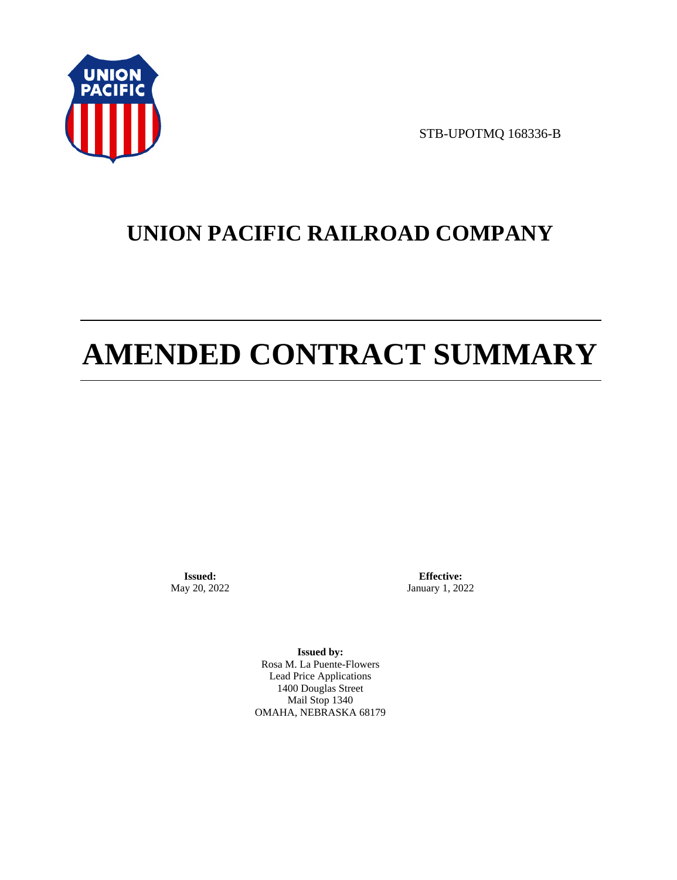STB-UPOTMQ 168336-B

# UNION PACIFIC RAILROAD COMPANY

# AMENDED CONTRACT SUMMARY

**Issued:**
May 20, 2022

**Effective:**
January 1, 2022

**Issued by:**
Rosa M. La Puente-Flowers
Lead Price Applications
1400 Douglas Street
Mail Stop 1340
OMAHA, NEBRASKA 68179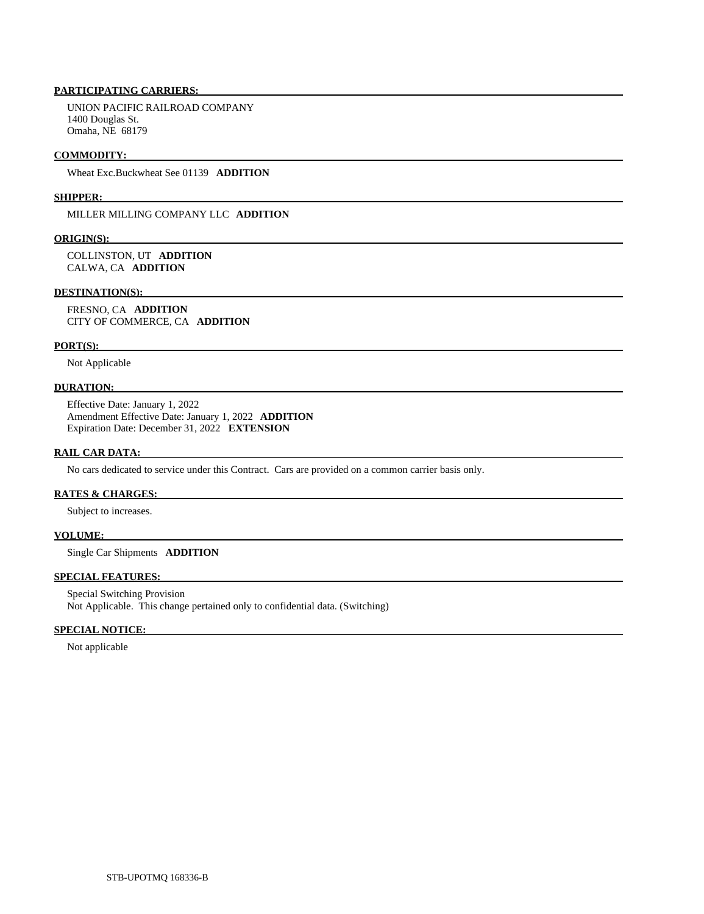**PARTICIPATING CARRIERS:**

UNION PACIFIC RAILROAD COMPANY
1400 Douglas St.
Omaha, NE 68179

**COMMODITY:**

Wheat Exc.Buckwheat See 01139 **ADDITION**

**SHIPPER:**

MILLER MILLING COMPANY LLC **ADDITION**

**ORIGIN(S):**

COLLINSTON, UT **ADDITION**
CALWA, CA **ADDITION**

**DESTINATION(S):**

FRESNO, CA **ADDITION**
CITY OF COMMERCE, CA **ADDITION**

**PORT(S):**

Not Applicable

**DURATION:**

Effective Date: January 1, 2022
Amendment Effective Date: January 1, 2022 **ADDITION**
Expiration Date: December 31, 2022 **EXTENSION**

**RAIL CAR DATA:**

No cars dedicated to service under this Contract. Cars are provided on a common carrier basis only.

**RATES & CHARGES:**

Subject to increases.

**VOLUME:**

Single Car Shipments **ADDITION**

**SPECIAL FEATURES:**

Special Switching Provision
Not Applicable. This change pertained only to confidential data. (Switching)

**SPECIAL NOTICE:**

Not applicable

STB-UPOTMQ 168336-B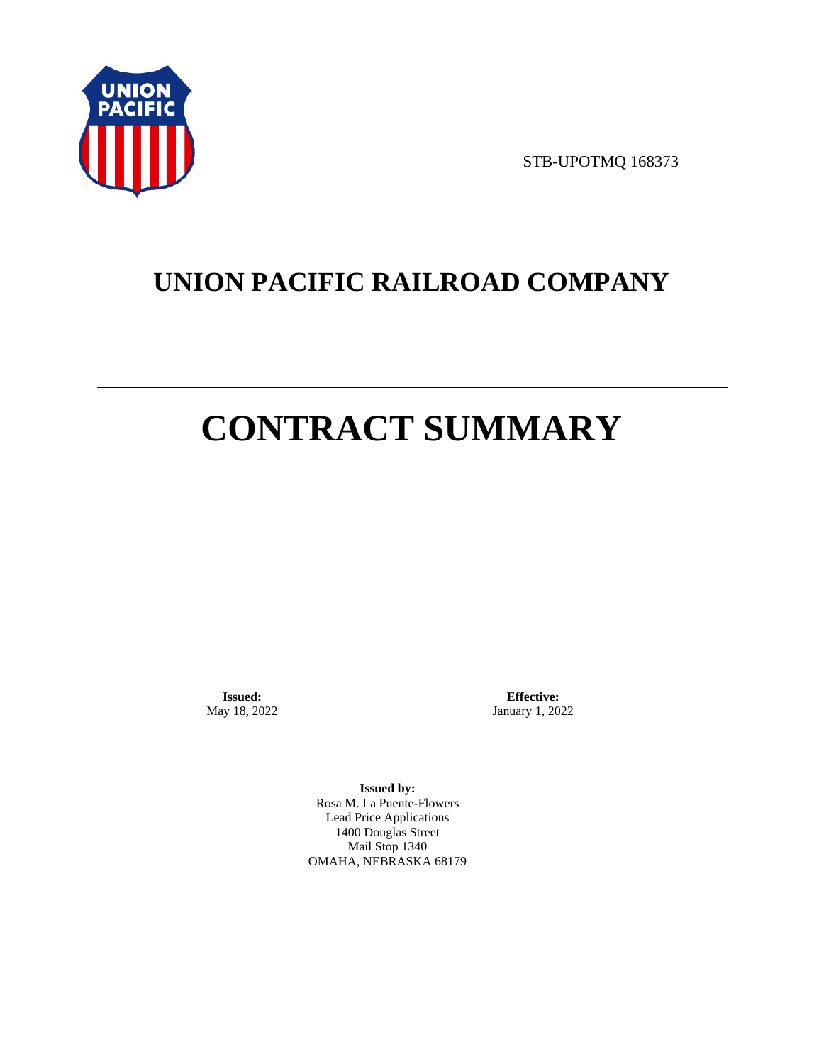STB-UPOTMQ 168373

# UNION PACIFIC RAILROAD COMPANY

# CONTRACT SUMMARY

**Issued:**
May 18, 2022

**Effective:**
January 1, 2022

**Issued by:**
Rosa M. La Puente-Flowers
Lead Price Applications
1400 Douglas Street
Mail Stop 1340
OMAHA, NEBRASKA 68179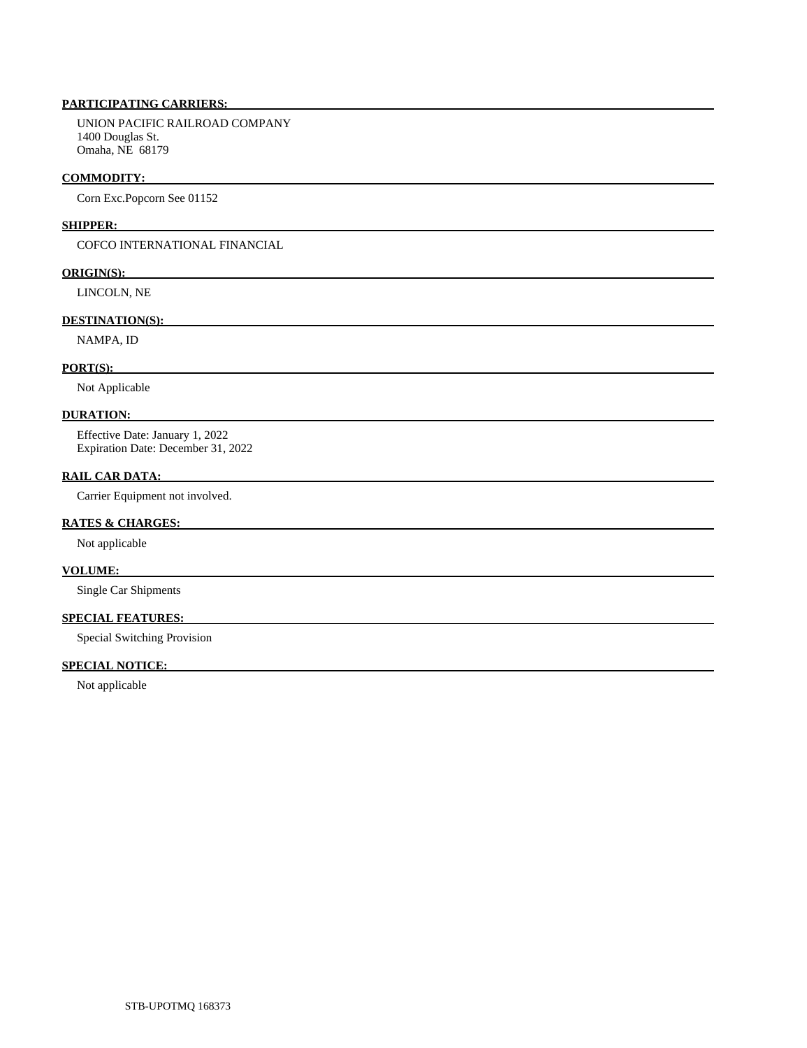**PARTICIPATING CARRIERS:**

UNION PACIFIC RAILROAD COMPANY
1400 Douglas St.
Omaha, NE 68179

**COMMODITY:**

Corn Exc.Popcorn See 01152

**SHIPPER:**

COFCO INTERNATIONAL FINANCIAL

**ORIGIN(S):**

LINCOLN, NE

**DESTINATION(S):**

NAMPA, ID

**PORT(S):**

Not Applicable

**DURATION:**

Effective Date: January 1, 2022
Expiration Date: December 31, 2022

**RAIL CAR DATA:**

Carrier Equipment not involved.

**RATES & CHARGES:**

Not applicable

**VOLUME:**

Single Car Shipments

**SPECIAL FEATURES:**

Special Switching Provision

**SPECIAL NOTICE:**

Not applicable

STB-UPOTMQ 168373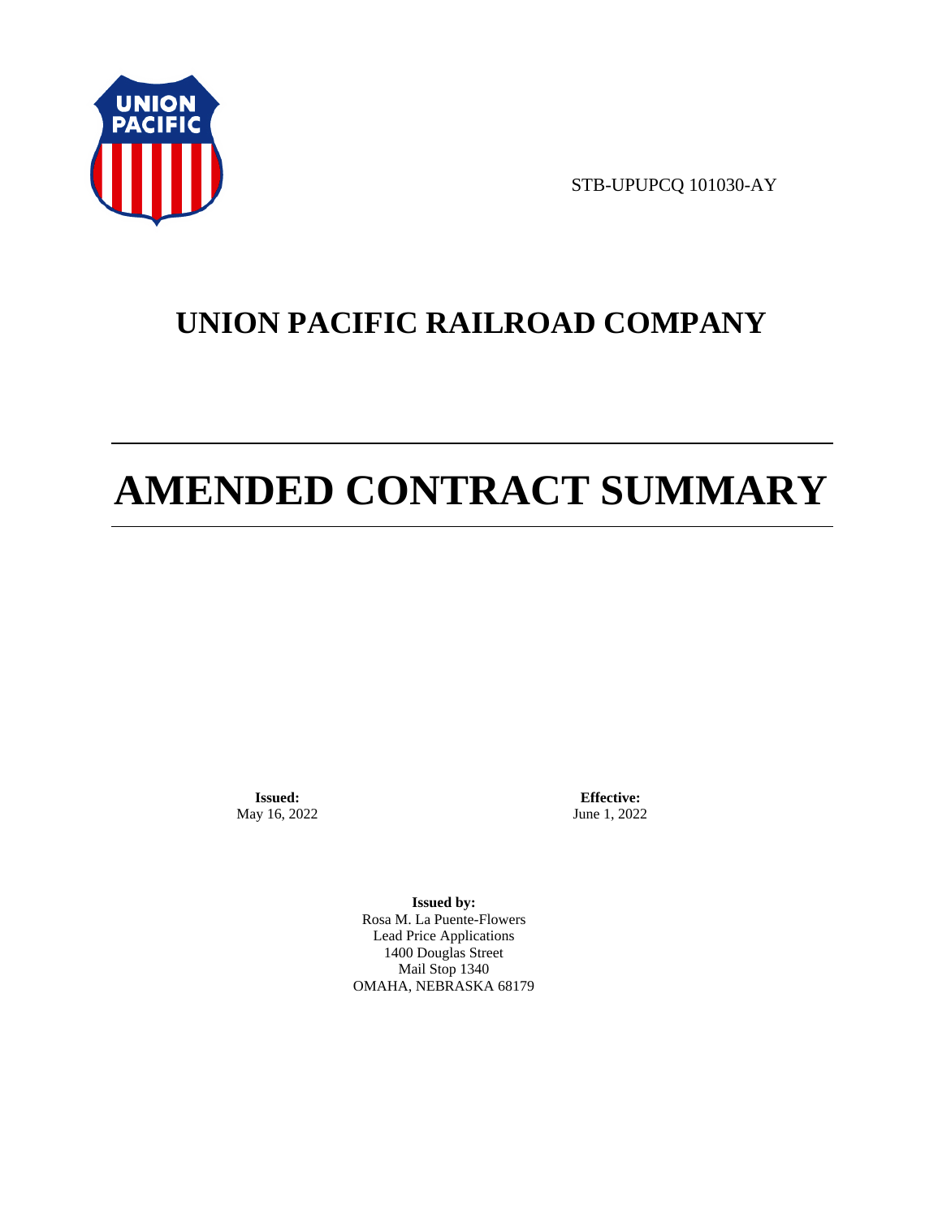STB-UPUPCQ 101030-AY

# UNION PACIFIC RAILROAD COMPANY

# AMENDED CONTRACT SUMMARY

**Issued:**
May 16, 2022

**Effective:**
June 1, 2022

**Issued by:**
Rosa M. La Puente-Flowers
Lead Price Applications
1400 Douglas Street
Mail Stop 1340
OMAHA, NEBRASKA 68179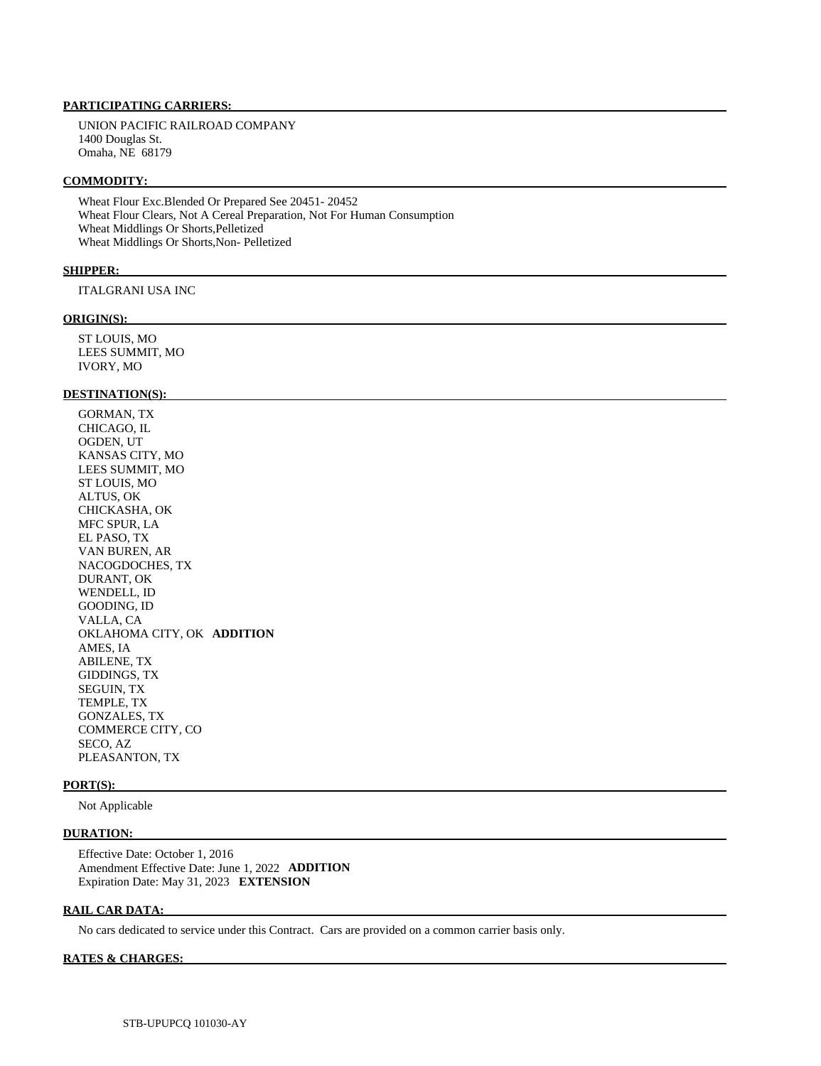**PARTICIPATING CARRIERS:**

UNION PACIFIC RAILROAD COMPANY
1400 Douglas St.
Omaha, NE 68179

**COMMODITY:**

Wheat Flour Exc.Blended Or Prepared See 20451- 20452
Wheat Flour Clears, Not A Cereal Preparation, Not For Human Consumption
Wheat Middlings Or Shorts,Pelletized
Wheat Middlings Or Shorts,Non- Pelletized

**SHIPPER:**

ITALGRANI USA INC

**ORIGIN(S):**

ST LOUIS, MO
LEES SUMMIT, MO
IVORY, MO

**DESTINATION(S):**

GORMAN, TX
CHICAGO, IL
OGDEN, UT
KANSAS CITY, MO
LEES SUMMIT, MO
ST LOUIS, MO
ALTUS, OK
CHICKASHA, OK
MFC SPUR, LA
EL PASO, TX
VAN BUREN, AR
NACOGDOCHES, TX
DURANT, OK
WENDELL, ID
GOODING, ID
VALLA, CA
OKLAHOMA CITY, OK **ADDITION**
AMES, IA
ABILENE, TX
GIDDINGS, TX
SEGUIN, TX
TEMPLE, TX
GONZALES, TX
COMMERCE CITY, CO
SECO, AZ
PLEASANTON, TX

**PORT(S):**

Not Applicable

**DURATION:**

Effective Date: October 1, 2016
Amendment Effective Date: June 1, 2022 **ADDITION**
Expiration Date: May 31, 2023 **EXTENSION**

**RAIL CAR DATA:**

No cars dedicated to service under this Contract. Cars are provided on a common carrier basis only.

**RATES & CHARGES:**

STB-UPUPCQ 101030-AY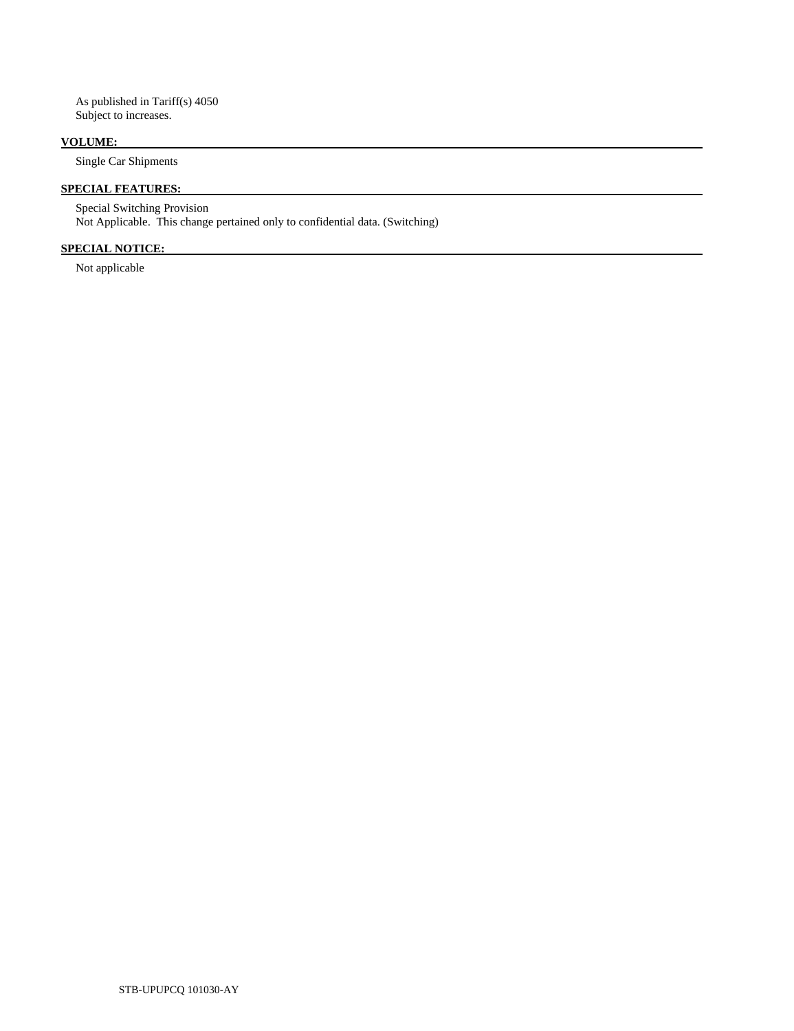As published in Tariff(s) 4050
Subject to increases.

**VOLUME:**

Single Car Shipments

**SPECIAL FEATURES:**

Special Switching Provision
Not Applicable. This change pertained only to confidential data. (Switching)

**SPECIAL NOTICE:**

Not applicable

STB-UPUPCQ 101030-AY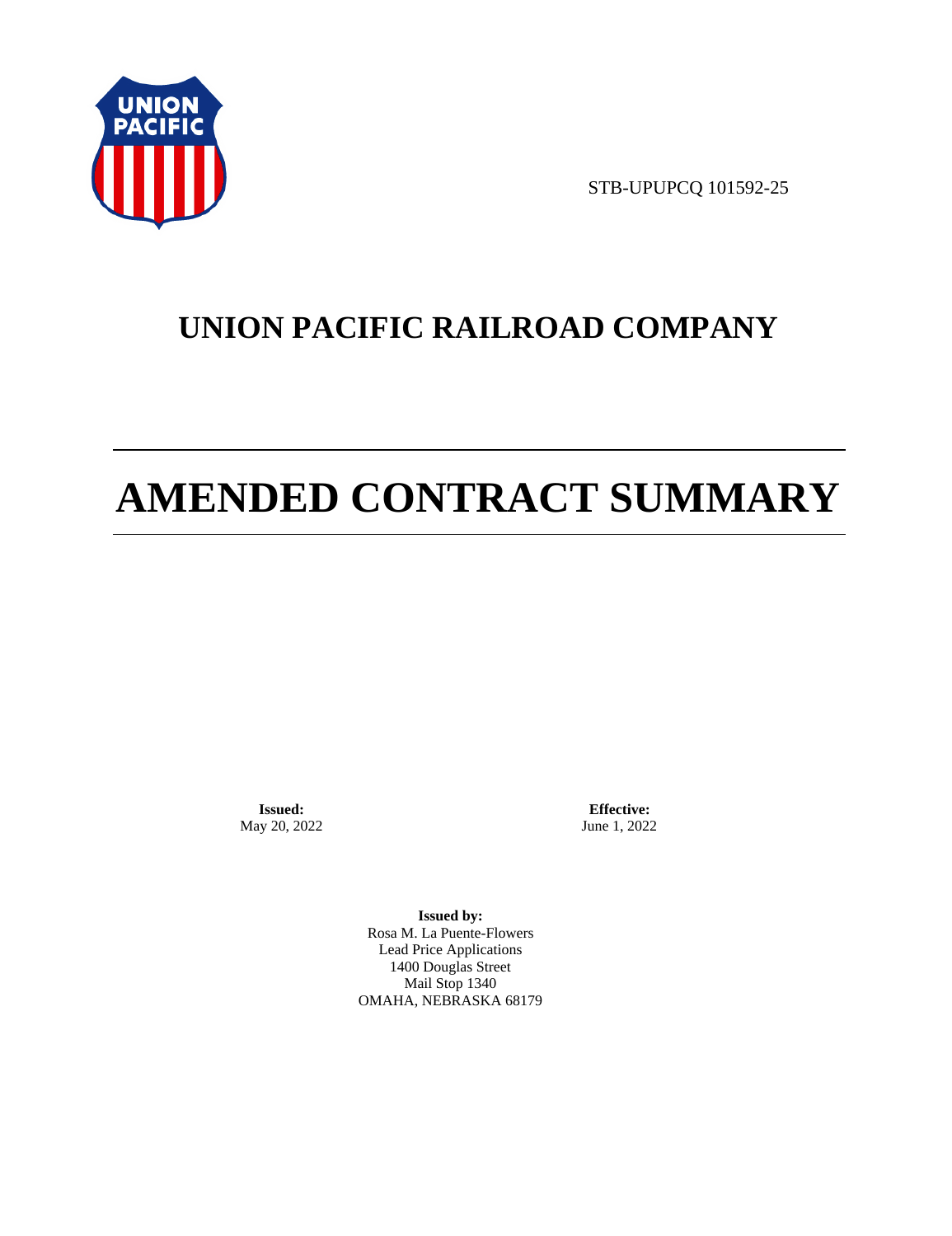STB-UPUPCQ 101592-25

# UNION PACIFIC RAILROAD COMPANY

# AMENDED CONTRACT SUMMARY

**Issued:**
May 20, 2022

**Effective:**
June 1, 2022

**Issued by:**
Rosa M. La Puente-Flowers
Lead Price Applications
1400 Douglas Street
Mail Stop 1340
OMAHA, NEBRASKA 68179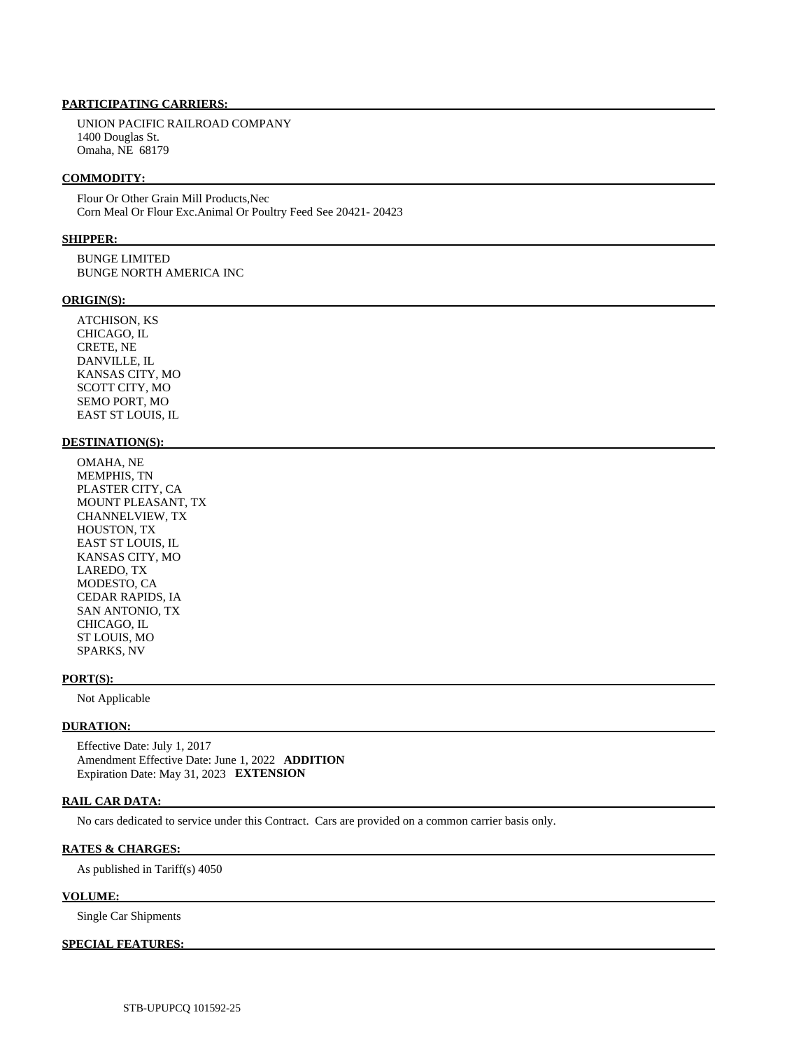**PARTICIPATING CARRIERS:**

UNION PACIFIC RAILROAD COMPANY
1400 Douglas St.
Omaha, NE 68179

**COMMODITY:**

Flour Or Other Grain Mill Products,Nec
Corn Meal Or Flour Exc.Animal Or Poultry Feed See 20421- 20423

**SHIPPER:**

BUNGE LIMITED
BUNGE NORTH AMERICA INC

**ORIGIN(S):**

ATCHISON, KS
CHICAGO, IL
CRETE, NE
DANVILLE, IL
KANSAS CITY, MO
SCOTT CITY, MO
SEMO PORT, MO
EAST ST LOUIS, IL

**DESTINATION(S):**

OMAHA, NE
MEMPHIS, TN
PLASTER CITY, CA
MOUNT PLEASANT, TX
CHANNELVIEW, TX
HOUSTON, TX
EAST ST LOUIS, IL
KANSAS CITY, MO
LAREDO, TX
MODESTO, CA
CEDAR RAPIDS, IA
SAN ANTONIO, TX
CHICAGO, IL
ST LOUIS, MO
SPARKS, NV

**PORT(S):**

Not Applicable

**DURATION:**

Effective Date: July 1, 2017
Amendment Effective Date: June 1, 2022 **ADDITION**
Expiration Date: May 31, 2023 **EXTENSION**

**RAIL CAR DATA:**

No cars dedicated to service under this Contract. Cars are provided on a common carrier basis only.

**RATES & CHARGES:**

As published in Tariff(s) 4050

**VOLUME:**

Single Car Shipments

**SPECIAL FEATURES:**

STB-UPUPCQ 101592-25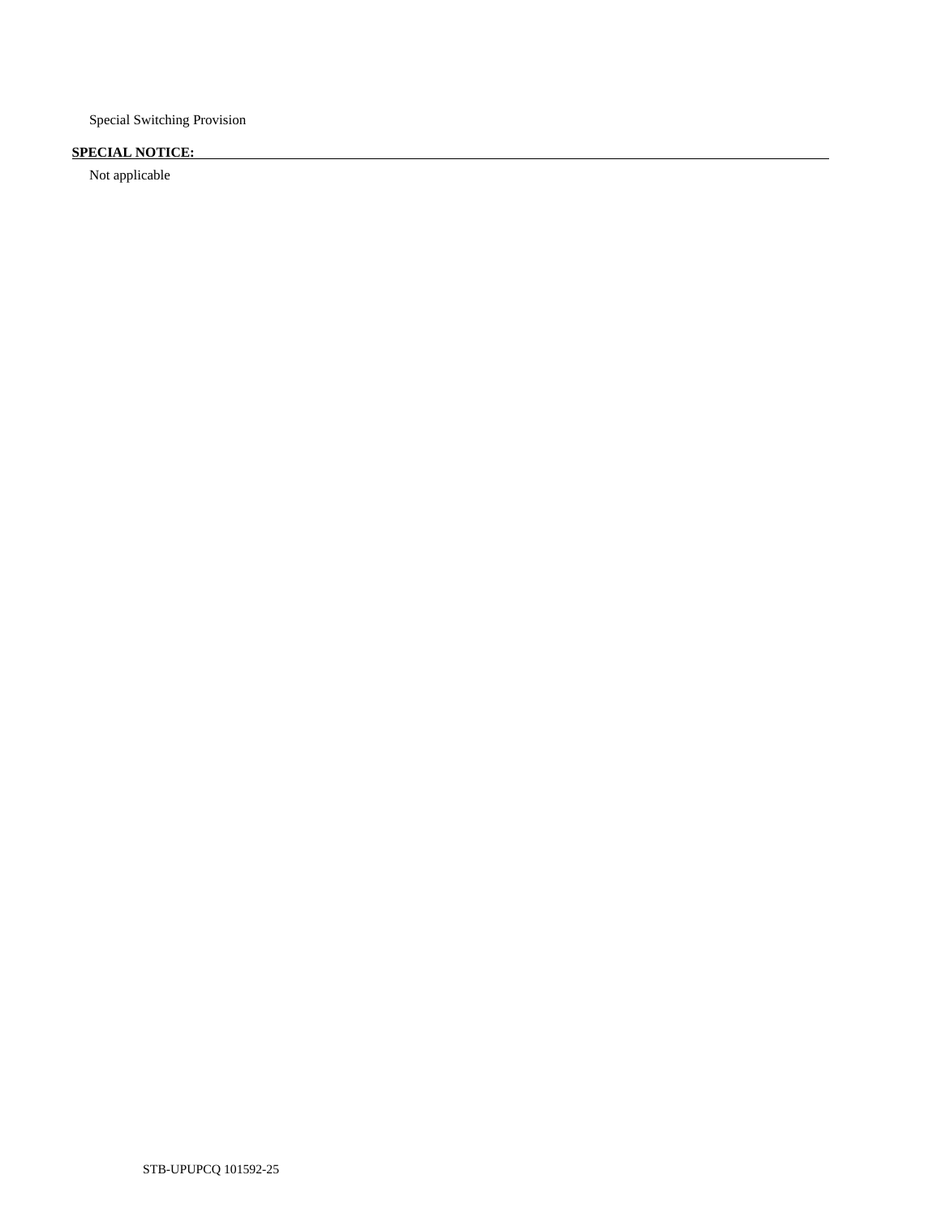Special Switching Provision

**SPECIAL NOTICE:**

Not applicable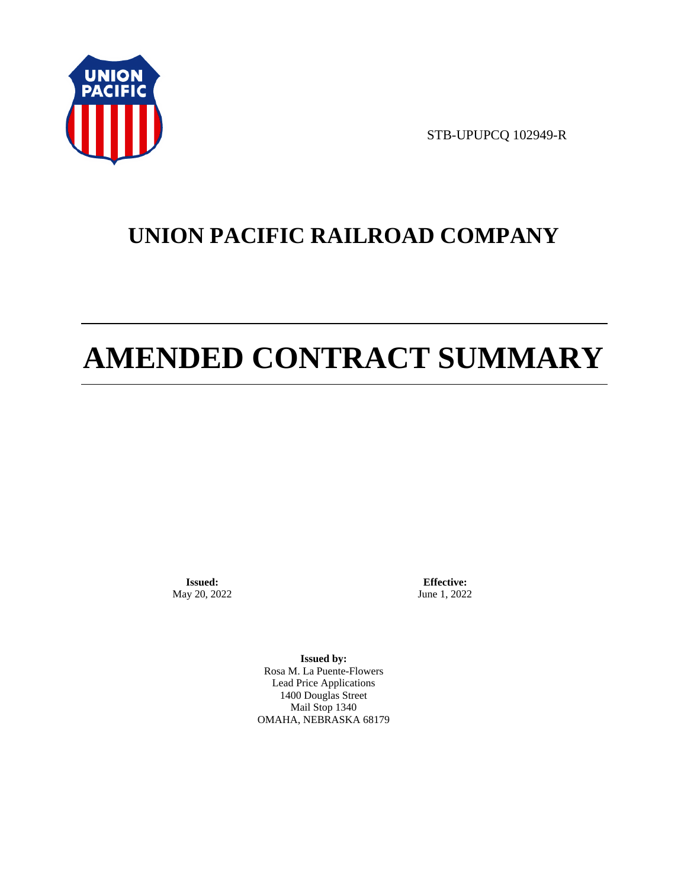STB-UPUPCQ 102949-R

# UNION PACIFIC RAILROAD COMPANY

# AMENDED CONTRACT SUMMARY

**Issued:**
May 20, 2022

**Effective:**
June 1, 2022

**Issued by:**
Rosa M. La Puente-Flowers
Lead Price Applications
1400 Douglas Street
Mail Stop 1340
OMAHA, NEBRASKA 68179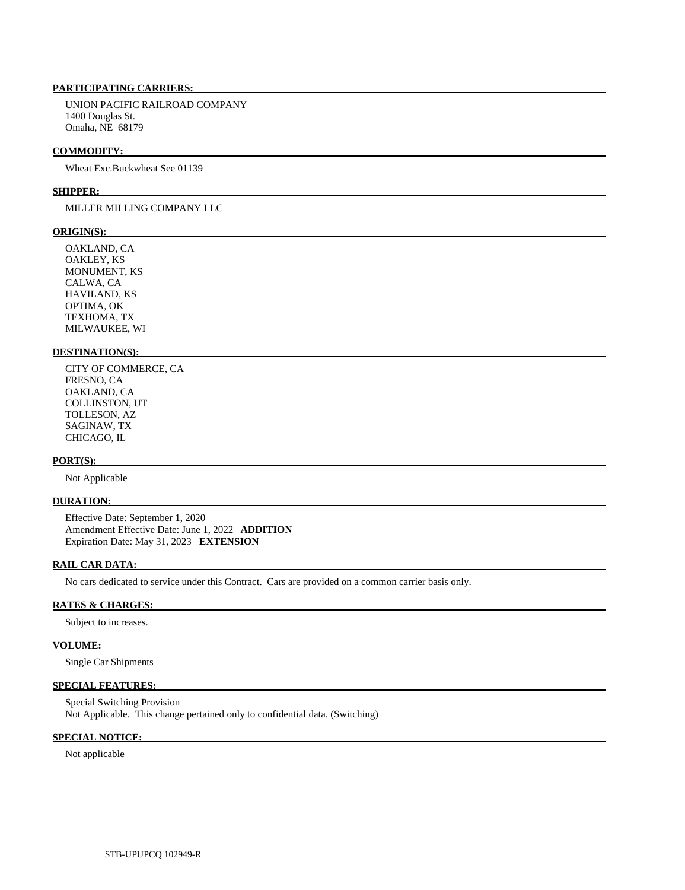**PARTICIPATING CARRIERS:**

UNION PACIFIC RAILROAD COMPANY
1400 Douglas St.
Omaha, NE 68179

**COMMODITY:**

Wheat Exc.Buckwheat See 01139

**SHIPPER:**

MILLER MILLING COMPANY LLC

**ORIGIN(S):**

OAKLAND, CA
OAKLEY, KS
MONUMENT, KS
CALWA, CA
HAVILAND, KS
OPTIMA, OK
TEXHOMA, TX
MILWAUKEE, WI

**DESTINATION(S):**

CITY OF COMMERCE, CA
FRESNO, CA
OAKLAND, CA
COLLINSTON, UT
TOLLESON, AZ
SAGINAW, TX
CHICAGO, IL

**PORT(S):**

Not Applicable

**DURATION:**

Effective Date: September 1, 2020
Amendment Effective Date: June 1, 2022 **ADDITION**
Expiration Date: May 31, 2023 **EXTENSION**

**RAIL CAR DATA:**

No cars dedicated to service under this Contract. Cars are provided on a common carrier basis only.

**RATES & CHARGES:**

Subject to increases.

**VOLUME:**

Single Car Shipments

**SPECIAL FEATURES:**

Special Switching Provision
Not Applicable. This change pertained only to confidential data. (Switching)

**SPECIAL NOTICE:**

Not applicable

STB-UPUPCQ 102949-R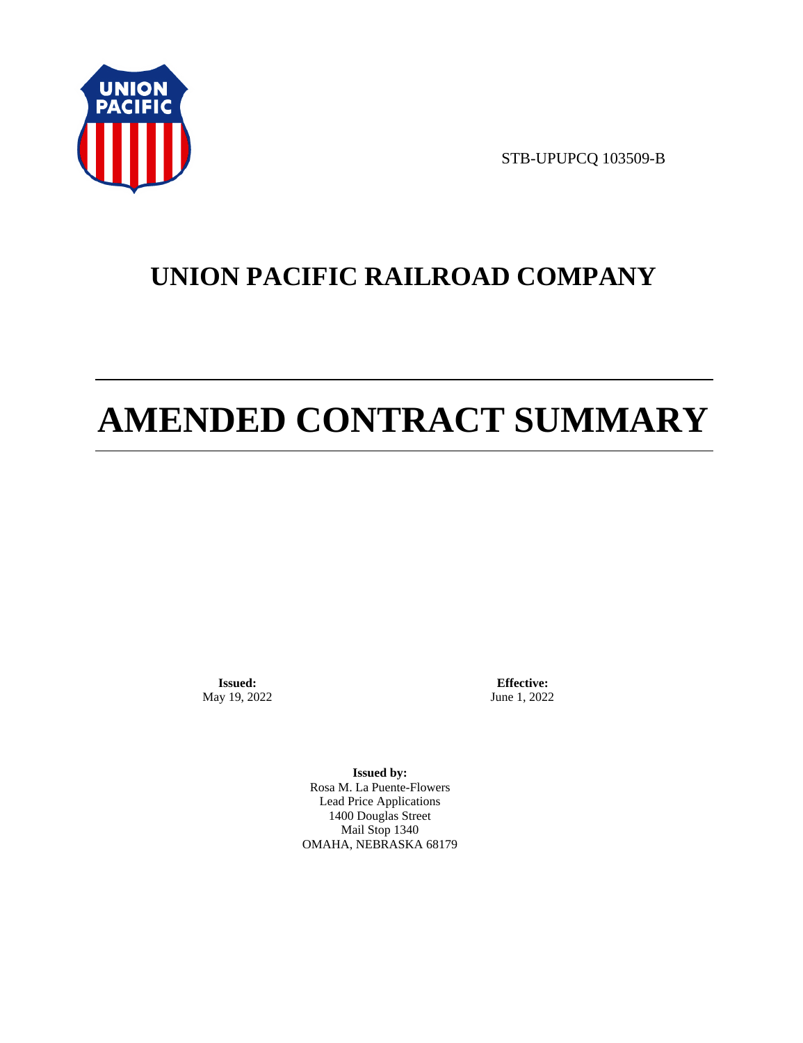STB-UPUPCQ 103509-B

# UNION PACIFIC RAILROAD COMPANY

# AMENDED CONTRACT SUMMARY

**Issued:**
May 19, 2022

**Effective:**
June 1, 2022

**Issued by:**
Rosa M. La Puente-Flowers
Lead Price Applications
1400 Douglas Street
Mail Stop 1340
OMAHA, NEBRASKA 68179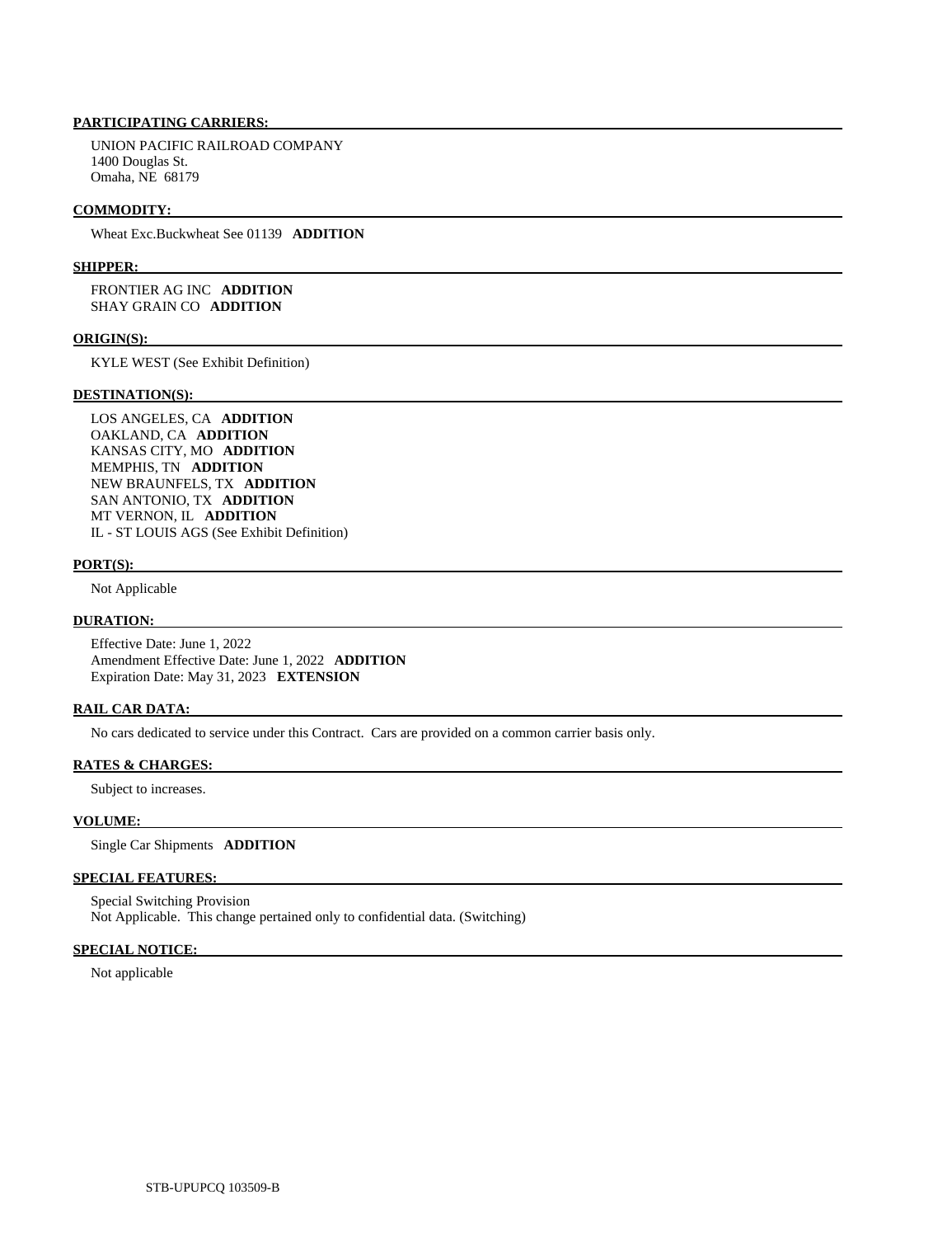**PARTICIPATING CARRIERS:**

UNION PACIFIC RAILROAD COMPANY
1400 Douglas St.
Omaha, NE 68179

**COMMODITY:**

Wheat Exc.Buckwheat See 01139 **ADDITION**

**SHIPPER:**

FRONTIER AG INC **ADDITION**
SHAY GRAIN CO **ADDITION**

**ORIGIN(S):**

KYLE WEST (See Exhibit Definition)

**DESTINATION(S):**

LOS ANGELES, CA **ADDITION**
OAKLAND, CA **ADDITION**
KANSAS CITY, MO **ADDITION**
MEMPHIS, TN **ADDITION**
NEW BRAUNFELS, TX **ADDITION**
SAN ANTONIO, TX **ADDITION**
MT VERNON, IL **ADDITION**
IL - ST LOUIS AGS (See Exhibit Definition)

**PORT(S):**

Not Applicable

**DURATION:**

Effective Date: June 1, 2022
Amendment Effective Date: June 1, 2022 **ADDITION**
Expiration Date: May 31, 2023 **EXTENSION**

**RAIL CAR DATA:**

No cars dedicated to service under this Contract. Cars are provided on a common carrier basis only.

**RATES & CHARGES:**

Subject to increases.

**VOLUME:**

Single Car Shipments **ADDITION**

**SPECIAL FEATURES:**

Special Switching Provision
Not Applicable. This change pertained only to confidential data. (Switching)

**SPECIAL NOTICE:**

Not applicable

STB-UPUPCQ 103509-B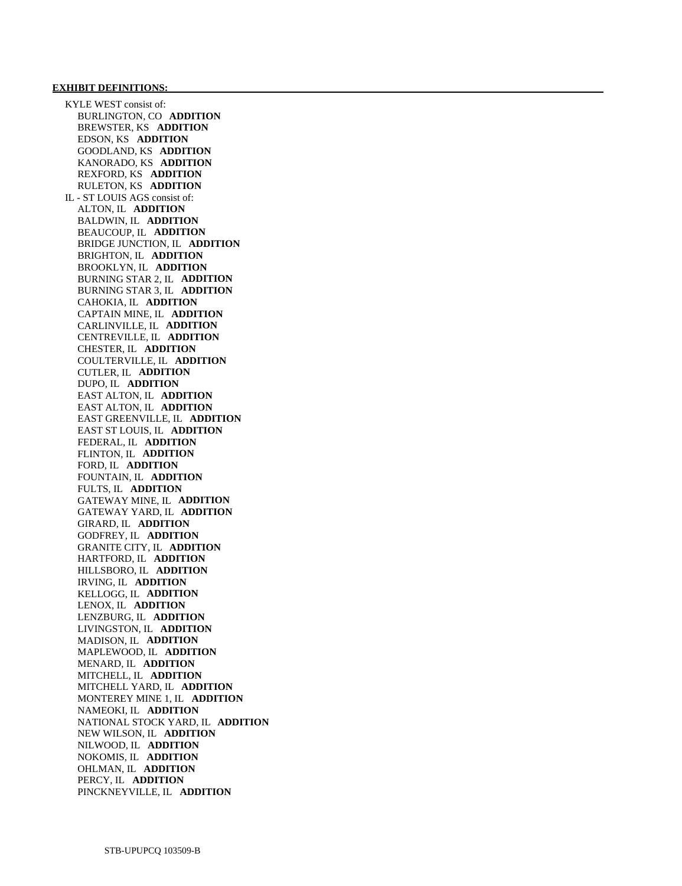**EXHIBIT DEFINITIONS:**

KYLE WEST consist of:

- BURLINGTON, CO **ADDITION**
- BREWSTER, KS **ADDITION**
- EDSON, KS **ADDITION**
- GOODLAND, KS **ADDITION**
- KANORADO, KS **ADDITION**
- REXFORD, KS **ADDITION**
- RULETON, KS **ADDITION**

IL - ST LOUIS AGS consist of:

- ALTON, IL **ADDITION**
- BALDWIN, IL **ADDITION**
- BEAUCOUP, IL **ADDITION**
- BRIDGE JUNCTION, IL **ADDITION**
- BRIGHTON, IL **ADDITION**
- BROOKLYN, IL **ADDITION**
- BURNING STAR 2, IL **ADDITION**
- BURNING STAR 3, IL **ADDITION**
- CAHOKIA, IL **ADDITION**
- CAPTAIN MINE, IL **ADDITION**
- CARLINVILLE, IL **ADDITION**
- CENTREVILLE, IL **ADDITION**
- CHESTER, IL **ADDITION**
- COULTERVILLE, IL **ADDITION**
- CUTLER, IL **ADDITION**
- DUPO, IL **ADDITION**
- EAST ALTON, IL **ADDITION**
- EAST ALTON, IL **ADDITION**
- EAST GREENVILLE, IL **ADDITION**
- EAST ST LOUIS, IL **ADDITION**
- FEDERAL, IL **ADDITION**
- FLINTON, IL **ADDITION**
- FORD, IL **ADDITION**
- FOUNTAIN, IL **ADDITION**
- FULTS, IL **ADDITION**
- GATEWAY MINE, IL **ADDITION**
- GATEWAY YARD, IL **ADDITION**
- GIRARD, IL **ADDITION**
- GODFREY, IL **ADDITION**
- GRANITE CITY, IL **ADDITION**
- HARTFORD, IL **ADDITION**
- HILLSBORO, IL **ADDITION**
- IRVING, IL **ADDITION**
- KELLOGG, IL **ADDITION**
- LENOX, IL **ADDITION**
- LENZBURG, IL **ADDITION**
- LIVINGSTON, IL **ADDITION**
- MADISON, IL **ADDITION**
- MAPLEWOOD, IL **ADDITION**
- MENARD, IL **ADDITION**
- MITCHELL, IL **ADDITION**
- MITCHELL YARD, IL **ADDITION**
- MONTEREY MINE 1, IL **ADDITION**
- NAMEOKI, IL **ADDITION**
- NATIONAL STOCK YARD, IL **ADDITION**
- NEW WILSON, IL **ADDITION**
- NILWOOD, IL **ADDITION**
- NOKOMIS, IL **ADDITION**
- OHLMAN, IL **ADDITION**
- PERCY, IL **ADDITION**
- PINCKNEYVILLE, IL **ADDITION**

STB-UPUPCQ 103509-B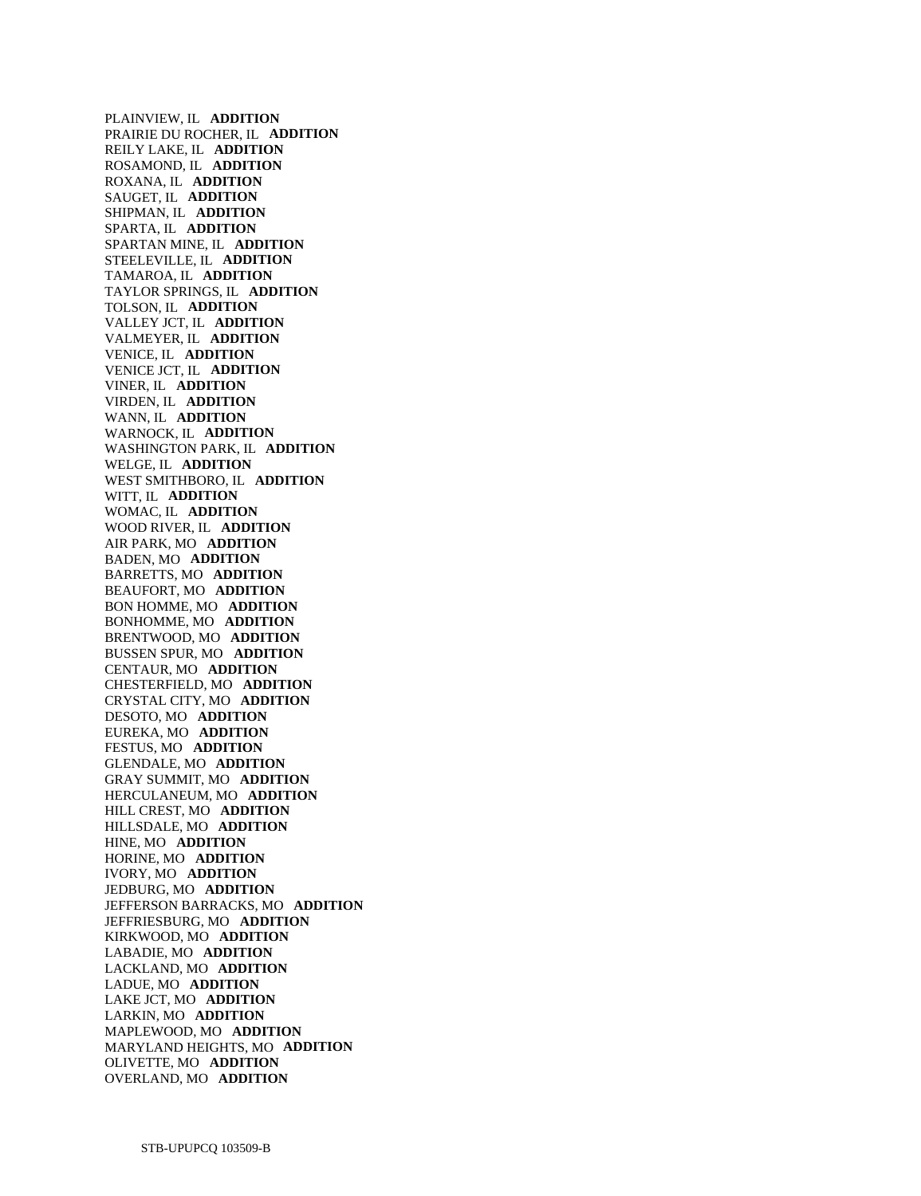PLAINVIEW, IL **ADDITION**
PRAIRIE DU ROCHER, IL **ADDITION**
REILY LAKE, IL **ADDITION**
ROSAMOND, IL **ADDITION**
ROXANA, IL **ADDITION**
SAUGET, IL **ADDITION**
SHIPMAN, IL **ADDITION**
SPARTA, IL **ADDITION**
SPARTAN MINE, IL **ADDITION**
STEELEVILLE, IL **ADDITION**
TAMAROA, IL **ADDITION**
TAYLOR SPRINGS, IL **ADDITION**
TOLSON, IL **ADDITION**
VALLEY JCT, IL **ADDITION**
VALMEYER, IL **ADDITION**
VENICE, IL **ADDITION**
VENICE JCT, IL **ADDITION**
VINER, IL **ADDITION**
VIRDEN, IL **ADDITION**
WANN, IL **ADDITION**
WARNOCK, IL **ADDITION**
WASHINGTON PARK, IL **ADDITION**
WELGE, IL **ADDITION**
WEST SMITHBORO, IL **ADDITION**
WITT, IL **ADDITION**
WOMAC, IL **ADDITION**
WOOD RIVER, IL **ADDITION**
AIR PARK, MO **ADDITION**
BADEN, MO **ADDITION**
BARRETTS, MO **ADDITION**
BEAUFORT, MO **ADDITION**
BON HOMME, MO **ADDITION**
BONHOMME, MO **ADDITION**
BRENTWOOD, MO **ADDITION**
BUSSEN SPUR, MO **ADDITION**
CENTAUR, MO **ADDITION**
CHESTERFIELD, MO **ADDITION**
CRYSTAL CITY, MO **ADDITION**
DESOTO, MO **ADDITION**
EUREKA, MO **ADDITION**
FESTUS, MO **ADDITION**
GLENDALE, MO **ADDITION**
GRAY SUMMIT, MO **ADDITION**
HERCULANEUM, MO **ADDITION**
HILL CREST, MO **ADDITION**
HILLSDALE, MO **ADDITION**
HINE, MO **ADDITION**
HORINE, MO **ADDITION**
IVORY, MO **ADDITION**
JEDBURG, MO **ADDITION**
JEFFERSON BARRACKS, MO **ADDITION**
JEFFRIESBURG, MO **ADDITION**
KIRKWOOD, MO **ADDITION**
LABADIE, MO **ADDITION**
LACKLAND, MO **ADDITION**
LADUE, MO **ADDITION**
LAKE JCT, MO **ADDITION**
LARKIN, MO **ADDITION**
MAPLEWOOD, MO **ADDITION**
MARYLAND HEIGHTS, MO **ADDITION**
OLIVETTE, MO **ADDITION**
OVERLAND, MO **ADDITION**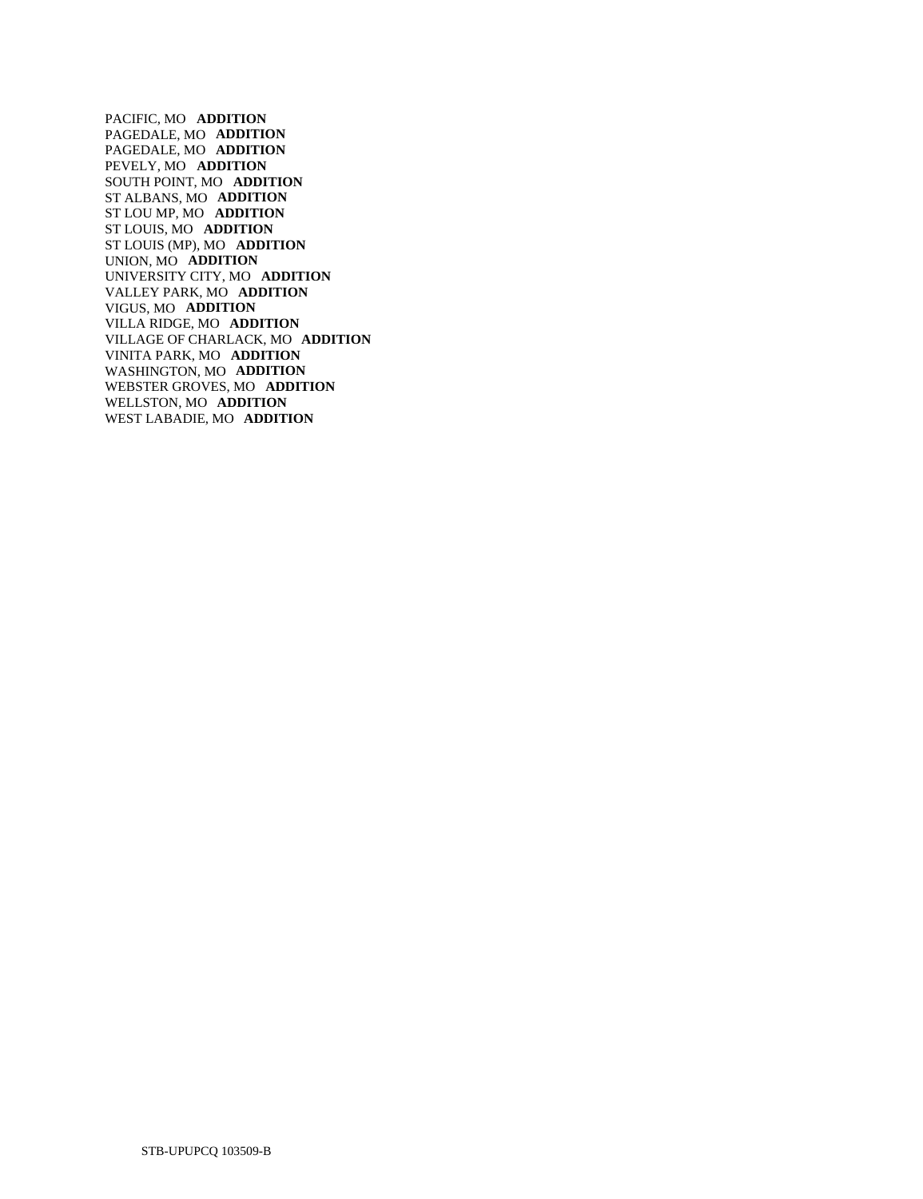PACIFIC, MO **ADDITION**
PAGEDALE, MO **ADDITION**
PAGEDALE, MO **ADDITION**
PEVELY, MO **ADDITION**
SOUTH POINT, MO **ADDITION**
ST ALBANS, MO **ADDITION**
ST LOU MP, MO **ADDITION**
ST LOUIS, MO **ADDITION**
ST LOUIS (MP), MO **ADDITION**
UNION, MO **ADDITION**
UNIVERSITY CITY, MO **ADDITION**
VALLEY PARK, MO **ADDITION**
VIGUS, MO **ADDITION**
VILLA RIDGE, MO **ADDITION**
VILLAGE OF CHARLACK, MO **ADDITION**
VINITA PARK, MO **ADDITION**
WASHINGTON, MO **ADDITION**
WEBSTER GROVES, MO **ADDITION**
WELLSTON, MO **ADDITION**
WEST LABADIE, MO **ADDITION**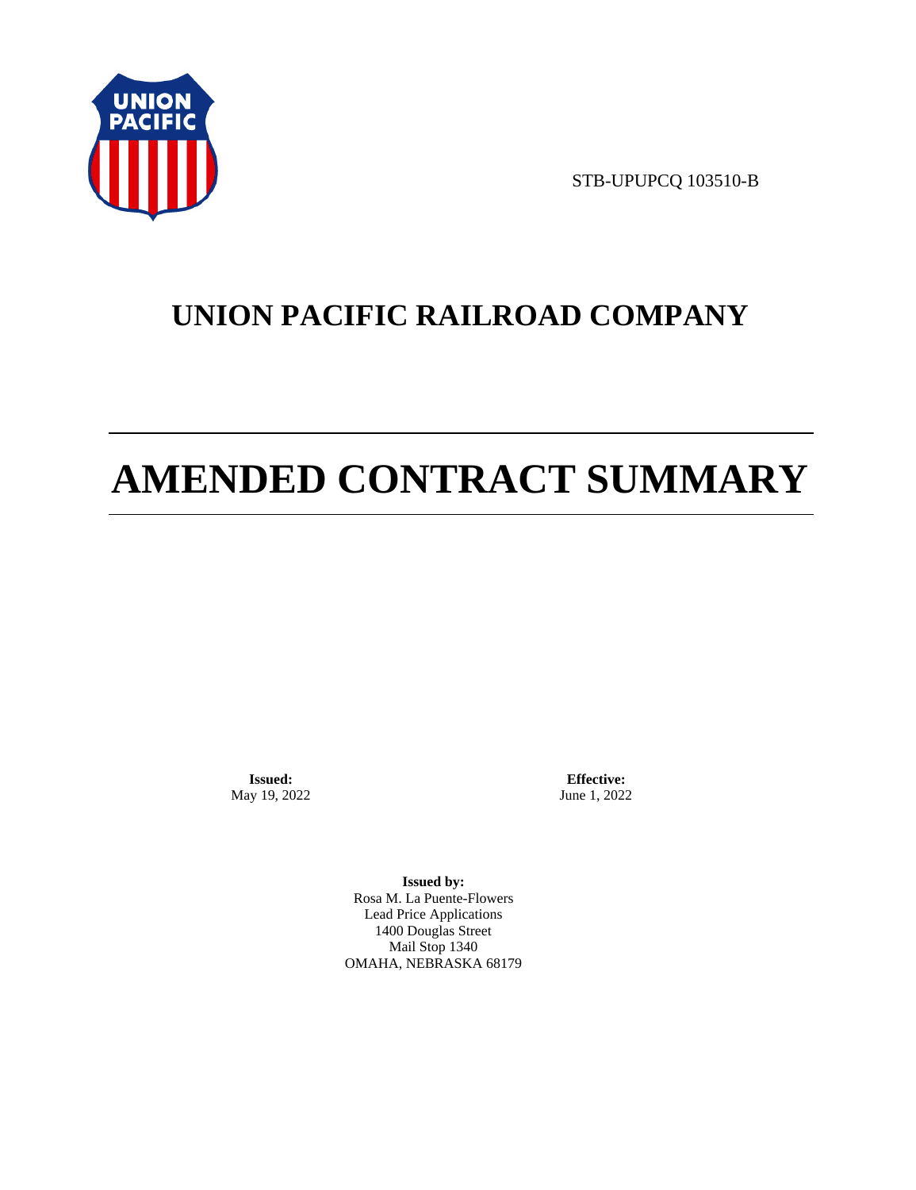STB-UPUPCQ 103510-B

# UNION PACIFIC RAILROAD COMPANY

# AMENDED CONTRACT SUMMARY

**Issued:**
May 19, 2022

**Effective:**
June 1, 2022

**Issued by:**
Rosa M. La Puente-Flowers
Lead Price Applications
1400 Douglas Street
Mail Stop 1340
OMAHA, NEBRASKA 68179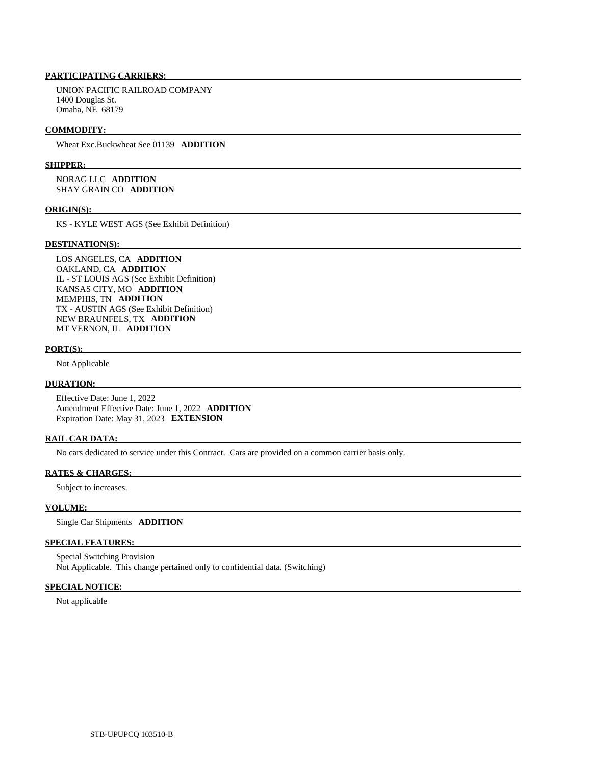**PARTICIPATING CARRIERS:**

UNION PACIFIC RAILROAD COMPANY
1400 Douglas St.
Omaha, NE 68179

**COMMODITY:**

Wheat Exc.Buckwheat See 01139 **ADDITION**

**SHIPPER:**

NORAG LLC **ADDITION**
SHAY GRAIN CO **ADDITION**

**ORIGIN(S):**

KS - KYLE WEST AGS (See Exhibit Definition)

**DESTINATION(S):**

LOS ANGELES, CA **ADDITION**
OAKLAND, CA **ADDITION**
IL - ST LOUIS AGS (See Exhibit Definition)
KANSAS CITY, MO **ADDITION**
MEMPHIS, TN **ADDITION**
TX - AUSTIN AGS (See Exhibit Definition)
NEW BRAUNFELS, TX **ADDITION**
MT VERNON, IL **ADDITION**

**PORT(S):**

Not Applicable

**DURATION:**

Effective Date: June 1, 2022
Amendment Effective Date: June 1, 2022 **ADDITION**
Expiration Date: May 31, 2023 **EXTENSION**

**RAIL CAR DATA:**

No cars dedicated to service under this Contract. Cars are provided on a common carrier basis only.

**RATES & CHARGES:**

Subject to increases.

**VOLUME:**

Single Car Shipments **ADDITION**

**SPECIAL FEATURES:**

Special Switching Provision
Not Applicable. This change pertained only to confidential data. (Switching)

**SPECIAL NOTICE:**

Not applicable

STB-UPUPCQ 103510-B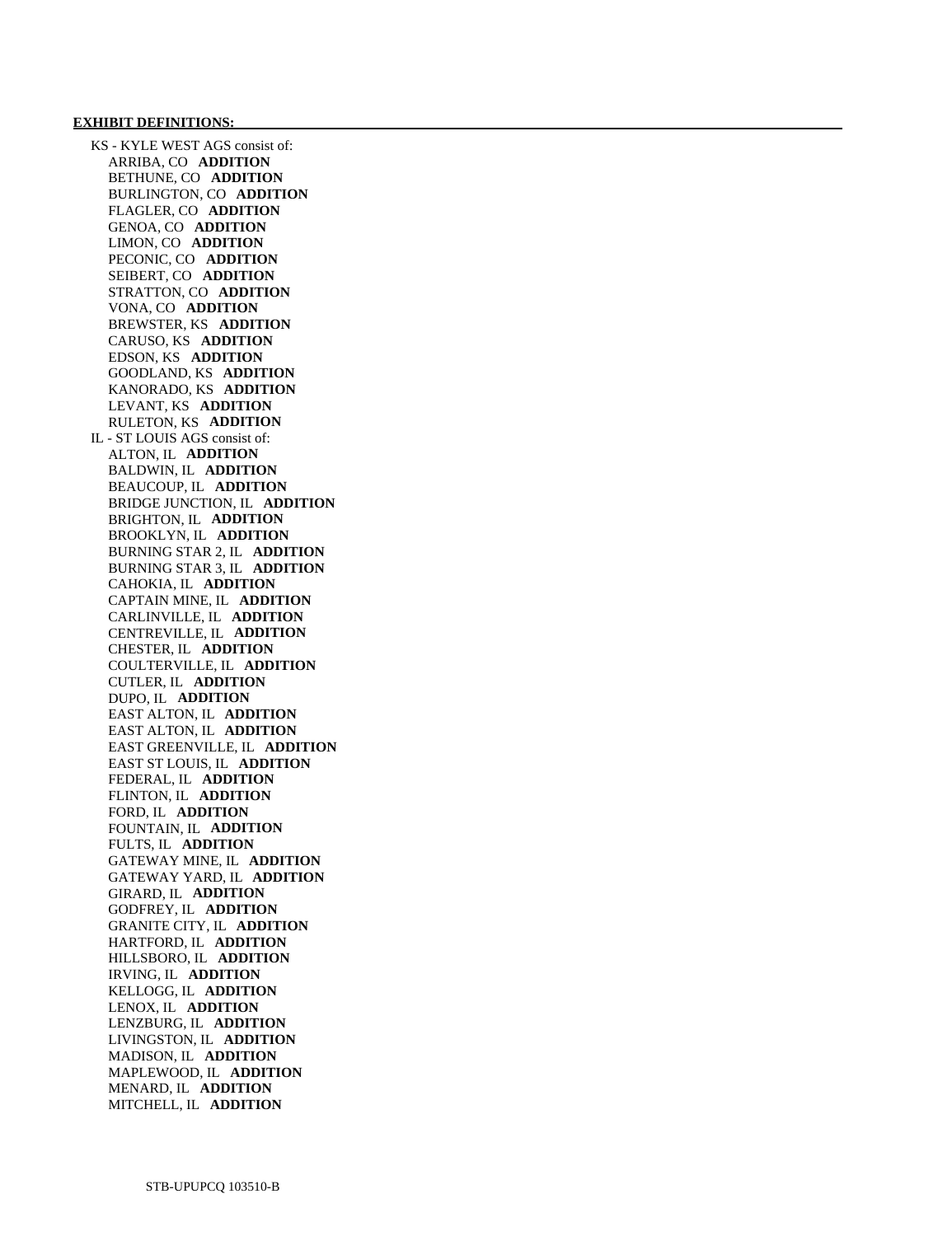**EXHIBIT DEFINITIONS:**

KS - KYLE WEST AGS consist of:

- ARRIBA, CO **ADDITION**
- BETHUNE, CO **ADDITION**
- BURLINGTON, CO **ADDITION**
- FLAGLER, CO **ADDITION**
- GENOA, CO **ADDITION**
- LIMON, CO **ADDITION**
- PECONIC, CO **ADDITION**
- SEIBERT, CO **ADDITION**
- STRATTON, CO **ADDITION**
- VONA, CO **ADDITION**
- BREWSTER, KS **ADDITION**
- CARUSO, KS **ADDITION**
- EDSON, KS **ADDITION**
- GOODLAND, KS **ADDITION**
- KANORADO, KS **ADDITION**
- LEVANT, KS **ADDITION**
- RULETON, KS **ADDITION**

IL - ST LOUIS AGS consist of:

- ALTON, IL **ADDITION**
- BALDWIN, IL **ADDITION**
- BEAUCOUP, IL **ADDITION**
- BRIDGE JUNCTION, IL **ADDITION**
- BRIGHTON, IL **ADDITION**
- BROOKLYN, IL **ADDITION**
- BURNING STAR 2, IL **ADDITION**
- BURNING STAR 3, IL **ADDITION**
- CAHOKIA, IL **ADDITION**
- CAPTAIN MINE, IL **ADDITION**
- CARLINVILLE, IL **ADDITION**
- CENTREVILLE, IL **ADDITION**
- CHESTER, IL **ADDITION**
- COULTERVILLE, IL **ADDITION**
- CUTLER, IL **ADDITION**
- DUPO, IL **ADDITION**
- EAST ALTON, IL **ADDITION**
- EAST ALTON, IL **ADDITION**
- EAST GREENVILLE, IL **ADDITION**
- EAST ST LOUIS, IL **ADDITION**
- FEDERAL, IL **ADDITION**
- FLINTON, IL **ADDITION**
- FORD, IL **ADDITION**
- FOUNTAIN, IL **ADDITION**
- FULTS, IL **ADDITION**
- GATEWAY MINE, IL **ADDITION**
- GATEWAY YARD, IL **ADDITION**
- GIRARD, IL **ADDITION**
- GODFREY, IL **ADDITION**
- GRANITE CITY, IL **ADDITION**
- HARTFORD, IL **ADDITION**
- HILLSBORO, IL **ADDITION**
- IRVING, IL **ADDITION**
- KELLOGG, IL **ADDITION**
- LENOX, IL **ADDITION**
- LENZBURG, IL **ADDITION**
- LIVINGSTON, IL **ADDITION**
- MADISON, IL **ADDITION**
- MAPLEWOOD, IL **ADDITION**
- MENARD, IL **ADDITION**
- MITCHELL, IL **ADDITION**

STB-UPUPCQ 103510-B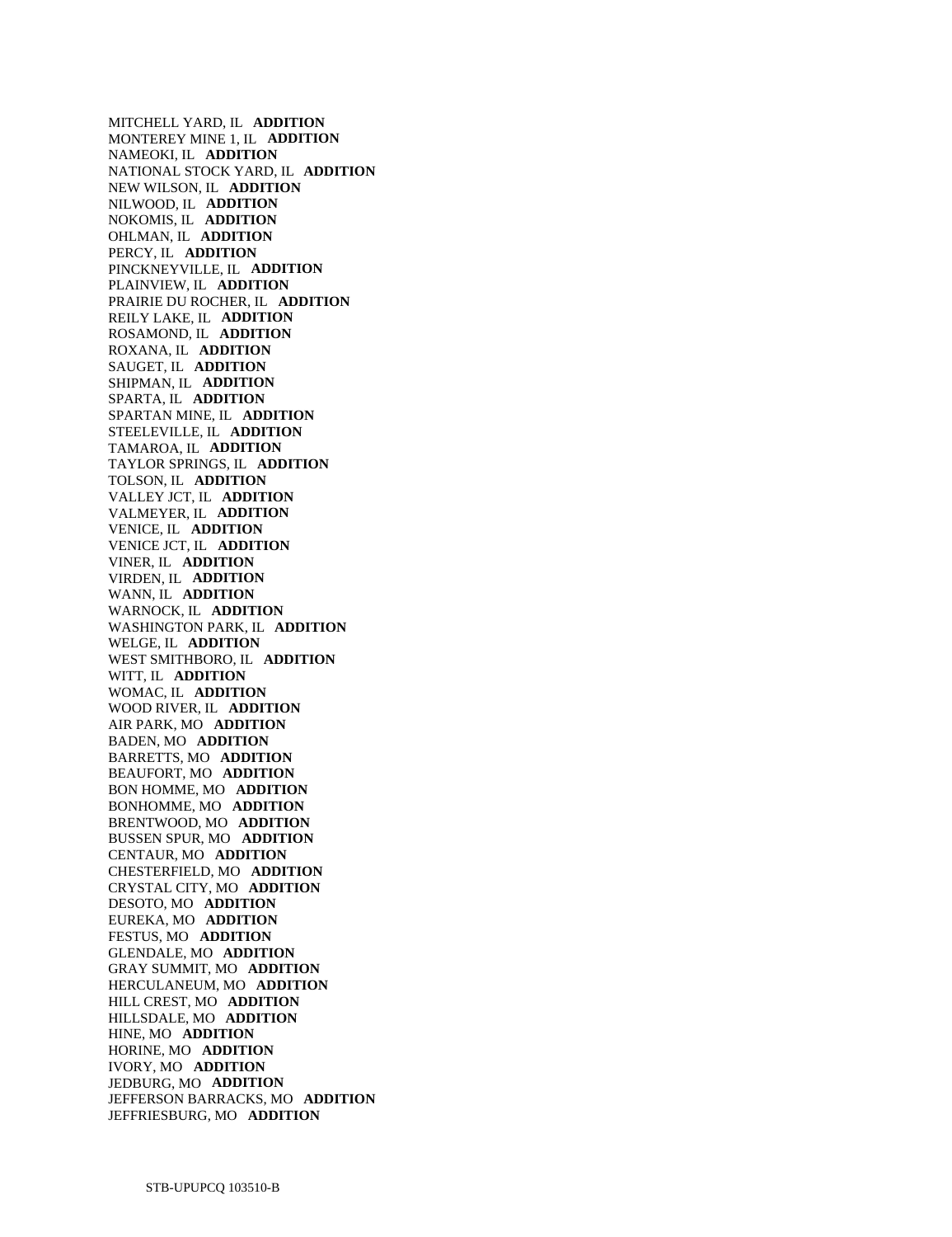MITCHELL YARD, IL **ADDITION**
MONTEREY MINE 1, IL **ADDITION**
NAMEOKI, IL **ADDITION**
NATIONAL STOCK YARD, IL **ADDITION**
NEW WILSON, IL **ADDITION**
NILWOOD, IL **ADDITION**
NOKOMIS, IL **ADDITION**
OHLMAN, IL **ADDITION**
PERCY, IL **ADDITION**
PINCKNEYVILLE, IL **ADDITION**
PLAINVIEW, IL **ADDITION**
PRAIRIE DU ROCHER, IL **ADDITION**
REILY LAKE, IL **ADDITION**
ROSAMOND, IL **ADDITION**
ROXANA, IL **ADDITION**
SAUGET, IL **ADDITION**
SHIPMAN, IL **ADDITION**
SPARTA, IL **ADDITION**
SPARTAN MINE, IL **ADDITION**
STEELEVILLE, IL **ADDITION**
TAMAROA, IL **ADDITION**
TAYLOR SPRINGS, IL **ADDITION**
TOLSON, IL **ADDITION**
VALLEY JCT, IL **ADDITION**
VALMEYER, IL **ADDITION**
VENICE, IL **ADDITION**
VENICE JCT, IL **ADDITION**
VINER, IL **ADDITION**
VIRDEN, IL **ADDITION**
WANN, IL **ADDITION**
WARNOCK, IL **ADDITION**
WASHINGTON PARK, IL **ADDITION**
WELGE, IL **ADDITION**
WEST SMITHBORO, IL **ADDITION**
WITT, IL **ADDITION**
WOMAC, IL **ADDITION**
WOOD RIVER, IL **ADDITION**
AIR PARK, MO **ADDITION**
BADEN, MO **ADDITION**
BARRETTS, MO **ADDITION**
BEAUFORT, MO **ADDITION**
BON HOMME, MO **ADDITION**
BONHOMME, MO **ADDITION**
BRENTWOOD, MO **ADDITION**
BUSSEN SPUR, MO **ADDITION**
CENTAUR, MO **ADDITION**
CHESTERFIELD, MO **ADDITION**
CRYSTAL CITY, MO **ADDITION**
DESOTO, MO **ADDITION**
EUREKA, MO **ADDITION**
FESTUS, MO **ADDITION**
GLENDALE, MO **ADDITION**
GRAY SUMMIT, MO **ADDITION**
HERCULANEUM, MO **ADDITION**
HILL CREST, MO **ADDITION**
HILLSDALE, MO **ADDITION**
HINE, MO **ADDITION**
HORINE, MO **ADDITION**
IVORY, MO **ADDITION**
JEDBURG, MO **ADDITION**
JEFFERSON BARRACKS, MO **ADDITION**
JEFFRIESBURG, MO **ADDITION**

STB-UPUPCQ 103510-B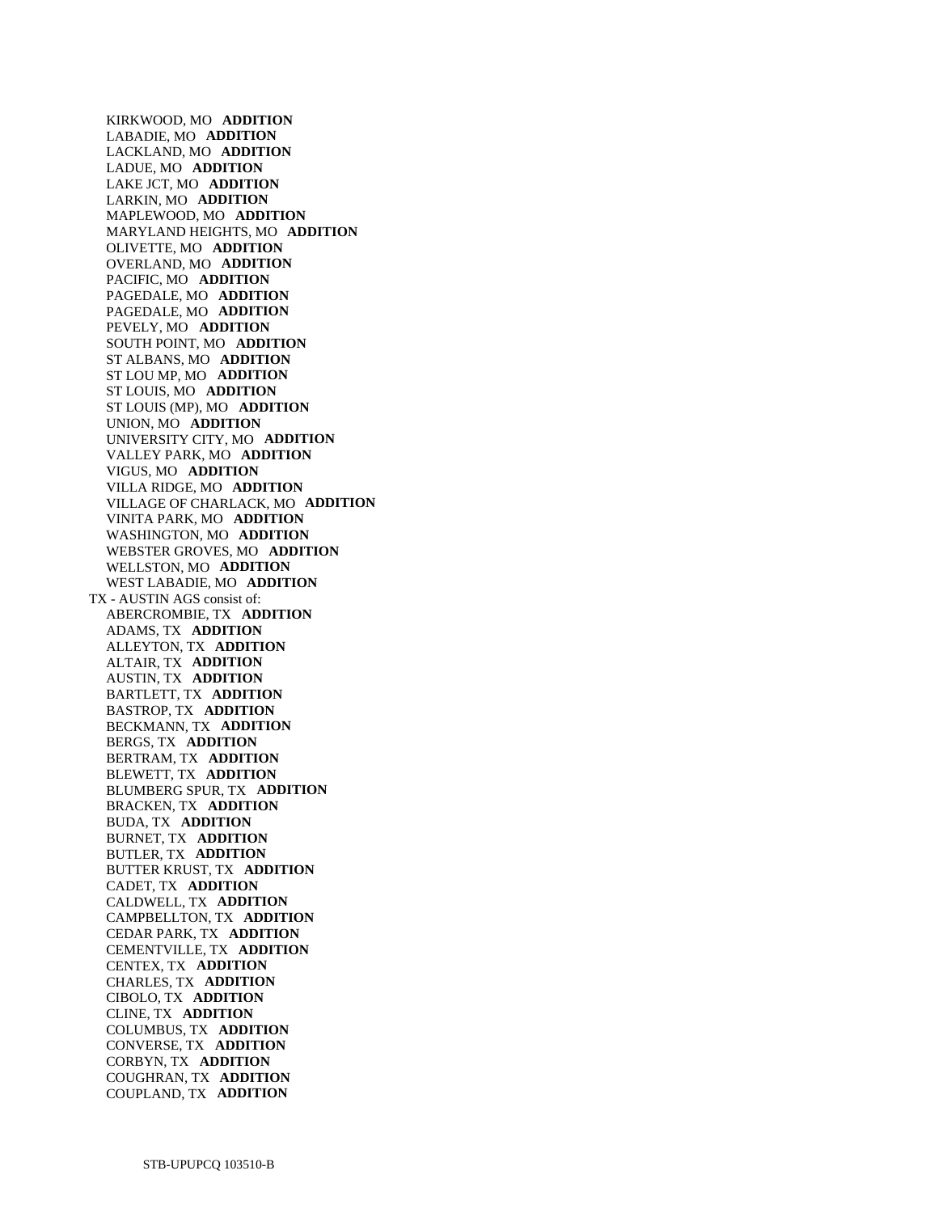KIRKWOOD, MO **ADDITION**
LABADIE, MO **ADDITION**
LACKLAND, MO **ADDITION**
LADUE, MO **ADDITION**
LAKE JCT, MO **ADDITION**
LARKIN, MO **ADDITION**
MAPLEWOOD, MO **ADDITION**
MARYLAND HEIGHTS, MO **ADDITION**
OLIVETTE, MO **ADDITION**
OVERLAND, MO **ADDITION**
PACIFIC, MO **ADDITION**
PAGEDALE, MO **ADDITION**
PAGEDALE, MO **ADDITION**
PEVELY, MO **ADDITION**
SOUTH POINT, MO **ADDITION**
ST ALBANS, MO **ADDITION**
ST LOU MP, MO **ADDITION**
ST LOUIS, MO **ADDITION**
ST LOUIS (MP), MO **ADDITION**
UNION, MO **ADDITION**
UNIVERSITY CITY, MO **ADDITION**
VALLEY PARK, MO **ADDITION**
VIGUS, MO **ADDITION**
VILLA RIDGE, MO **ADDITION**
VILLAGE OF CHARLACK, MO **ADDITION**
VINITA PARK, MO **ADDITION**
WASHINGTON, MO **ADDITION**
WEBSTER GROVES, MO **ADDITION**
WELLSTON, MO **ADDITION**
WEST LABADIE, MO **ADDITION**

TX - AUSTIN AGS consist of:

ABERCROMBIE, TX **ADDITION**
ADAMS, TX **ADDITION**
ALLEYTON, TX **ADDITION**
ALTAIR, TX **ADDITION**
AUSTIN, TX **ADDITION**
BARTLETT, TX **ADDITION**
BASTROP, TX **ADDITION**
BECKMANN, TX **ADDITION**
BERGS, TX **ADDITION**
BERTRAM, TX **ADDITION**
BLEWETT, TX **ADDITION**
BLUMBERG SPUR, TX **ADDITION**
BRACKEN, TX **ADDITION**
BUDA, TX **ADDITION**
BURNET, TX **ADDITION**
BUTLER, TX **ADDITION**
BUTTER KRUST, TX **ADDITION**
CADET, TX **ADDITION**
CALDWELL, TX **ADDITION**
CAMPBELLTON, TX **ADDITION**
CEDAR PARK, TX **ADDITION**
CEMENTVILLE, TX **ADDITION**
CENTEX, TX **ADDITION**
CHARLES, TX **ADDITION**
CIBOLO, TX **ADDITION**
CLINE, TX **ADDITION**
COLUMBUS, TX **ADDITION**
CONVERSE, TX **ADDITION**
CORBYN, TX **ADDITION**
COUGHRAN, TX **ADDITION**
COUPLAND, TX **ADDITION**

STB-UPUPCQ 103510-B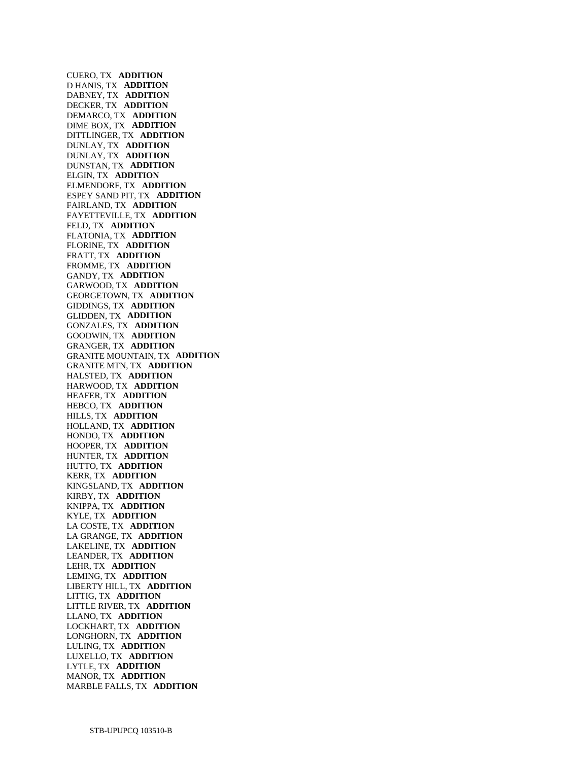CUERO, TX **ADDITION**
D HANIS, TX **ADDITION**
DABNEY, TX **ADDITION**
DECKER, TX **ADDITION**
DEMARCO, TX **ADDITION**
DIME BOX, TX **ADDITION**
DITTLINGER, TX **ADDITION**
DUNLAY, TX **ADDITION**
DUNLAY, TX **ADDITION**
DUNSTAN, TX **ADDITION**
ELGIN, TX **ADDITION**
ELMENDORF, TX **ADDITION**
ESPEY SAND PIT, TX **ADDITION**
FAIRLAND, TX **ADDITION**
FAYETTEVILLE, TX **ADDITION**
FELD, TX **ADDITION**
FLATONIA, TX **ADDITION**
FLORINE, TX **ADDITION**
FRATT, TX **ADDITION**
FROMME, TX **ADDITION**
GANDY, TX **ADDITION**
GARWOOD, TX **ADDITION**
GEORGETOWN, TX **ADDITION**
GIDDINGS, TX **ADDITION**
GLIDDEN, TX **ADDITION**
GONZALES, TX **ADDITION**
GOODWIN, TX **ADDITION**
GRANGER, TX **ADDITION**
GRANITE MOUNTAIN, TX **ADDITION**
GRANITE MTN, TX **ADDITION**
HALSTED, TX **ADDITION**
HARWOOD, TX **ADDITION**
HEAFER, TX **ADDITION**
HEBCO, TX **ADDITION**
HILLS, TX **ADDITION**
HOLLAND, TX **ADDITION**
HONDO, TX **ADDITION**
HOOPER, TX **ADDITION**
HUNTER, TX **ADDITION**
HUTTO, TX **ADDITION**
KERR, TX **ADDITION**
KINGSLAND, TX **ADDITION**
KIRBY, TX **ADDITION**
KNIPPA, TX **ADDITION**
KYLE, TX **ADDITION**
LA COSTE, TX **ADDITION**
LA GRANGE, TX **ADDITION**
LAKELINE, TX **ADDITION**
LEANDER, TX **ADDITION**
LEHR, TX **ADDITION**
LEMING, TX **ADDITION**
LIBERTY HILL, TX **ADDITION**
LITTIG, TX **ADDITION**
LITTLE RIVER, TX **ADDITION**
LLANO, TX **ADDITION**
LOCKHART, TX **ADDITION**
LONGHORN, TX **ADDITION**
LULING, TX **ADDITION**
LUXELLO, TX **ADDITION**
LYTLE, TX **ADDITION**
MANOR, TX **ADDITION**
MARBLE FALLS, TX **ADDITION**

STB-UPUPCQ 103510-B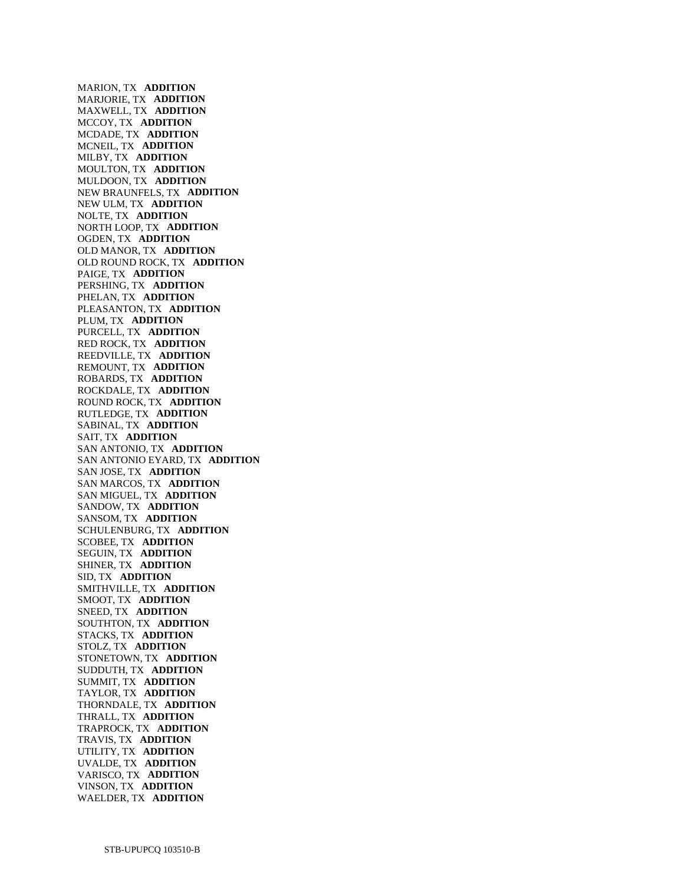MARION, TX **ADDITION**
MARJORIE, TX **ADDITION**
MAXWELL, TX **ADDITION**
MCCOY, TX **ADDITION**
MCDADE, TX **ADDITION**
MCNEIL, TX **ADDITION**
MILBY, TX **ADDITION**
MOULTON, TX **ADDITION**
MULDOON, TX **ADDITION**
NEW BRAUNFELS, TX **ADDITION**
NEW ULM, TX **ADDITION**
NOLTE, TX **ADDITION**
NORTH LOOP, TX **ADDITION**
OGDEN, TX **ADDITION**
OLD MANOR, TX **ADDITION**
OLD ROUND ROCK, TX **ADDITION**
PAIGE, TX **ADDITION**
PERSHING, TX **ADDITION**
PHELAN, TX **ADDITION**
PLEASANTON, TX **ADDITION**
PLUM, TX **ADDITION**
PURCELL, TX **ADDITION**
RED ROCK, TX **ADDITION**
REEDVILLE, TX **ADDITION**
REMOUNT, TX **ADDITION**
ROBARDS, TX **ADDITION**
ROCKDALE, TX **ADDITION**
ROUND ROCK, TX **ADDITION**
RUTLEDGE, TX **ADDITION**
SABINAL, TX **ADDITION**
SAIT, TX **ADDITION**
SAN ANTONIO, TX **ADDITION**
SAN ANTONIO EYARD, TX **ADDITION**
SAN JOSE, TX **ADDITION**
SAN MARCOS, TX **ADDITION**
SAN MIGUEL, TX **ADDITION**
SANDOW, TX **ADDITION**
SANSOM, TX **ADDITION**
SCHULENBURG, TX **ADDITION**
SCOBEE, TX **ADDITION**
SEGUIN, TX **ADDITION**
SHINER, TX **ADDITION**
SID, TX **ADDITION**
SMITHVILLE, TX **ADDITION**
SMOOT, TX **ADDITION**
SNEED, TX **ADDITION**
SOUTHTON, TX **ADDITION**
STACKS, TX **ADDITION**
STOLZ, TX **ADDITION**
STONETOWN, TX **ADDITION**
SUDDUTH, TX **ADDITION**
SUMMIT, TX **ADDITION**
TAYLOR, TX **ADDITION**
THORNDALE, TX **ADDITION**
THRALL, TX **ADDITION**
TRAPROCK, TX **ADDITION**
TRAVIS, TX **ADDITION**
UTILITY, TX **ADDITION**
UVALDE, TX **ADDITION**
VARISCO, TX **ADDITION**
VINSON, TX **ADDITION**
WAELDER, TX **ADDITION**

STB-UPUPCQ 103510-B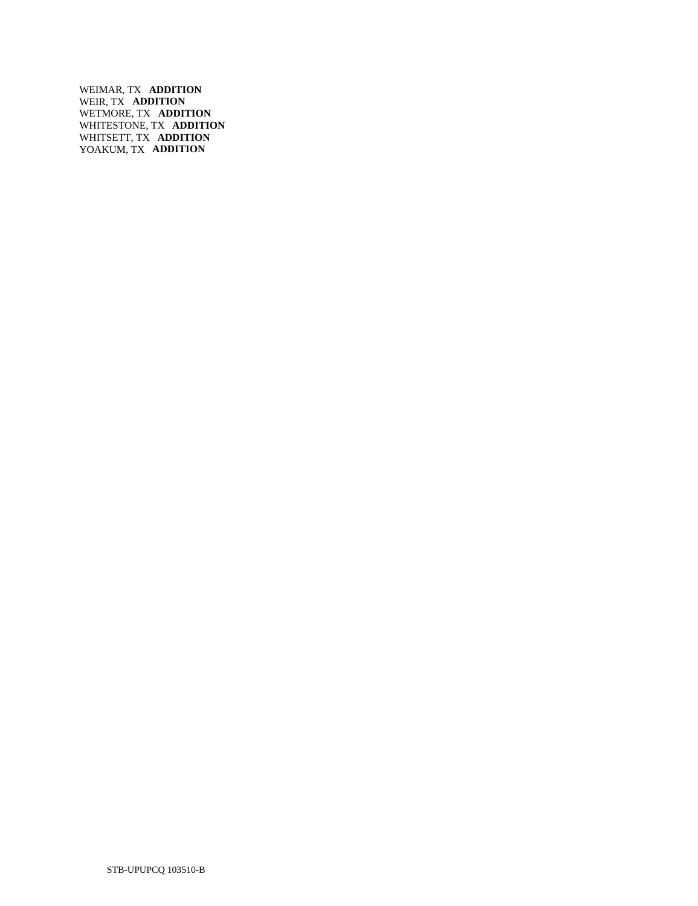WEIMAR, TX **ADDITION**
WEIR, TX **ADDITION**
WETMORE, TX **ADDITION**
WHITESTONE, TX **ADDITION**
WHITSETT, TX **ADDITION**
YOAKUM, TX **ADDITION**

STB-UPUPCQ 103510-B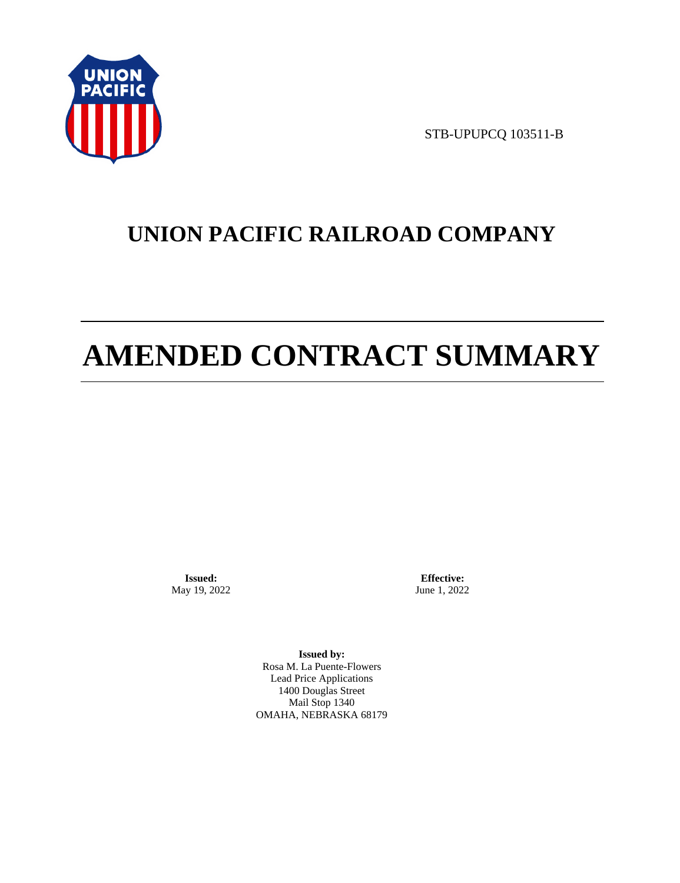STB-UPUPCQ 103511-B

# UNION PACIFIC RAILROAD COMPANY

# AMENDED CONTRACT SUMMARY

**Issued:**
May 19, 2022

**Effective:**
June 1, 2022

**Issued by:**
Rosa M. La Puente-Flowers
Lead Price Applications
1400 Douglas Street
Mail Stop 1340
OMAHA, NEBRASKA 68179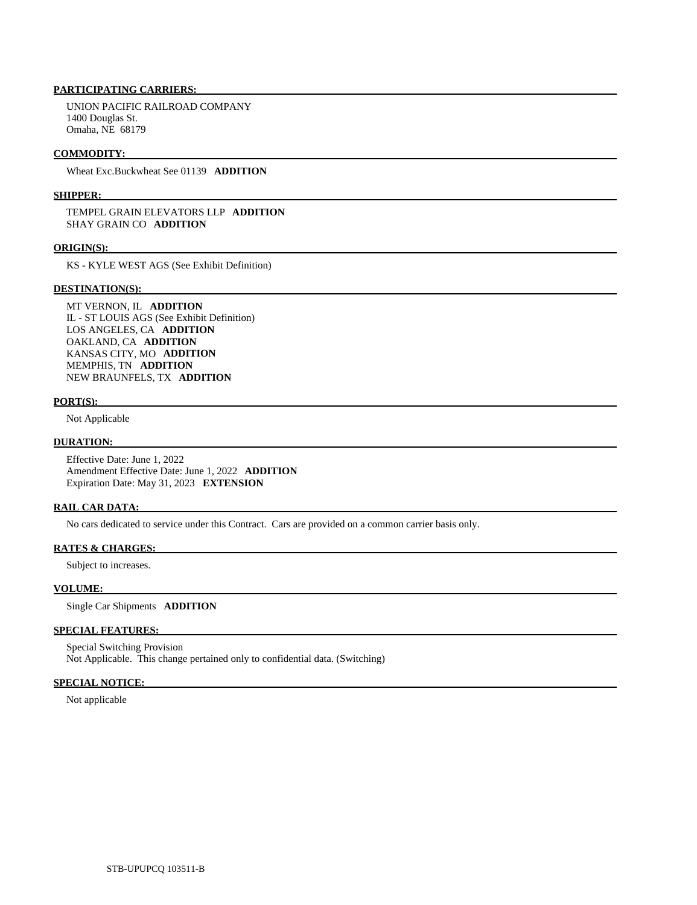**PARTICIPATING CARRIERS:**

UNION PACIFIC RAILROAD COMPANY
1400 Douglas St.
Omaha, NE 68179

**COMMODITY:**

Wheat Exc.Buckwheat See 01139 **ADDITION**

**SHIPPER:**

TEMPEL GRAIN ELEVATORS LLP **ADDITION**
SHAY GRAIN CO **ADDITION**

**ORIGIN(S):**

KS - KYLE WEST AGS (See Exhibit Definition)

**DESTINATION(S):**

MT VERNON, IL **ADDITION**
IL - ST LOUIS AGS (See Exhibit Definition)
LOS ANGELES, CA **ADDITION**
OAKLAND, CA **ADDITION**
KANSAS CITY, MO **ADDITION**
MEMPHIS, TN **ADDITION**
NEW BRAUNFELS, TX **ADDITION**

**PORT(S):**

Not Applicable

**DURATION:**

Effective Date: June 1, 2022
Amendment Effective Date: June 1, 2022 **ADDITION**
Expiration Date: May 31, 2023 **EXTENSION**

**RAIL CAR DATA:**

No cars dedicated to service under this Contract. Cars are provided on a common carrier basis only.

**RATES & CHARGES:**

Subject to increases.

**VOLUME:**

Single Car Shipments **ADDITION**

**SPECIAL FEATURES:**

Special Switching Provision
Not Applicable. This change pertained only to confidential data. (Switching)

**SPECIAL NOTICE:**

Not applicable

STB-UPUPCQ 103511-B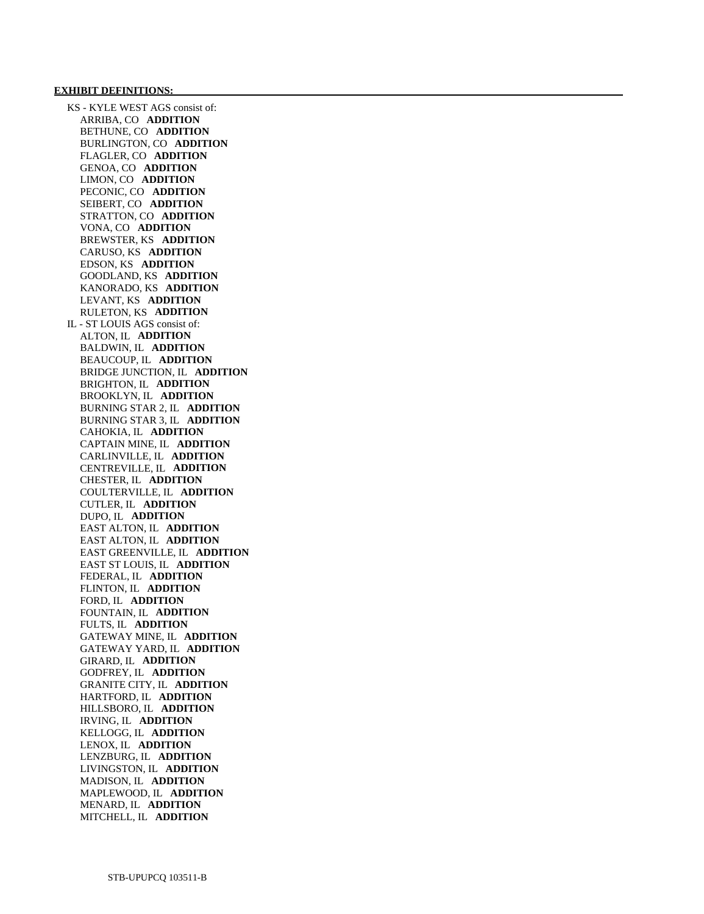**EXHIBIT DEFINITIONS:**

KS - KYLE WEST AGS consist of:
- ARRIBA, CO **ADDITION**
- BETHUNE, CO **ADDITION**
- BURLINGTON, CO **ADDITION**
- FLAGLER, CO **ADDITION**
- GENOA, CO **ADDITION**
- LIMON, CO **ADDITION**
- PECONIC, CO **ADDITION**
- SEIBERT, CO **ADDITION**
- STRATTON, CO **ADDITION**
- VONA, CO **ADDITION**
- BREWSTER, KS **ADDITION**
- CARUSO, KS **ADDITION**
- EDSON, KS **ADDITION**
- GOODLAND, KS **ADDITION**
- KANORADO, KS **ADDITION**
- LEVANT, KS **ADDITION**
- RULETON, KS **ADDITION**

IL - ST LOUIS AGS consist of:
- ALTON, IL **ADDITION**
- BALDWIN, IL **ADDITION**
- BEAUCOUP, IL **ADDITION**
- BRIDGE JUNCTION, IL **ADDITION**
- BRIGHTON, IL **ADDITION**
- BROOKLYN, IL **ADDITION**
- BURNING STAR 2, IL **ADDITION**
- BURNING STAR 3, IL **ADDITION**
- CAHOKIA, IL **ADDITION**
- CAPTAIN MINE, IL **ADDITION**
- CARLINVILLE, IL **ADDITION**
- CENTREVILLE, IL **ADDITION**
- CHESTER, IL **ADDITION**
- COULTERVILLE, IL **ADDITION**
- CUTLER, IL **ADDITION**
- DUPO, IL **ADDITION**
- EAST ALTON, IL **ADDITION**
- EAST ALTON, IL **ADDITION**
- EAST GREENVILLE, IL **ADDITION**
- EAST ST LOUIS, IL **ADDITION**
- FEDERAL, IL **ADDITION**
- FLINTON, IL **ADDITION**
- FORD, IL **ADDITION**
- FOUNTAIN, IL **ADDITION**
- FULTS, IL **ADDITION**
- GATEWAY MINE, IL **ADDITION**
- GATEWAY YARD, IL **ADDITION**
- GIRARD, IL **ADDITION**
- GODFREY, IL **ADDITION**
- GRANITE CITY, IL **ADDITION**
- HARTFORD, IL **ADDITION**
- HILLSBORO, IL **ADDITION**
- IRVING, IL **ADDITION**
- KELLOGG, IL **ADDITION**
- LENOX, IL **ADDITION**
- LENZBURG, IL **ADDITION**
- LIVINGSTON, IL **ADDITION**
- MADISON, IL **ADDITION**
- MAPLEWOOD, IL **ADDITION**
- MENARD, IL **ADDITION**
- MITCHELL, IL **ADDITION**

STB-UPUPCQ 103511-B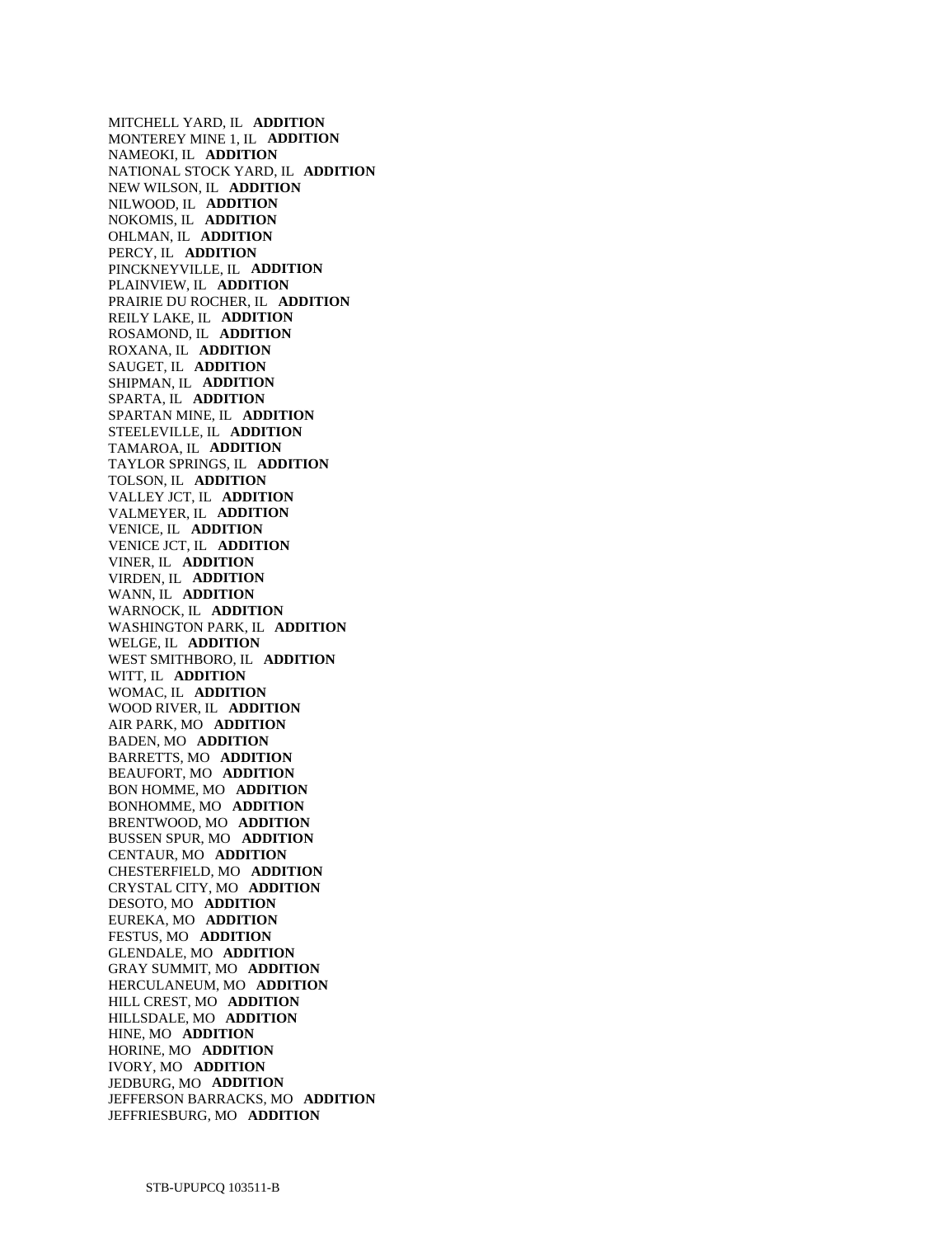MITCHELL YARD, IL **ADDITION**
MONTEREY MINE 1, IL **ADDITION**
NAMEOKI, IL **ADDITION**
NATIONAL STOCK YARD, IL **ADDITION**
NEW WILSON, IL **ADDITION**
NILWOOD, IL **ADDITION**
NOKOMIS, IL **ADDITION**
OHLMAN, IL **ADDITION**
PERCY, IL **ADDITION**
PINCKNEYVILLE, IL **ADDITION**
PLAINVIEW, IL **ADDITION**
PRAIRIE DU ROCHER, IL **ADDITION**
REILY LAKE, IL **ADDITION**
ROSAMOND, IL **ADDITION**
ROXANA, IL **ADDITION**
SAUGET, IL **ADDITION**
SHIPMAN, IL **ADDITION**
SPARTA, IL **ADDITION**
SPARTAN MINE, IL **ADDITION**
STEELEVILLE, IL **ADDITION**
TAMAROA, IL **ADDITION**
TAYLOR SPRINGS, IL **ADDITION**
TOLSON, IL **ADDITION**
VALLEY JCT, IL **ADDITION**
VALMEYER, IL **ADDITION**
VENICE, IL **ADDITION**
VENICE JCT, IL **ADDITION**
VINER, IL **ADDITION**
VIRDEN, IL **ADDITION**
WANN, IL **ADDITION**
WARNOCK, IL **ADDITION**
WASHINGTON PARK, IL **ADDITION**
WELGE, IL **ADDITION**
WEST SMITHBORO, IL **ADDITION**
WITT, IL **ADDITION**
WOMAC, IL **ADDITION**
WOOD RIVER, IL **ADDITION**
AIR PARK, MO **ADDITION**
BADEN, MO **ADDITION**
BARRETTS, MO **ADDITION**
BEAUFORT, MO **ADDITION**
BON HOMME, MO **ADDITION**
BONHOMME, MO **ADDITION**
BRENTWOOD, MO **ADDITION**
BUSSEN SPUR, MO **ADDITION**
CENTAUR, MO **ADDITION**
CHESTERFIELD, MO **ADDITION**
CRYSTAL CITY, MO **ADDITION**
DESOTO, MO **ADDITION**
EUREKA, MO **ADDITION**
FESTUS, MO **ADDITION**
GLENDALE, MO **ADDITION**
GRAY SUMMIT, MO **ADDITION**
HERCULANEUM, MO **ADDITION**
HILL CREST, MO **ADDITION**
HILLSDALE, MO **ADDITION**
HINE, MO **ADDITION**
HORINE, MO **ADDITION**
IVORY, MO **ADDITION**
JEDBURG, MO **ADDITION**
JEFFERSON BARRACKS, MO **ADDITION**
JEFFRIESBURG, MO **ADDITION**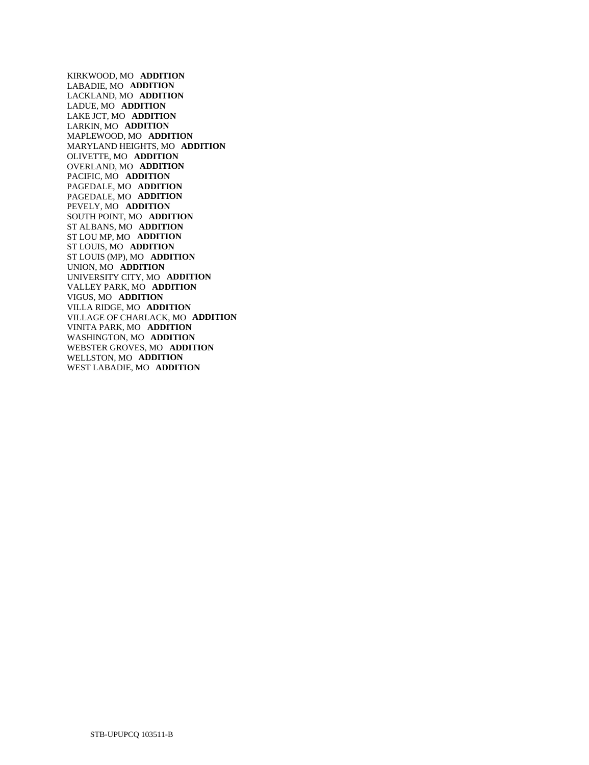KIRKWOOD, MO **ADDITION**
LABADIE, MO **ADDITION**
LACKLAND, MO **ADDITION**
LADUE, MO **ADDITION**
LAKE JCT, MO **ADDITION**
LARKIN, MO **ADDITION**
MAPLEWOOD, MO **ADDITION**
MARYLAND HEIGHTS, MO **ADDITION**
OLIVETTE, MO **ADDITION**
OVERLAND, MO **ADDITION**
PACIFIC, MO **ADDITION**
PAGEDALE, MO **ADDITION**
PAGEDALE, MO **ADDITION**
PEVELY, MO **ADDITION**
SOUTH POINT, MO **ADDITION**
ST ALBANS, MO **ADDITION**
ST LOU MP, MO **ADDITION**
ST LOUIS, MO **ADDITION**
ST LOUIS (MP), MO **ADDITION**
UNION, MO **ADDITION**
UNIVERSITY CITY, MO **ADDITION**
VALLEY PARK, MO **ADDITION**
VIGUS, MO **ADDITION**
VILLA RIDGE, MO **ADDITION**
VILLAGE OF CHARLACK, MO **ADDITION**
VINITA PARK, MO **ADDITION**
WASHINGTON, MO **ADDITION**
WEBSTER GROVES, MO **ADDITION**
WELLSTON, MO **ADDITION**
WEST LABADIE, MO **ADDITION**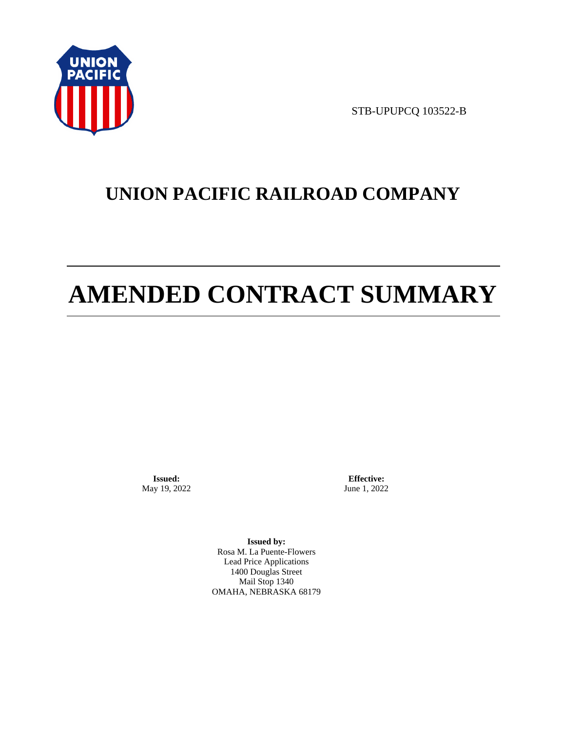STB-UPUPCQ 103522-B

# UNION PACIFIC RAILROAD COMPANY

# AMENDED CONTRACT SUMMARY

**Issued:**
May 19, 2022

**Effective:**
June 1, 2022

**Issued by:**
Rosa M. La Puente-Flowers
Lead Price Applications
1400 Douglas Street
Mail Stop 1340
OMAHA, NEBRASKA 68179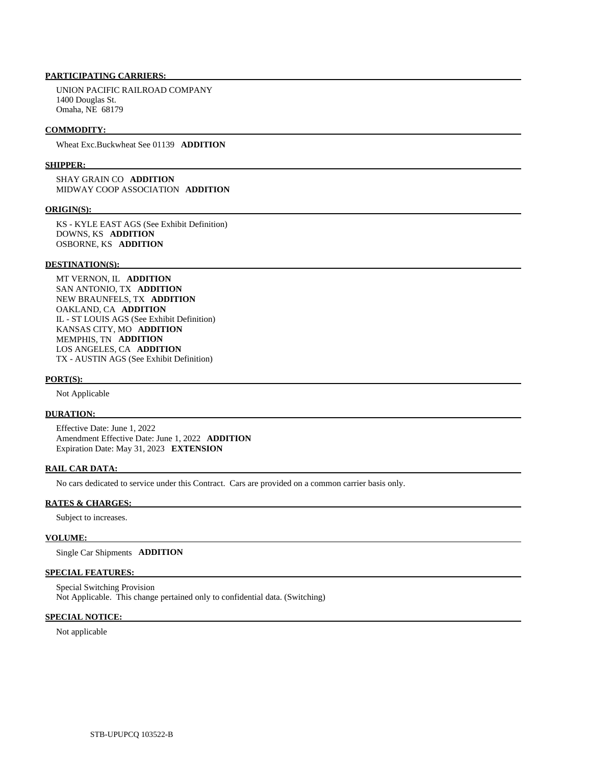**PARTICIPATING CARRIERS:**

UNION PACIFIC RAILROAD COMPANY
1400 Douglas St.
Omaha, NE 68179

**COMMODITY:**

Wheat Exc.Buckwheat See 01139 **ADDITION**

**SHIPPER:**

SHAY GRAIN CO **ADDITION**
MIDWAY COOP ASSOCIATION **ADDITION**

**ORIGIN(S):**

KS - KYLE EAST AGS (See Exhibit Definition)
DOWNS, KS **ADDITION**
OSBORNE, KS **ADDITION**

**DESTINATION(S):**

MT VERNON, IL **ADDITION**
SAN ANTONIO, TX **ADDITION**
NEW BRAUNFELS, TX **ADDITION**
OAKLAND, CA **ADDITION**
IL - ST LOUIS AGS (See Exhibit Definition)
KANSAS CITY, MO **ADDITION**
MEMPHIS, TN **ADDITION**
LOS ANGELES, CA **ADDITION**
TX - AUSTIN AGS (See Exhibit Definition)

**PORT(S):**

Not Applicable

**DURATION:**

Effective Date: June 1, 2022
Amendment Effective Date: June 1, 2022 **ADDITION**
Expiration Date: May 31, 2023 **EXTENSION**

**RAIL CAR DATA:**

No cars dedicated to service under this Contract. Cars are provided on a common carrier basis only.

**RATES & CHARGES:**

Subject to increases.

**VOLUME:**

Single Car Shipments **ADDITION**

**SPECIAL FEATURES:**

Special Switching Provision
Not Applicable. This change pertained only to confidential data. (Switching)

**SPECIAL NOTICE:**

Not applicable

STB-UPUPCQ 103522-B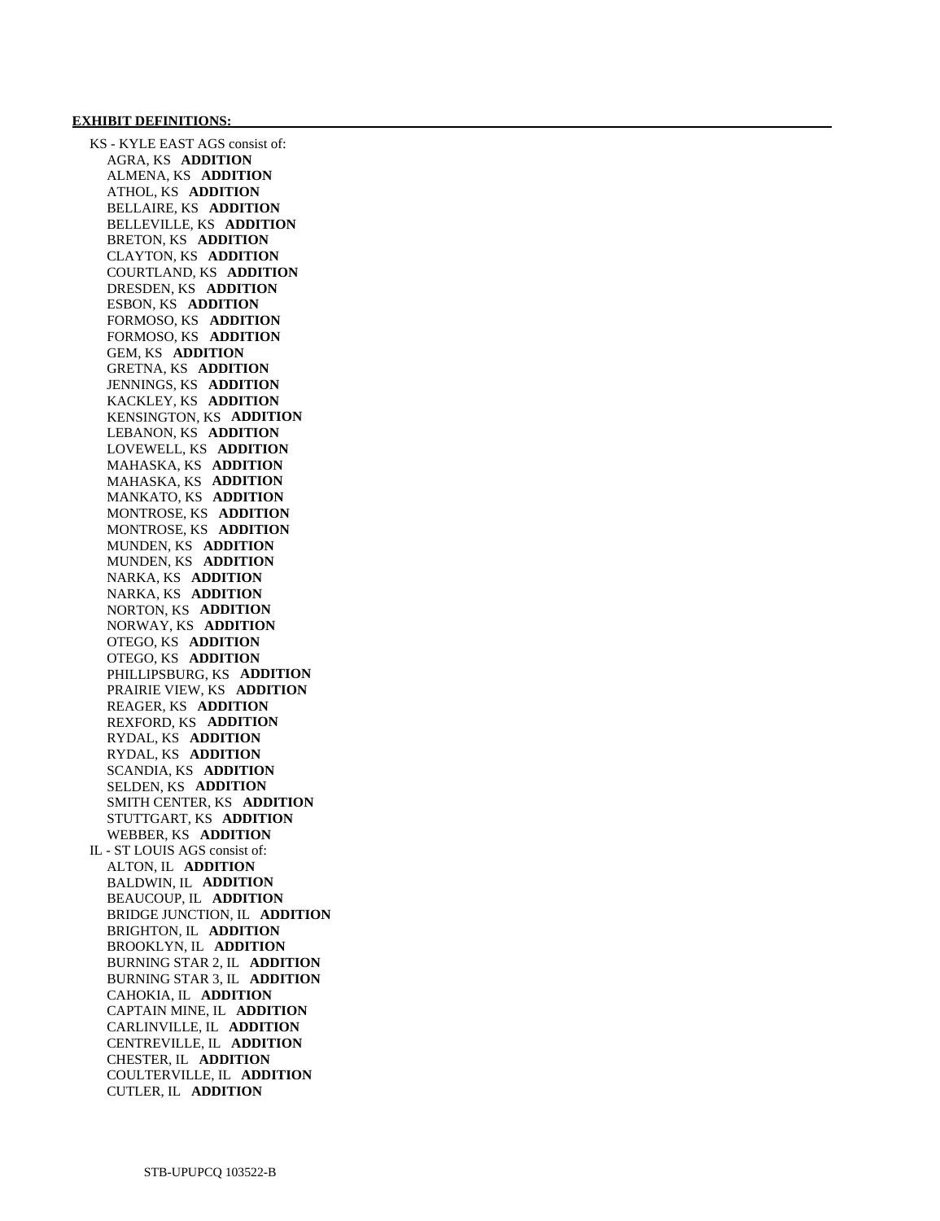**EXHIBIT DEFINITIONS:**

KS - KYLE EAST AGS consist of:
- AGRA, KS **ADDITION**
- ALMENA, KS **ADDITION**
- ATHOL, KS **ADDITION**
- BELLAIRE, KS **ADDITION**
- BELLEVILLE, KS **ADDITION**
- BRETON, KS **ADDITION**
- CLAYTON, KS **ADDITION**
- COURTLAND, KS **ADDITION**
- DRESDEN, KS **ADDITION**
- ESBON, KS **ADDITION**
- FORMOSO, KS **ADDITION**
- FORMOSO, KS **ADDITION**
- GEM, KS **ADDITION**
- GRETNA, KS **ADDITION**
- JENNINGS, KS **ADDITION**
- KACKLEY, KS **ADDITION**
- KENSINGTON, KS **ADDITION**
- LEBANON, KS **ADDITION**
- LOVEWELL, KS **ADDITION**
- MAHASKA, KS **ADDITION**
- MAHASKA, KS **ADDITION**
- MANKATO, KS **ADDITION**
- MONTROSE, KS **ADDITION**
- MONTROSE, KS **ADDITION**
- MUNDEN, KS **ADDITION**
- MUNDEN, KS **ADDITION**
- NARKA, KS **ADDITION**
- NARKA, KS **ADDITION**
- NORTON, KS **ADDITION**
- NORWAY, KS **ADDITION**
- OTEGO, KS **ADDITION**
- OTEGO, KS **ADDITION**
- PHILLIPSBURG, KS **ADDITION**
- PRAIRIE VIEW, KS **ADDITION**
- REAGER, KS **ADDITION**
- REXFORD, KS **ADDITION**
- RYDAL, KS **ADDITION**
- RYDAL, KS **ADDITION**
- SCANDIA, KS **ADDITION**
- SELDEN, KS **ADDITION**
- SMITH CENTER, KS **ADDITION**
- STUTTGART, KS **ADDITION**
- WEBBER, KS **ADDITION**

IL - ST LOUIS AGS consist of:
- ALTON, IL **ADDITION**
- BALDWIN, IL **ADDITION**
- BEAUCOUP, IL **ADDITION**
- BRIDGE JUNCTION, IL **ADDITION**
- BRIGHTON, IL **ADDITION**
- BROOKLYN, IL **ADDITION**
- BURNING STAR 2, IL **ADDITION**
- BURNING STAR 3, IL **ADDITION**
- CAHOKIA, IL **ADDITION**
- CAPTAIN MINE, IL **ADDITION**
- CARLINVILLE, IL **ADDITION**
- CENTREVILLE, IL **ADDITION**
- CHESTER, IL **ADDITION**
- COULTERVILLE, IL **ADDITION**
- CUTLER, IL **ADDITION**

STB-UPUPCQ 103522-B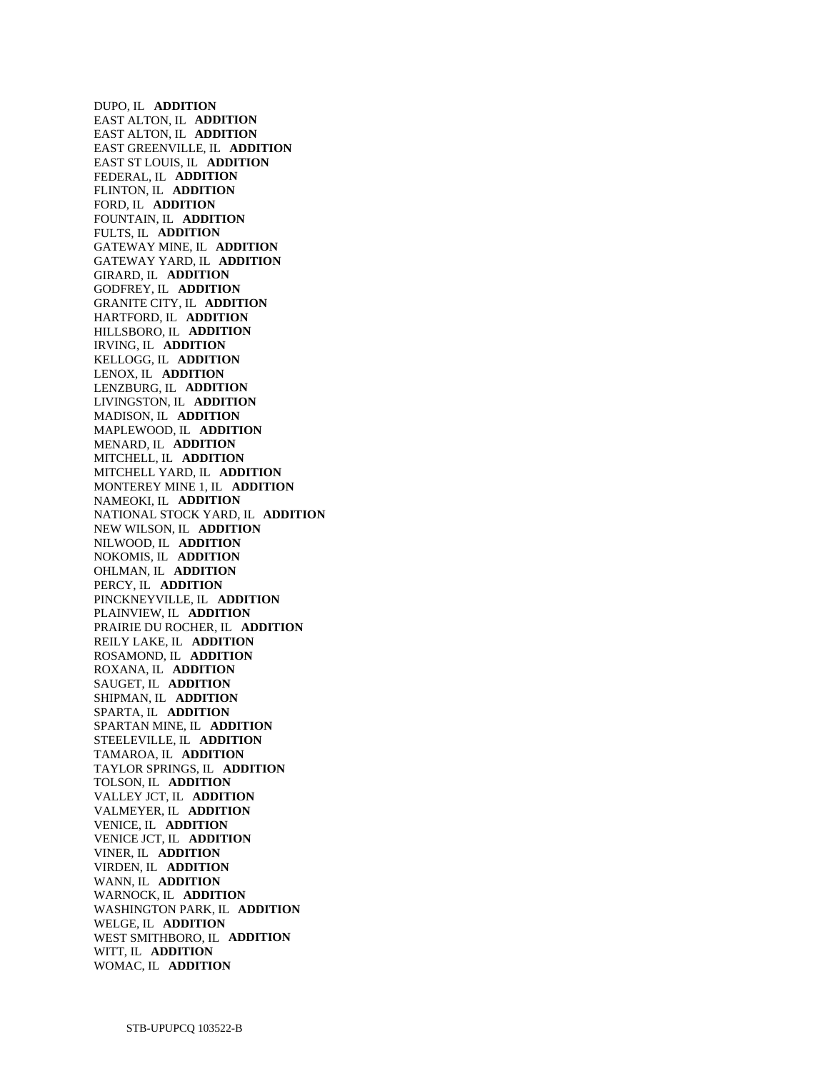DUPO, IL **ADDITION**
EAST ALTON, IL **ADDITION**
EAST ALTON, IL **ADDITION**
EAST GREENVILLE, IL **ADDITION**
EAST ST LOUIS, IL **ADDITION**
FEDERAL, IL **ADDITION**
FLINTON, IL **ADDITION**
FORD, IL **ADDITION**
FOUNTAIN, IL **ADDITION**
FULTS, IL **ADDITION**
GATEWAY MINE, IL **ADDITION**
GATEWAY YARD, IL **ADDITION**
GIRARD, IL **ADDITION**
GODFREY, IL **ADDITION**
GRANITE CITY, IL **ADDITION**
HARTFORD, IL **ADDITION**
HILLSBORO, IL **ADDITION**
IRVING, IL **ADDITION**
KELLOGG, IL **ADDITION**
LENOX, IL **ADDITION**
LENZBURG, IL **ADDITION**
LIVINGSTON, IL **ADDITION**
MADISON, IL **ADDITION**
MAPLEWOOD, IL **ADDITION**
MENARD, IL **ADDITION**
MITCHELL, IL **ADDITION**
MITCHELL YARD, IL **ADDITION**
MONTEREY MINE 1, IL **ADDITION**
NAMEOKI, IL **ADDITION**
NATIONAL STOCK YARD, IL **ADDITION**
NEW WILSON, IL **ADDITION**
NILWOOD, IL **ADDITION**
NOKOMIS, IL **ADDITION**
OHLMAN, IL **ADDITION**
PERCY, IL **ADDITION**
PINCKNEYVILLE, IL **ADDITION**
PLAINVIEW, IL **ADDITION**
PRAIRIE DU ROCHER, IL **ADDITION**
REILY LAKE, IL **ADDITION**
ROSAMOND, IL **ADDITION**
ROXANA, IL **ADDITION**
SAUGET, IL **ADDITION**
SHIPMAN, IL **ADDITION**
SPARTA, IL **ADDITION**
SPARTAN MINE, IL **ADDITION**
STEELEVILLE, IL **ADDITION**
TAMAROA, IL **ADDITION**
TAYLOR SPRINGS, IL **ADDITION**
TOLSON, IL **ADDITION**
VALLEY JCT, IL **ADDITION**
VALMEYER, IL **ADDITION**
VENICE, IL **ADDITION**
VENICE JCT, IL **ADDITION**
VINER, IL **ADDITION**
VIRDEN, IL **ADDITION**
WANN, IL **ADDITION**
WARNOCK, IL **ADDITION**
WASHINGTON PARK, IL **ADDITION**
WELGE, IL **ADDITION**
WEST SMITHBORO, IL **ADDITION**
WITT, IL **ADDITION**
WOMAC, IL **ADDITION**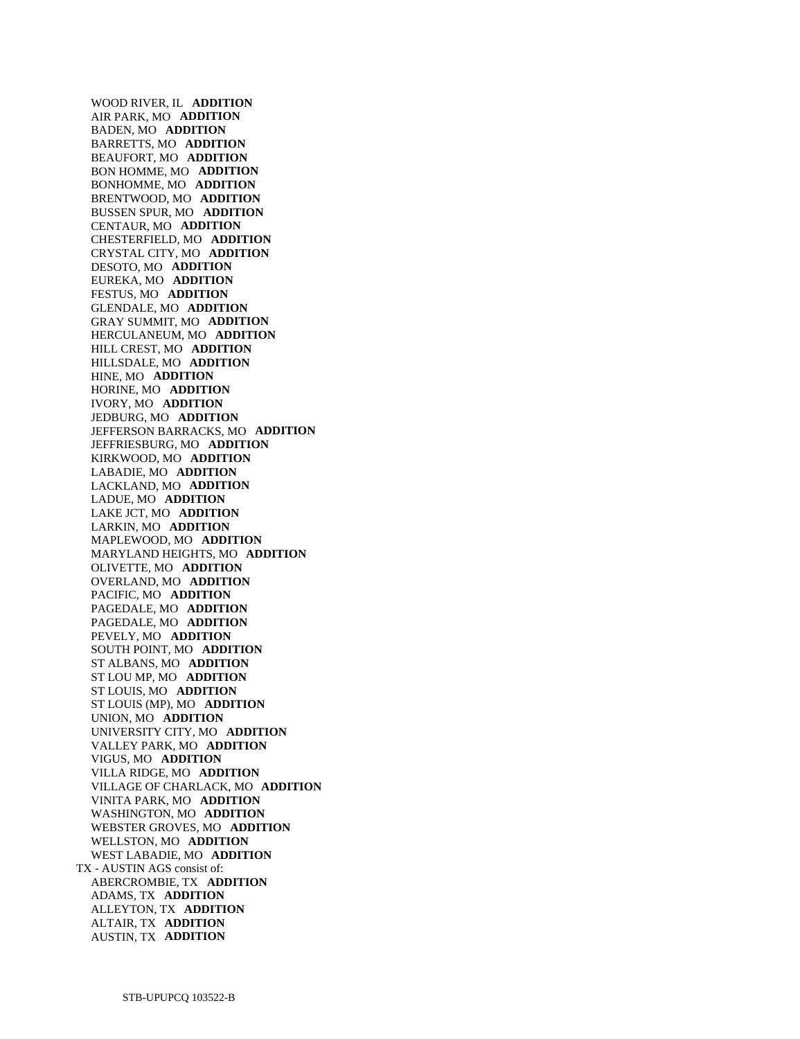WOOD RIVER, IL **ADDITION**
AIR PARK, MO **ADDITION**
BADEN, MO **ADDITION**
BARRETTS, MO **ADDITION**
BEAUFORT, MO **ADDITION**
BON HOMME, MO **ADDITION**
BONHOMME, MO **ADDITION**
BRENTWOOD, MO **ADDITION**
BUSSEN SPUR, MO **ADDITION**
CENTAUR, MO **ADDITION**
CHESTERFIELD, MO **ADDITION**
CRYSTAL CITY, MO **ADDITION**
DESOTO, MO **ADDITION**
EUREKA, MO **ADDITION**
FESTUS, MO **ADDITION**
GLENDALE, MO **ADDITION**
GRAY SUMMIT, MO **ADDITION**
HERCULANEUM, MO **ADDITION**
HILL CREST, MO **ADDITION**
HILLSDALE, MO **ADDITION**
HINE, MO **ADDITION**
HORINE, MO **ADDITION**
IVORY, MO **ADDITION**
JEDBURG, MO **ADDITION**
JEFFERSON BARRACKS, MO **ADDITION**
JEFFRIESBURG, MO **ADDITION**
KIRKWOOD, MO **ADDITION**
LABADIE, MO **ADDITION**
LACKLAND, MO **ADDITION**
LADUE, MO **ADDITION**
LAKE JCT, MO **ADDITION**
LARKIN, MO **ADDITION**
MAPLEWOOD, MO **ADDITION**
MARYLAND HEIGHTS, MO **ADDITION**
OLIVETTE, MO **ADDITION**
OVERLAND, MO **ADDITION**
PACIFIC, MO **ADDITION**
PAGEDALE, MO **ADDITION**
PAGEDALE, MO **ADDITION**
PEVELY, MO **ADDITION**
SOUTH POINT, MO **ADDITION**
ST ALBANS, MO **ADDITION**
ST LOU MP, MO **ADDITION**
ST LOUIS, MO **ADDITION**
ST LOUIS (MP), MO **ADDITION**
UNION, MO **ADDITION**
UNIVERSITY CITY, MO **ADDITION**
VALLEY PARK, MO **ADDITION**
VIGUS, MO **ADDITION**
VILLA RIDGE, MO **ADDITION**
VILLAGE OF CHARLACK, MO **ADDITION**
VINITA PARK, MO **ADDITION**
WASHINGTON, MO **ADDITION**
WEBSTER GROVES, MO **ADDITION**
WELLSTON, MO **ADDITION**
WEST LABADIE, MO **ADDITION**

TX - AUSTIN AGS consist of:

ABERCROMBIE, TX **ADDITION**
ADAMS, TX **ADDITION**
ALLEYTON, TX **ADDITION**
ALTAIR, TX **ADDITION**
AUSTIN, TX **ADDITION**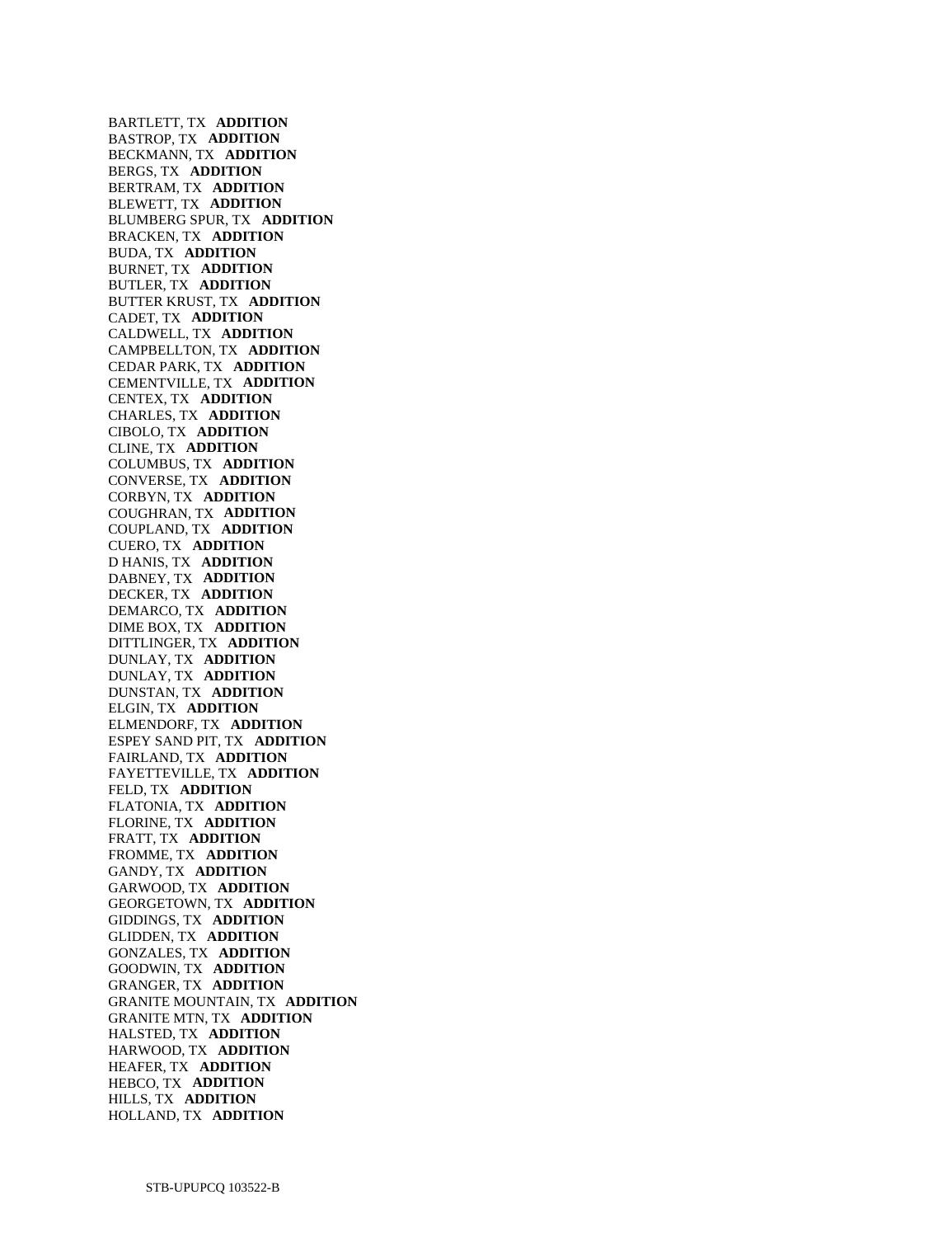BARTLETT, TX **ADDITION**
BASTROP, TX **ADDITION**
BECKMANN, TX **ADDITION**
BERGS, TX **ADDITION**
BERTRAM, TX **ADDITION**
BLEWETT, TX **ADDITION**
BLUMBERG SPUR, TX **ADDITION**
BRACKEN, TX **ADDITION**
BUDA, TX **ADDITION**
BURNET, TX **ADDITION**
BUTLER, TX **ADDITION**
BUTTER KRUST, TX **ADDITION**
CADET, TX **ADDITION**
CALDWELL, TX **ADDITION**
CAMPBELLTON, TX **ADDITION**
CEDAR PARK, TX **ADDITION**
CEMENTVILLE, TX **ADDITION**
CENTEX, TX **ADDITION**
CHARLES, TX **ADDITION**
CIBOLO, TX **ADDITION**
CLINE, TX **ADDITION**
COLUMBUS, TX **ADDITION**
CONVERSE, TX **ADDITION**
CORBYN, TX **ADDITION**
COUGHRAN, TX **ADDITION**
COUPLAND, TX **ADDITION**
CUERO, TX **ADDITION**
D HANIS, TX **ADDITION**
DABNEY, TX **ADDITION**
DECKER, TX **ADDITION**
DEMARCO, TX **ADDITION**
DIME BOX, TX **ADDITION**
DITTLINGER, TX **ADDITION**
DUNLAY, TX **ADDITION**
DUNLAY, TX **ADDITION**
DUNSTAN, TX **ADDITION**
ELGIN, TX **ADDITION**
ELMENDORF, TX **ADDITION**
ESPEY SAND PIT, TX **ADDITION**
FAIRLAND, TX **ADDITION**
FAYETTEVILLE, TX **ADDITION**
FELD, TX **ADDITION**
FLATONIA, TX **ADDITION**
FLORINE, TX **ADDITION**
FRATT, TX **ADDITION**
FROMME, TX **ADDITION**
GANDY, TX **ADDITION**
GARWOOD, TX **ADDITION**
GEORGETOWN, TX **ADDITION**
GIDDINGS, TX **ADDITION**
GLIDDEN, TX **ADDITION**
GONZALES, TX **ADDITION**
GOODWIN, TX **ADDITION**
GRANGER, TX **ADDITION**
GRANITE MOUNTAIN, TX **ADDITION**
GRANITE MTN, TX **ADDITION**
HALSTED, TX **ADDITION**
HARWOOD, TX **ADDITION**
HEAFER, TX **ADDITION**
HEBCO, TX **ADDITION**
HILLS, TX **ADDITION**
HOLLAND, TX **ADDITION**

STB-UPUPCQ 103522-B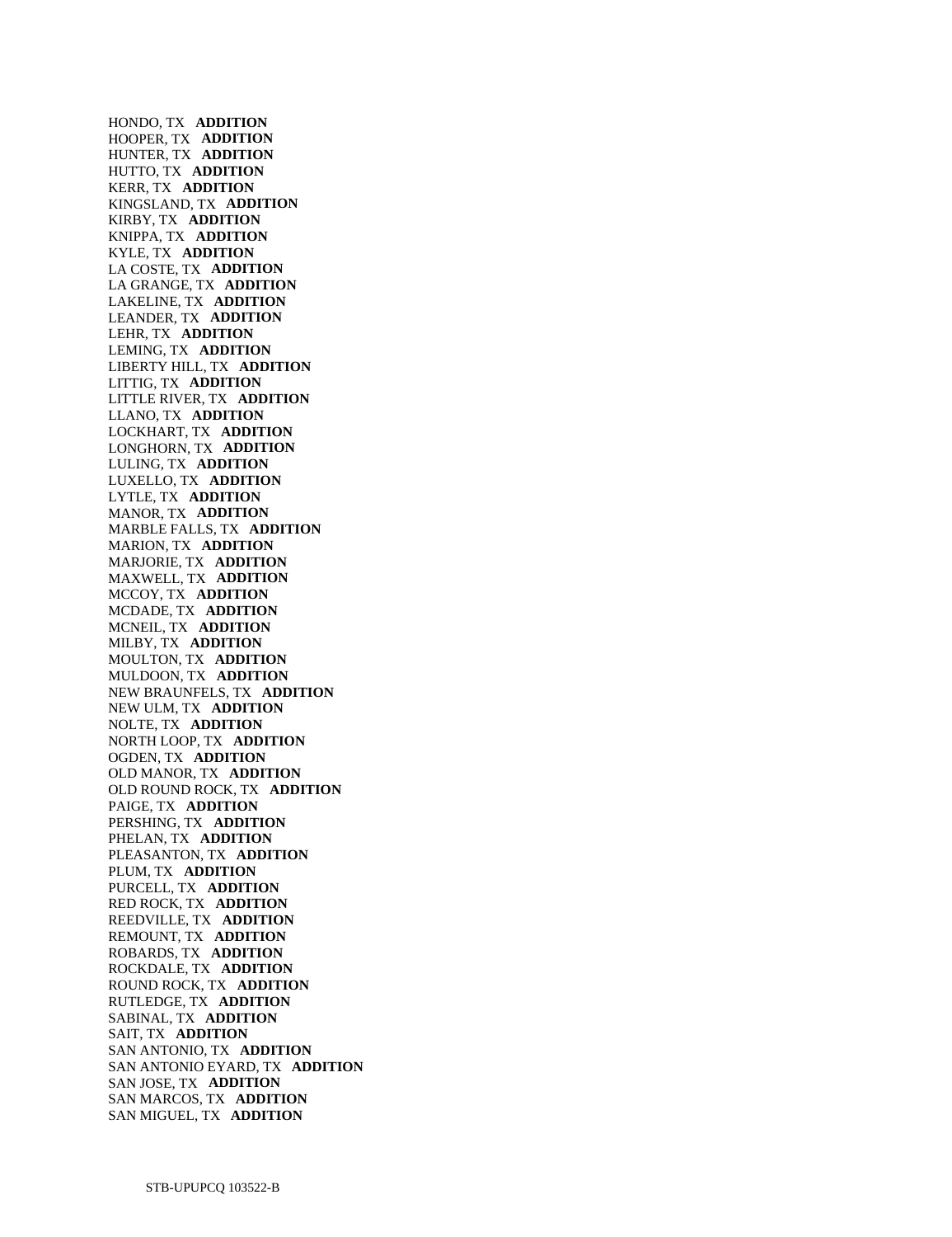HONDO, TX **ADDITION**
HOOPER, TX **ADDITION**
HUNTER, TX **ADDITION**
HUTTO, TX **ADDITION**
KERR, TX **ADDITION**
KINGSLAND, TX **ADDITION**
KIRBY, TX **ADDITION**
KNIPPA, TX **ADDITION**
KYLE, TX **ADDITION**
LA COSTE, TX **ADDITION**
LA GRANGE, TX **ADDITION**
LAKELINE, TX **ADDITION**
LEANDER, TX **ADDITION**
LEHR, TX **ADDITION**
LEMING, TX **ADDITION**
LIBERTY HILL, TX **ADDITION**
LITTIG, TX **ADDITION**
LITTLE RIVER, TX **ADDITION**
LLANO, TX **ADDITION**
LOCKHART, TX **ADDITION**
LONGHORN, TX **ADDITION**
LULING, TX **ADDITION**
LUXELLO, TX **ADDITION**
LYTLE, TX **ADDITION**
MANOR, TX **ADDITION**
MARBLE FALLS, TX **ADDITION**
MARION, TX **ADDITION**
MARJORIE, TX **ADDITION**
MAXWELL, TX **ADDITION**
MCCOY, TX **ADDITION**
MCDADE, TX **ADDITION**
MCNEIL, TX **ADDITION**
MILBY, TX **ADDITION**
MOULTON, TX **ADDITION**
MULDOON, TX **ADDITION**
NEW BRAUNFELS, TX **ADDITION**
NEW ULM, TX **ADDITION**
NOLTE, TX **ADDITION**
NORTH LOOP, TX **ADDITION**
OGDEN, TX **ADDITION**
OLD MANOR, TX **ADDITION**
OLD ROUND ROCK, TX **ADDITION**
PAIGE, TX **ADDITION**
PERSHING, TX **ADDITION**
PHELAN, TX **ADDITION**
PLEASANTON, TX **ADDITION**
PLUM, TX **ADDITION**
PURCELL, TX **ADDITION**
RED ROCK, TX **ADDITION**
REEDVILLE, TX **ADDITION**
REMOUNT, TX **ADDITION**
ROBARDS, TX **ADDITION**
ROCKDALE, TX **ADDITION**
ROUND ROCK, TX **ADDITION**
RUTLEDGE, TX **ADDITION**
SABINAL, TX **ADDITION**
SAIT, TX **ADDITION**
SAN ANTONIO, TX **ADDITION**
SAN ANTONIO EYARD, TX **ADDITION**
SAN JOSE, TX **ADDITION**
SAN MARCOS, TX **ADDITION**
SAN MIGUEL, TX **ADDITION**

STB-UPUPCQ 103522-B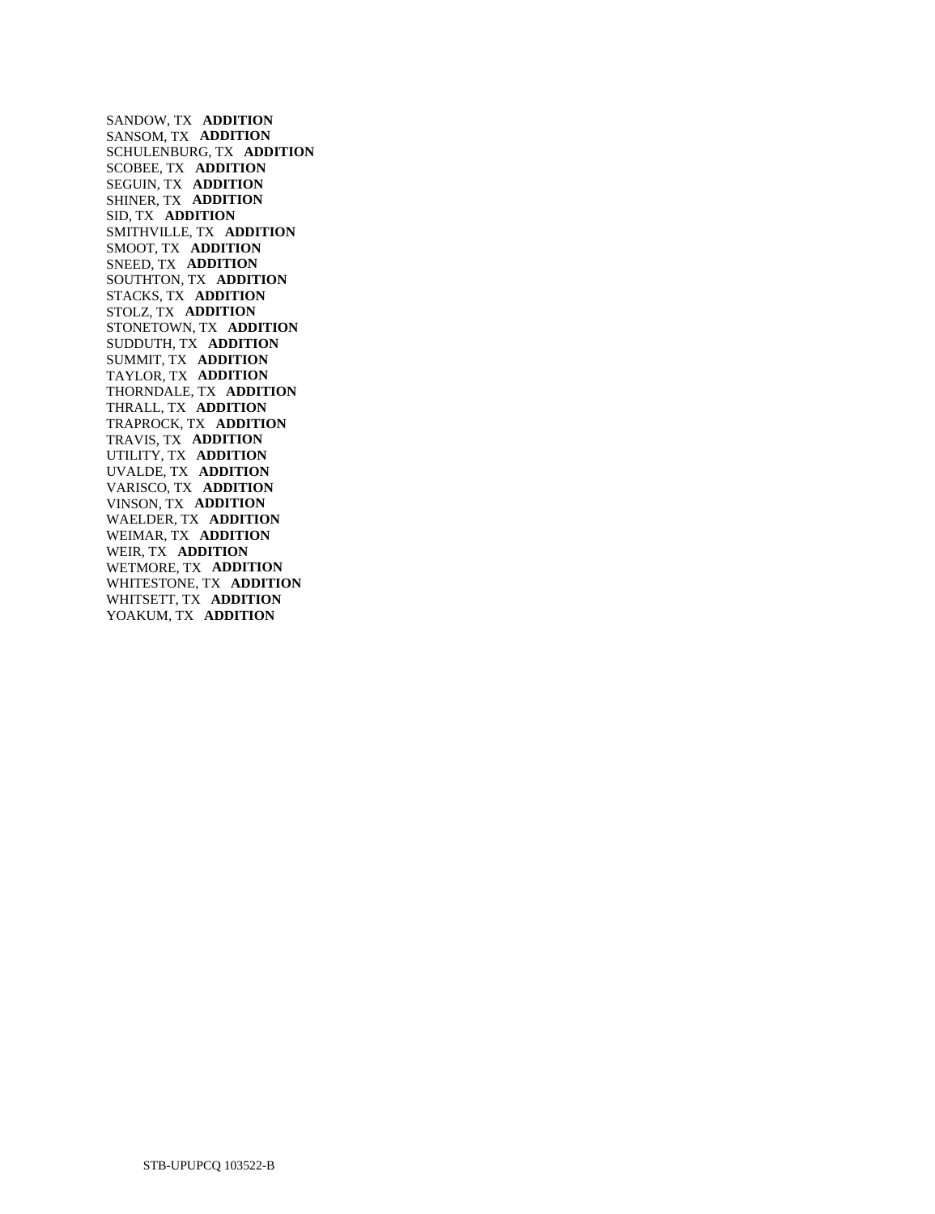SANDOW, TX **ADDITION**
SANSOM, TX **ADDITION**
SCHULENBURG, TX **ADDITION**
SCOBEE, TX **ADDITION**
SEGUIN, TX **ADDITION**
SHINER, TX **ADDITION**
SID, TX **ADDITION**
SMITHVILLE, TX **ADDITION**
SMOOT, TX **ADDITION**
SNEED, TX **ADDITION**
SOUTHTON, TX **ADDITION**
STACKS, TX **ADDITION**
STOLZ, TX **ADDITION**
STONETOWN, TX **ADDITION**
SUDDUTH, TX **ADDITION**
SUMMIT, TX **ADDITION**
TAYLOR, TX **ADDITION**
THORNDALE, TX **ADDITION**
THRALL, TX **ADDITION**
TRAPROCK, TX **ADDITION**
TRAVIS, TX **ADDITION**
UTILITY, TX **ADDITION**
UVALDE, TX **ADDITION**
VARISCO, TX **ADDITION**
VINSON, TX **ADDITION**
WAELDER, TX **ADDITION**
WEIMAR, TX **ADDITION**
WEIR, TX **ADDITION**
WETMORE, TX **ADDITION**
WHITESTONE, TX **ADDITION**
WHITSETT, TX **ADDITION**
YOAKUM, TX **ADDITION**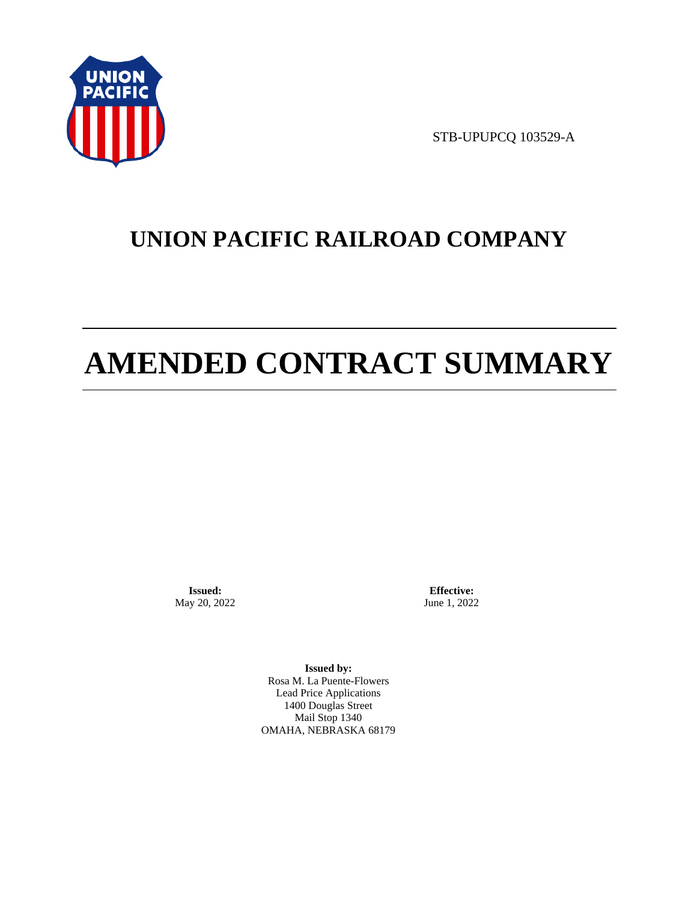STB-UPUPCQ 103529-A

# UNION PACIFIC RAILROAD COMPANY

# AMENDED CONTRACT SUMMARY

**Issued:**
May 20, 2022

**Effective:**
June 1, 2022

**Issued by:**
Rosa M. La Puente-Flowers
Lead Price Applications
1400 Douglas Street
Mail Stop 1340
OMAHA, NEBRASKA 68179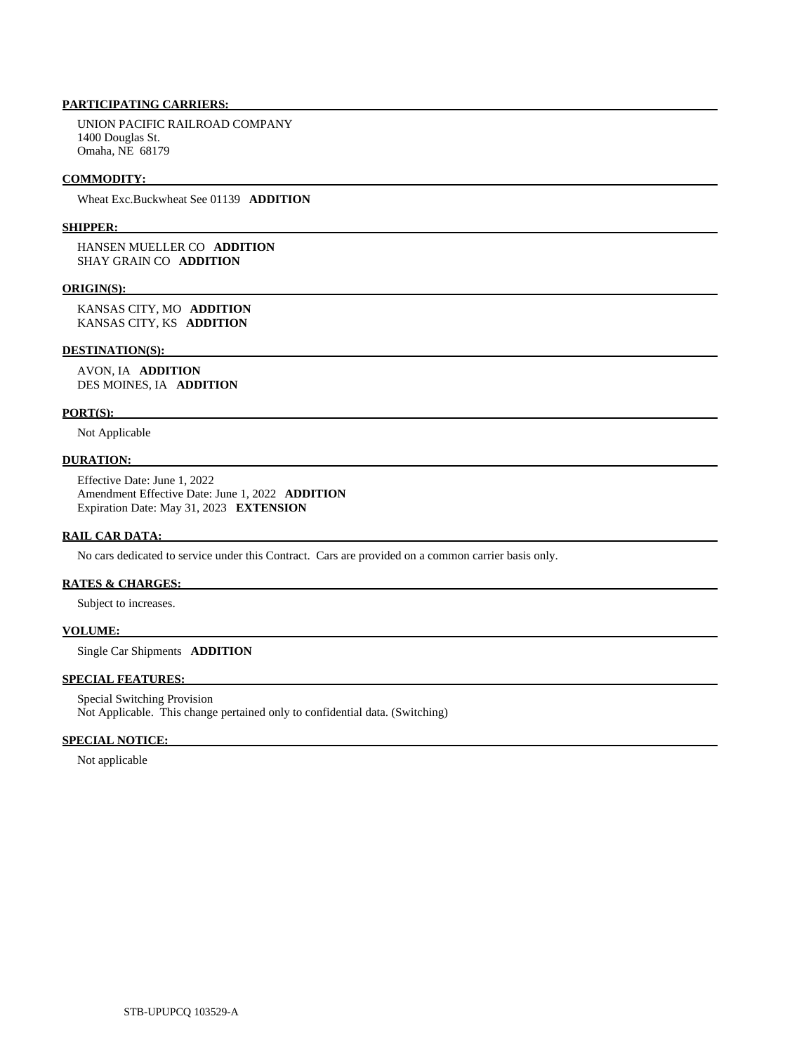**PARTICIPATING CARRIERS:**

UNION PACIFIC RAILROAD COMPANY
1400 Douglas St.
Omaha, NE 68179

**COMMODITY:**

Wheat Exc.Buckwheat See 01139 **ADDITION**

**SHIPPER:**

HANSEN MUELLER CO **ADDITION**
SHAY GRAIN CO **ADDITION**

**ORIGIN(S):**

KANSAS CITY, MO **ADDITION**
KANSAS CITY, KS **ADDITION**

**DESTINATION(S):**

AVON, IA **ADDITION**
DES MOINES, IA **ADDITION**

**PORT(S):**

Not Applicable

**DURATION:**

Effective Date: June 1, 2022
Amendment Effective Date: June 1, 2022 **ADDITION**
Expiration Date: May 31, 2023 **EXTENSION**

**RAIL CAR DATA:**

No cars dedicated to service under this Contract. Cars are provided on a common carrier basis only.

**RATES & CHARGES:**

Subject to increases.

**VOLUME:**

Single Car Shipments **ADDITION**

**SPECIAL FEATURES:**

Special Switching Provision
Not Applicable. This change pertained only to confidential data. (Switching)

**SPECIAL NOTICE:**

Not applicable

STB-UPUPCQ 103529-A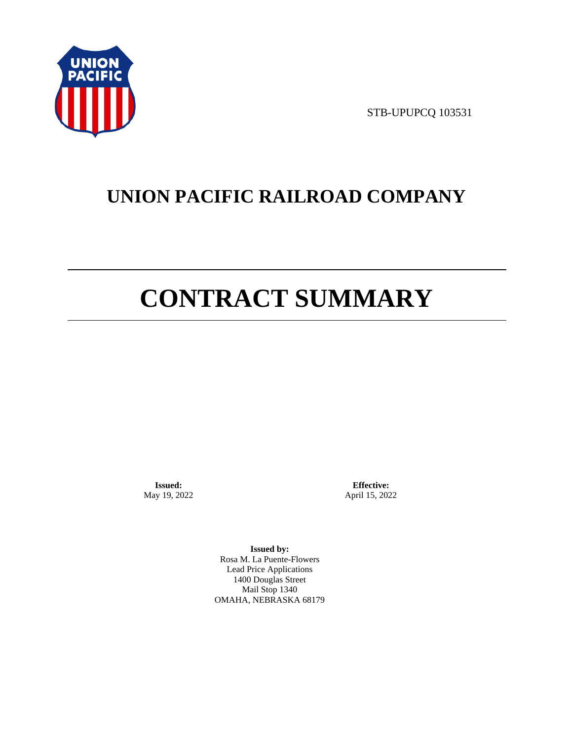STB-UPUPCQ 103531

# UNION PACIFIC RAILROAD COMPANY

# CONTRACT SUMMARY

**Issued:**
May 19, 2022

**Effective:**
April 15, 2022

**Issued by:**
Rosa M. La Puente-Flowers
Lead Price Applications
1400 Douglas Street
Mail Stop 1340
OMAHA, NEBRASKA 68179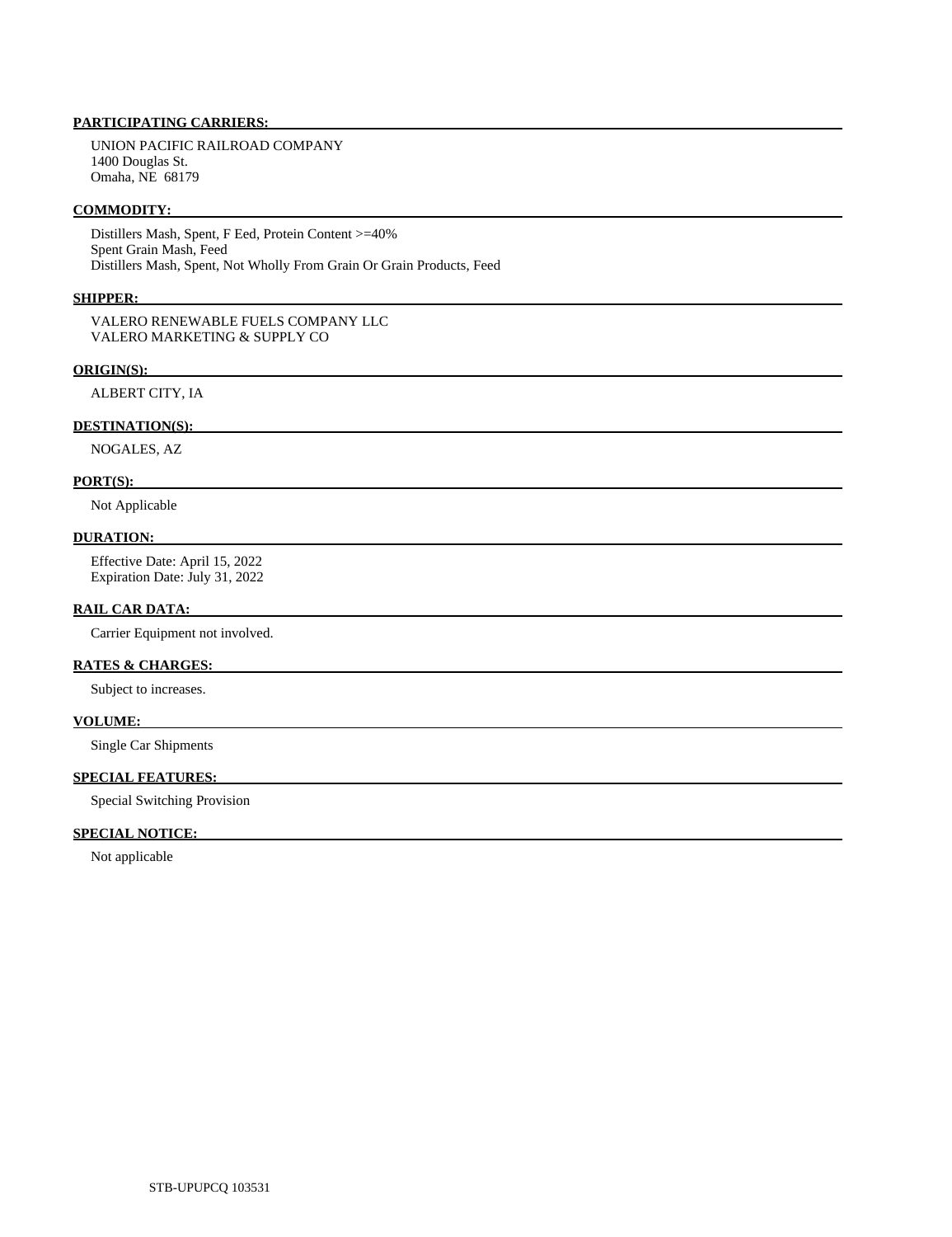**PARTICIPATING CARRIERS:**

UNION PACIFIC RAILROAD COMPANY
1400 Douglas St.
Omaha, NE 68179

**COMMODITY:**

Distillers Mash, Spent, F Eed, Protein Content >=40%
Spent Grain Mash, Feed
Distillers Mash, Spent, Not Wholly From Grain Or Grain Products, Feed

**SHIPPER:**

VALERO RENEWABLE FUELS COMPANY LLC
VALERO MARKETING & SUPPLY CO

**ORIGIN(S):**

ALBERT CITY, IA

**DESTINATION(S):**

NOGALES, AZ

**PORT(S):**

Not Applicable

**DURATION:**

Effective Date: April 15, 2022
Expiration Date: July 31, 2022

**RAIL CAR DATA:**

Carrier Equipment not involved.

**RATES & CHARGES:**

Subject to increases.

**VOLUME:**

Single Car Shipments

**SPECIAL FEATURES:**

Special Switching Provision

**SPECIAL NOTICE:**

Not applicable

STB-UPUPCQ 103531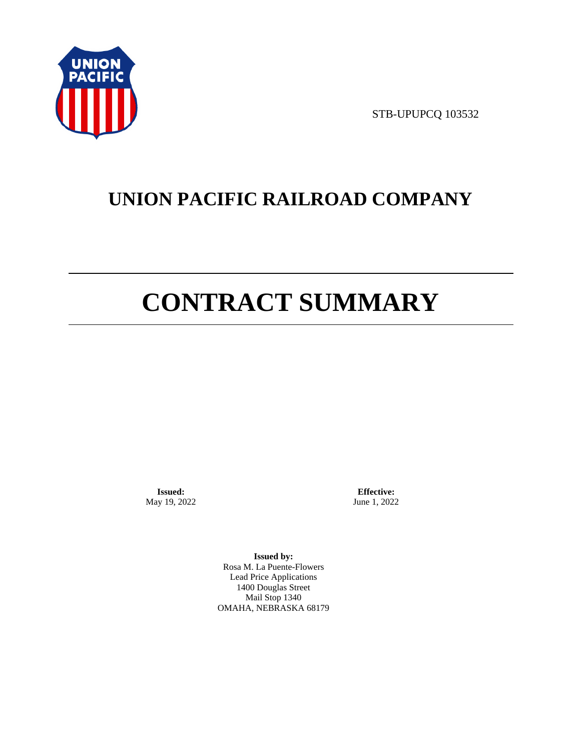STB-UPUPCQ 103532

# UNION PACIFIC RAILROAD COMPANY

# CONTRACT SUMMARY

**Issued:**
May 19, 2022

**Effective:**
June 1, 2022

**Issued by:**
Rosa M. La Puente-Flowers
Lead Price Applications
1400 Douglas Street
Mail Stop 1340
OMAHA, NEBRASKA 68179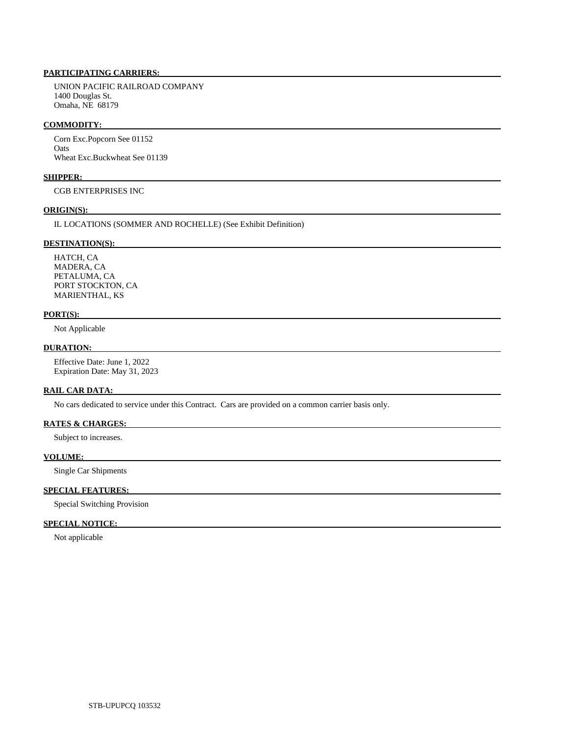**PARTICIPATING CARRIERS:**

UNION PACIFIC RAILROAD COMPANY
1400 Douglas St.
Omaha, NE 68179

**COMMODITY:**

Corn Exc.Popcorn See 01152
Oats
Wheat Exc.Buckwheat See 01139

**SHIPPER:**

CGB ENTERPRISES INC

**ORIGIN(S):**

IL LOCATIONS (SOMMER AND ROCHELLE) (See Exhibit Definition)

**DESTINATION(S):**

HATCH, CA
MADERA, CA
PETALUMA, CA
PORT STOCKTON, CA
MARIENTHAL, KS

**PORT(S):**

Not Applicable

**DURATION:**

Effective Date: June 1, 2022
Expiration Date: May 31, 2023

**RAIL CAR DATA:**

No cars dedicated to service under this Contract. Cars are provided on a common carrier basis only.

**RATES & CHARGES:**

Subject to increases.

**VOLUME:**

Single Car Shipments

**SPECIAL FEATURES:**

Special Switching Provision

**SPECIAL NOTICE:**

Not applicable

STB-UPUPCQ 103532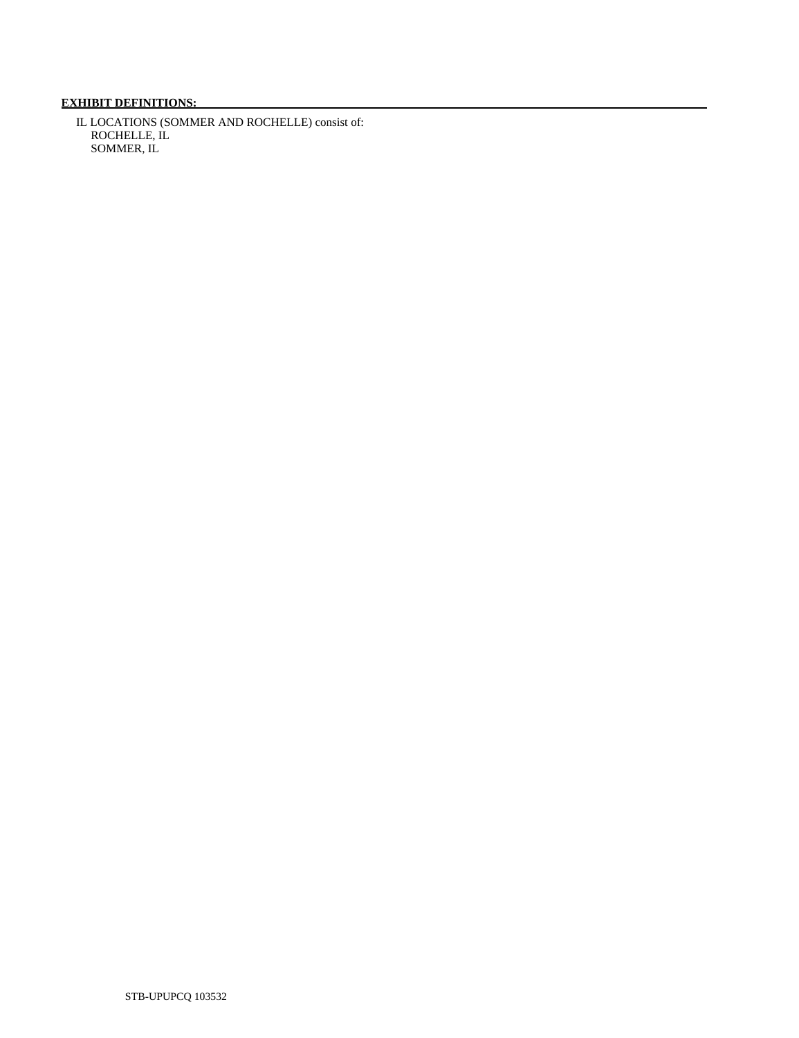**EXHIBIT DEFINITIONS:**

IL LOCATIONS (SOMMER AND ROCHELLE) consist of:
- ROCHELLE, IL
- SOMMER, IL

STB-UPUPCQ 103532